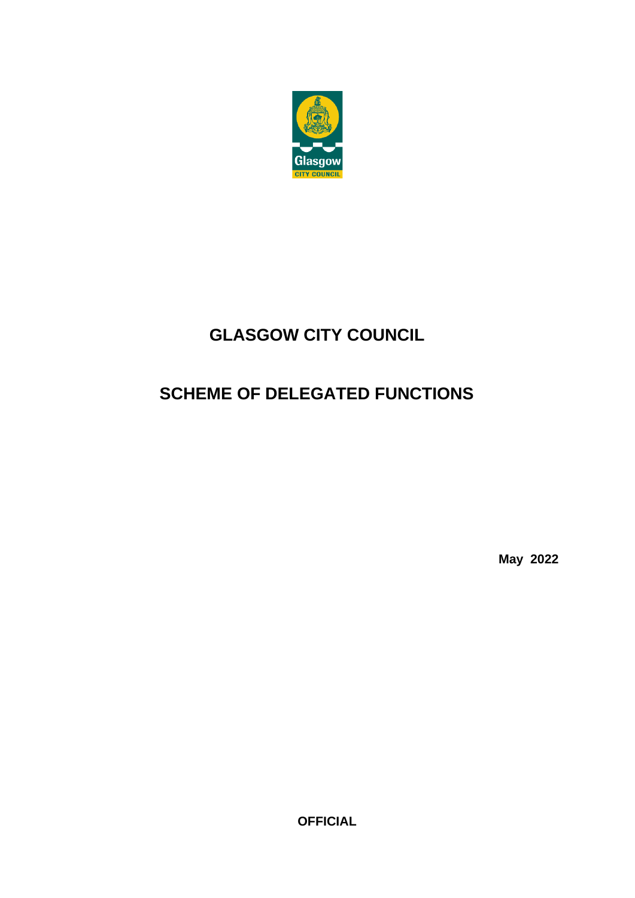# GLASGOW CITY COUNCIL

# SCHEME OF DELEGATED FUNCTIONS

**May 2022**

**OFFICIAL**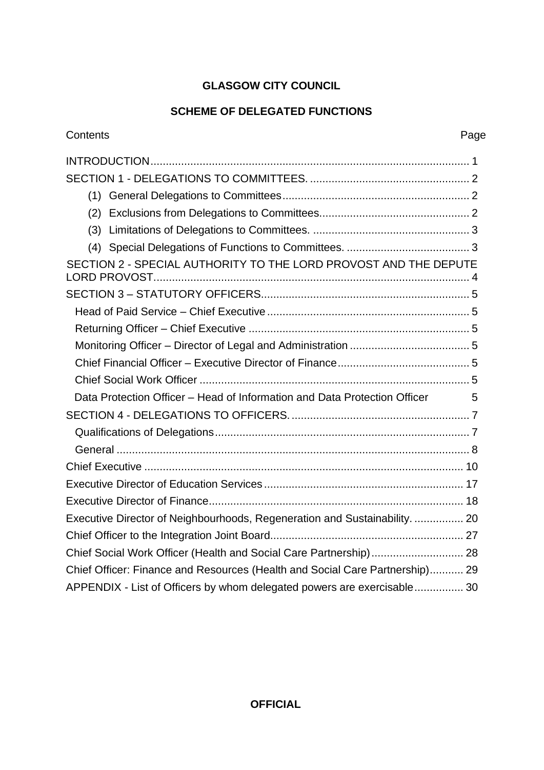**GLASGOW CITY COUNCIL**

**SCHEME OF DELEGATED FUNCTIONS**

| Contents | Page |
|---|---|
| INTRODUCTION | 1 |
| SECTION 1 - DELEGATIONS TO COMMITTEES. | 2 |
| (1) General Delegations to Committees | 2 |
| (2) Exclusions from Delegations to Committees. | 2 |
| (3) Limitations of Delegations to Committees. | 3 |
| (4) Special Delegations of Functions to Committees. | 3 |
| SECTION 2 - SPECIAL AUTHORITY TO THE LORD PROVOST AND THE DEPUTE LORD PROVOST | 4 |
| SECTION 3 – STATUTORY OFFICERS | 5 |
| Head of Paid Service – Chief Executive | 5 |
| Returning Officer – Chief Executive | 5 |
| Monitoring Officer – Director of Legal and Administration | 5 |
| Chief Financial Officer – Executive Director of Finance | 5 |
| Chief Social Work Officer | 5 |
| Data Protection Officer – Head of Information and Data Protection Officer | 5 |
| SECTION 4 - DELEGATIONS TO OFFICERS. | 7 |
| Qualifications of Delegations | 7 |
| General | 8 |
| Chief Executive | 10 |
| Executive Director of Education Services | 17 |
| Executive Director of Finance | 18 |
| Executive Director of Neighbourhoods, Regeneration and Sustainability. | 20 |
| Chief Officer to the Integration Joint Board | 27 |
| Chief Social Work Officer (Health and Social Care Partnership) | 28 |
| Chief Officer: Finance and Resources (Health and Social Care Partnership) | 29 |
| APPENDIX - List of Officers by whom delegated powers are exercisable | 30 |

**OFFICIAL**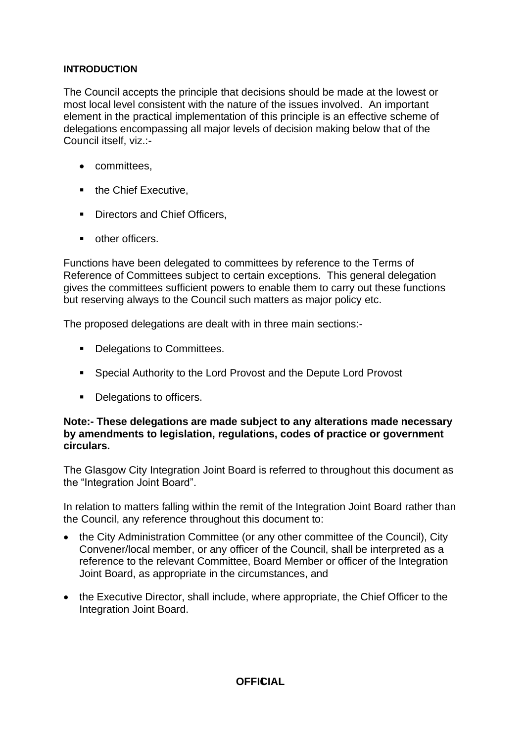**INTRODUCTION**

The Council accepts the principle that decisions should be made at the lowest or most local level consistent with the nature of the issues involved. An important element in the practical implementation of this principle is an effective scheme of delegations encompassing all major levels of decision making below that of the Council itself, viz.:-

- committees,
- the Chief Executive,
- Directors and Chief Officers,
- other officers.

Functions have been delegated to committees by reference to the Terms of Reference of Committees subject to certain exceptions. This general delegation gives the committees sufficient powers to enable them to carry out these functions but reserving always to the Council such matters as major policy etc.

The proposed delegations are dealt with in three main sections:-

- Delegations to Committees.
- Special Authority to the Lord Provost and the Depute Lord Provost
- Delegations to officers.

**Note:- These delegations are made subject to any alterations made necessary by amendments to legislation, regulations, codes of practice or government circulars.**

The Glasgow City Integration Joint Board is referred to throughout this document as the "Integration Joint Board".

In relation to matters falling within the remit of the Integration Joint Board rather than the Council, any reference throughout this document to:

- the City Administration Committee (or any other committee of the Council), City Convener/local member, or any officer of the Council, shall be interpreted as a reference to the relevant Committee, Board Member or officer of the Integration Joint Board, as appropriate in the circumstances, and
- the Executive Director, shall include, where appropriate, the Chief Officer to the Integration Joint Board.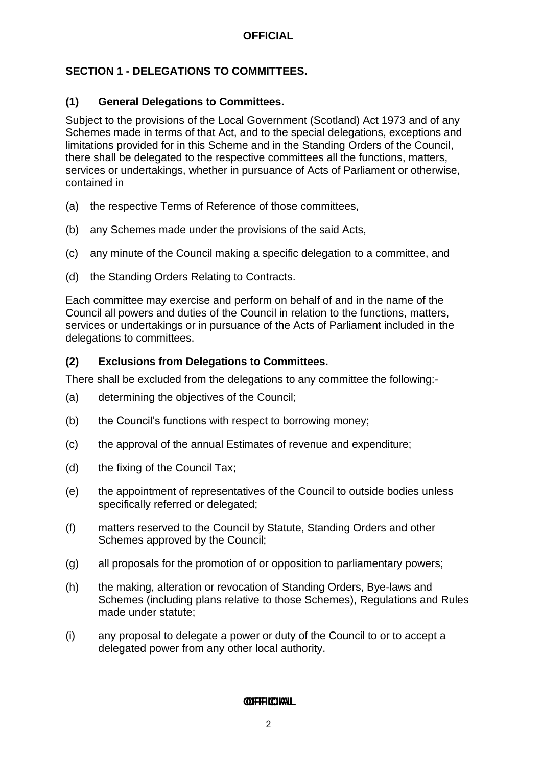## SECTION 1 - DELEGATIONS TO COMMITTEES.

### (1) General Delegations to Committees.

Subject to the provisions of the Local Government (Scotland) Act 1973 and of any Schemes made in terms of that Act, and to the special delegations, exceptions and limitations provided for in this Scheme and in the Standing Orders of the Council, there shall be delegated to the respective committees all the functions, matters, services or undertakings, whether in pursuance of Acts of Parliament or otherwise, contained in

(a) the respective Terms of Reference of those committees,

(b) any Schemes made under the provisions of the said Acts,

(c) any minute of the Council making a specific delegation to a committee, and

(d) the Standing Orders Relating to Contracts.

Each committee may exercise and perform on behalf of and in the name of the Council all powers and duties of the Council in relation to the functions, matters, services or undertakings or in pursuance of the Acts of Parliament included in the delegations to committees.

### (2) Exclusions from Delegations to Committees.

There shall be excluded from the delegations to any committee the following:-

(a) determining the objectives of the Council;

(b) the Council's functions with respect to borrowing money;

(c) the approval of the annual Estimates of revenue and expenditure;

(d) the fixing of the Council Tax;

(e) the appointment of representatives of the Council to outside bodies unless specifically referred or delegated;

(f) matters reserved to the Council by Statute, Standing Orders and other Schemes approved by the Council;

(g) all proposals for the promotion of or opposition to parliamentary powers;

(h) the making, alteration or revocation of Standing Orders, Bye-laws and Schemes (including plans relative to those Schemes), Regulations and Rules made under statute;

(i) any proposal to delegate a power or duty of the Council to or to accept a delegated power from any other local authority.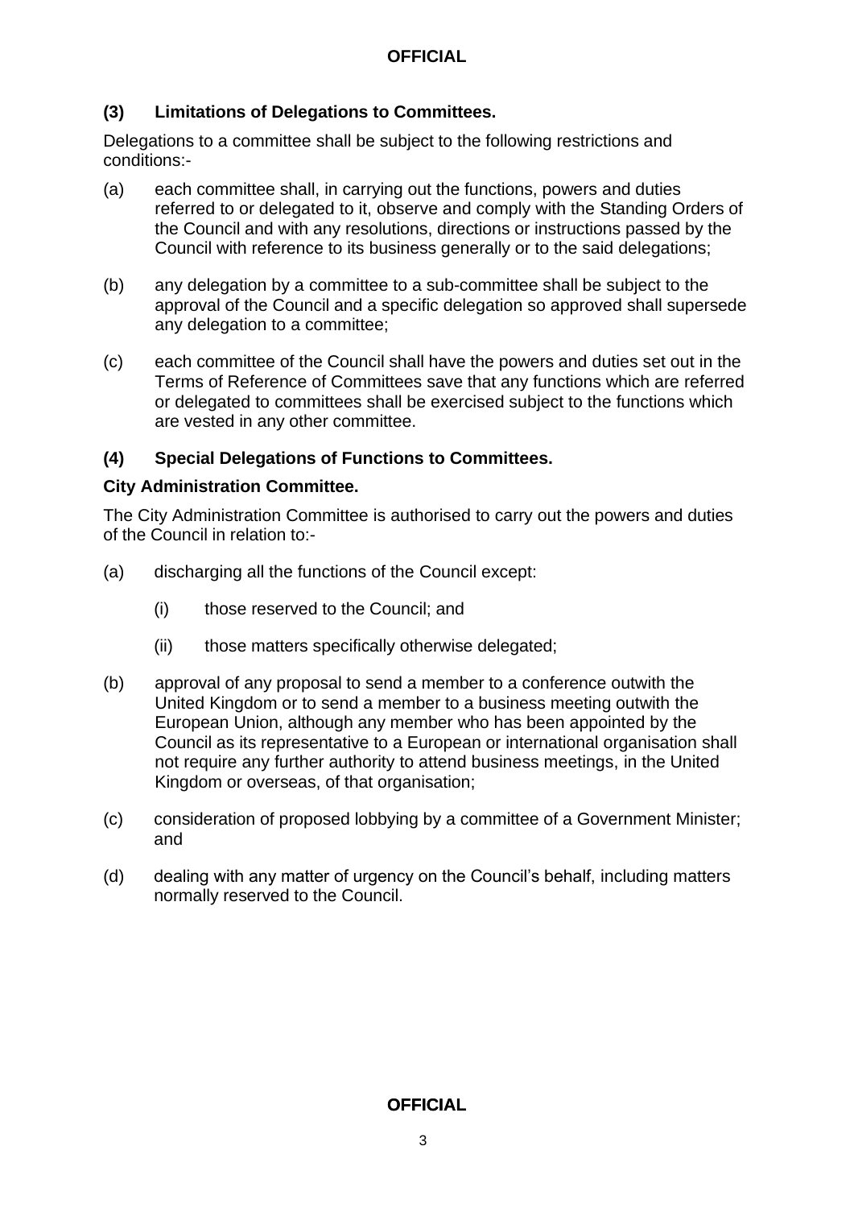### (3) Limitations of Delegations to Committees.

Delegations to a committee shall be subject to the following restrictions and conditions:-

(a) each committee shall, in carrying out the functions, powers and duties referred to or delegated to it, observe and comply with the Standing Orders of the Council and with any resolutions, directions or instructions passed by the Council with reference to its business generally or to the said delegations;

(b) any delegation by a committee to a sub-committee shall be subject to the approval of the Council and a specific delegation so approved shall supersede any delegation to a committee;

(c) each committee of the Council shall have the powers and duties set out in the Terms of Reference of Committees save that any functions which are referred or delegated to committees shall be exercised subject to the functions which are vested in any other committee.

### (4) Special Delegations of Functions to Committees.

**City Administration Committee.**

The City Administration Committee is authorised to carry out the powers and duties of the Council in relation to:-

(a) discharging all the functions of the Council except:

   (i) those reserved to the Council; and

   (ii) those matters specifically otherwise delegated;

(b) approval of any proposal to send a member to a conference outwith the United Kingdom or to send a member to a business meeting outwith the European Union, although any member who has been appointed by the Council as its representative to a European or international organisation shall not require any further authority to attend business meetings, in the United Kingdom or overseas, of that organisation;

(c) consideration of proposed lobbying by a committee of a Government Minister; and

(d) dealing with any matter of urgency on the Council's behalf, including matters normally reserved to the Council.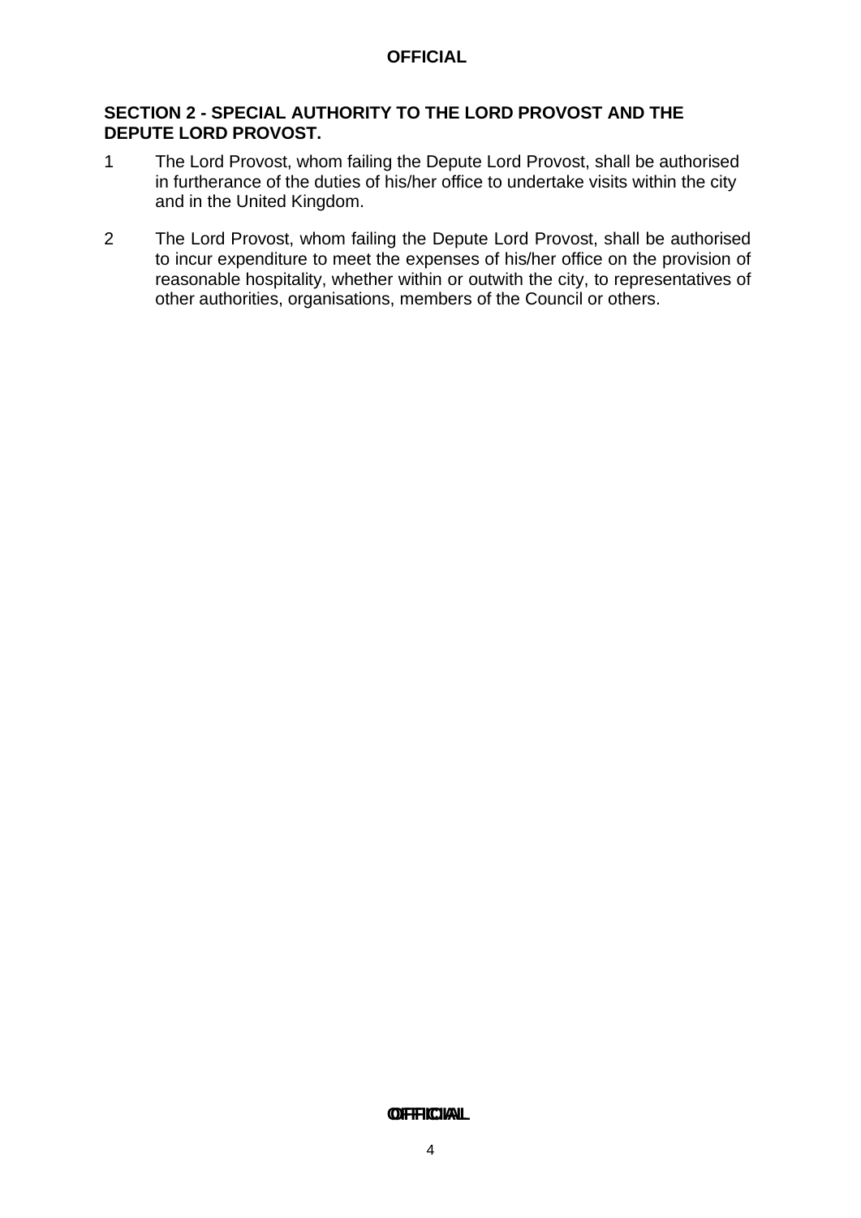## SECTION 2 - SPECIAL AUTHORITY TO THE LORD PROVOST AND THE DEPUTE LORD PROVOST.

1. The Lord Provost, whom failing the Depute Lord Provost, shall be authorised in furtherance of the duties of his/her office to undertake visits within the city and in the United Kingdom.

2. The Lord Provost, whom failing the Depute Lord Provost, shall be authorised to incur expenditure to meet the expenses of his/her office on the provision of reasonable hospitality, whether within or outwith the city, to representatives of other authorities, organisations, members of the Council or others.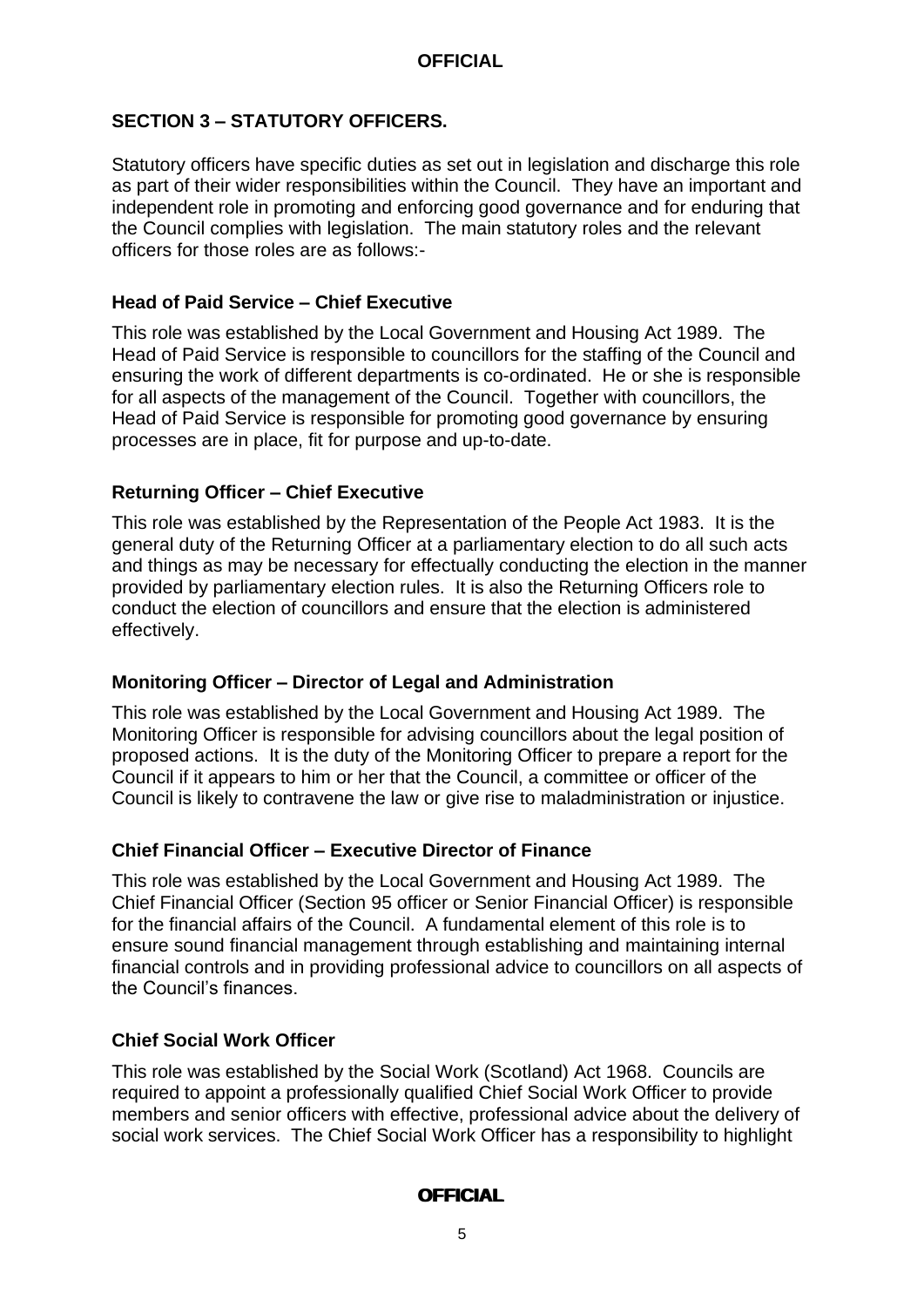## SECTION 3 – STATUTORY OFFICERS.

Statutory officers have specific duties as set out in legislation and discharge this role as part of their wider responsibilities within the Council. They have an important and independent role in promoting and enforcing good governance and for enduring that the Council complies with legislation. The main statutory roles and the relevant officers for those roles are as follows:-

### Head of Paid Service – Chief Executive

This role was established by the Local Government and Housing Act 1989. The Head of Paid Service is responsible to councillors for the staffing of the Council and ensuring the work of different departments is co-ordinated. He or she is responsible for all aspects of the management of the Council. Together with councillors, the Head of Paid Service is responsible for promoting good governance by ensuring processes are in place, fit for purpose and up-to-date.

### Returning Officer – Chief Executive

This role was established by the Representation of the People Act 1983. It is the general duty of the Returning Officer at a parliamentary election to do all such acts and things as may be necessary for effectually conducting the election in the manner provided by parliamentary election rules. It is also the Returning Officers role to conduct the election of councillors and ensure that the election is administered effectively.

### Monitoring Officer – Director of Legal and Administration

This role was established by the Local Government and Housing Act 1989. The Monitoring Officer is responsible for advising councillors about the legal position of proposed actions. It is the duty of the Monitoring Officer to prepare a report for the Council if it appears to him or her that the Council, a committee or officer of the Council is likely to contravene the law or give rise to maladministration or injustice.

### Chief Financial Officer – Executive Director of Finance

This role was established by the Local Government and Housing Act 1989. The Chief Financial Officer (Section 95 officer or Senior Financial Officer) is responsible for the financial affairs of the Council. A fundamental element of this role is to ensure sound financial management through establishing and maintaining internal financial controls and in providing professional advice to councillors on all aspects of the Council's finances.

### Chief Social Work Officer

This role was established by the Social Work (Scotland) Act 1968. Councils are required to appoint a professionally qualified Chief Social Work Officer to provide members and senior officers with effective, professional advice about the delivery of social work services. The Chief Social Work Officer has a responsibility to highlight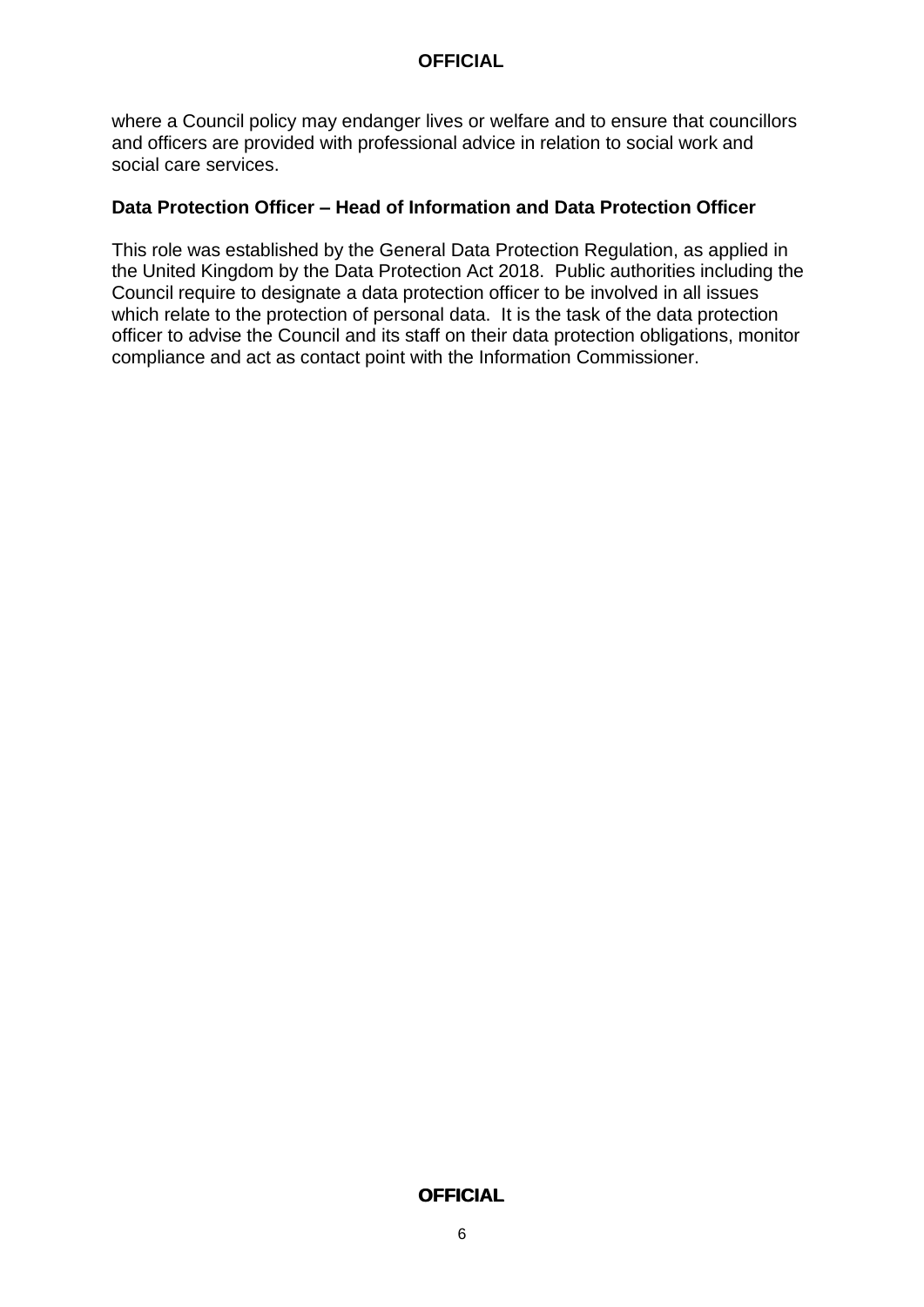where a Council policy may endanger lives or welfare and to ensure that councillors and officers are provided with professional advice in relation to social work and social care services.

**Data Protection Officer – Head of Information and Data Protection Officer**

This role was established by the General Data Protection Regulation, as applied in the United Kingdom by the Data Protection Act 2018. Public authorities including the Council require to designate a data protection officer to be involved in all issues which relate to the protection of personal data. It is the task of the data protection officer to advise the Council and its staff on their data protection obligations, monitor compliance and act as contact point with the Information Commissioner.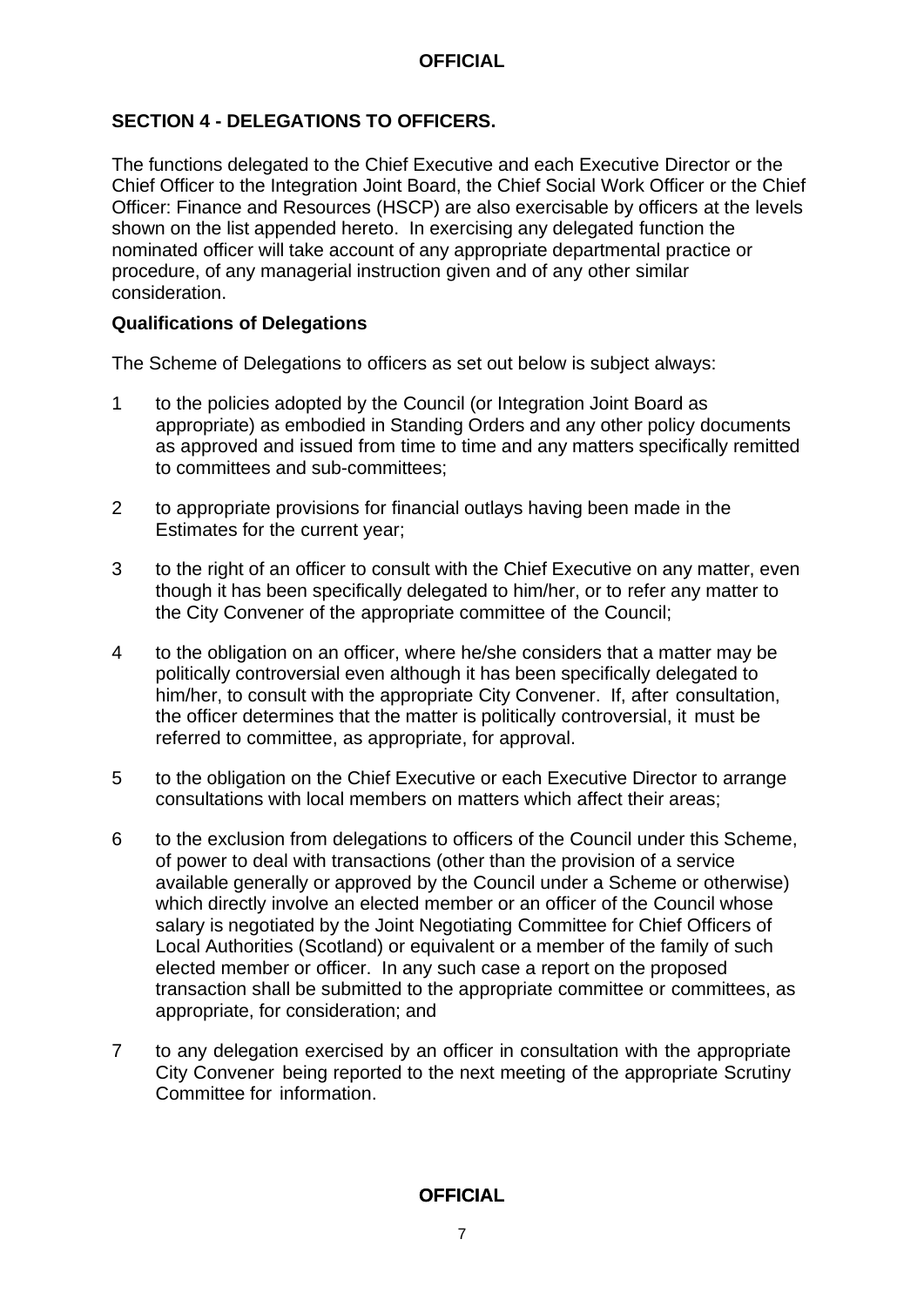## SECTION 4 - DELEGATIONS TO OFFICERS.

The functions delegated to the Chief Executive and each Executive Director or the Chief Officer to the Integration Joint Board, the Chief Social Work Officer or the Chief Officer: Finance and Resources (HSCP) are also exercisable by officers at the levels shown on the list appended hereto. In exercising any delegated function the nominated officer will take account of any appropriate departmental practice or procedure, of any managerial instruction given and of any other similar consideration.

### Qualifications of Delegations

The Scheme of Delegations to officers as set out below is subject always:

1. to the policies adopted by the Council (or Integration Joint Board as appropriate) as embodied in Standing Orders and any other policy documents as approved and issued from time to time and any matters specifically remitted to committees and sub-committees;

2. to appropriate provisions for financial outlays having been made in the Estimates for the current year;

3. to the right of an officer to consult with the Chief Executive on any matter, even though it has been specifically delegated to him/her, or to refer any matter to the City Convener of the appropriate committee of the Council;

4. to the obligation on an officer, where he/she considers that a matter may be politically controversial even although it has been specifically delegated to him/her, to consult with the appropriate City Convener. If, after consultation, the officer determines that the matter is politically controversial, it must be referred to committee, as appropriate, for approval.

5. to the obligation on the Chief Executive or each Executive Director to arrange consultations with local members on matters which affect their areas;

6. to the exclusion from delegations to officers of the Council under this Scheme, of power to deal with transactions (other than the provision of a service available generally or approved by the Council under a Scheme or otherwise) which directly involve an elected member or an officer of the Council whose salary is negotiated by the Joint Negotiating Committee for Chief Officers of Local Authorities (Scotland) or equivalent or a member of the family of such elected member or officer. In any such case a report on the proposed transaction shall be submitted to the appropriate committee or committees, as appropriate, for consideration; and

7. to any delegation exercised by an officer in consultation with the appropriate City Convener being reported to the next meeting of the appropriate Scrutiny Committee for information.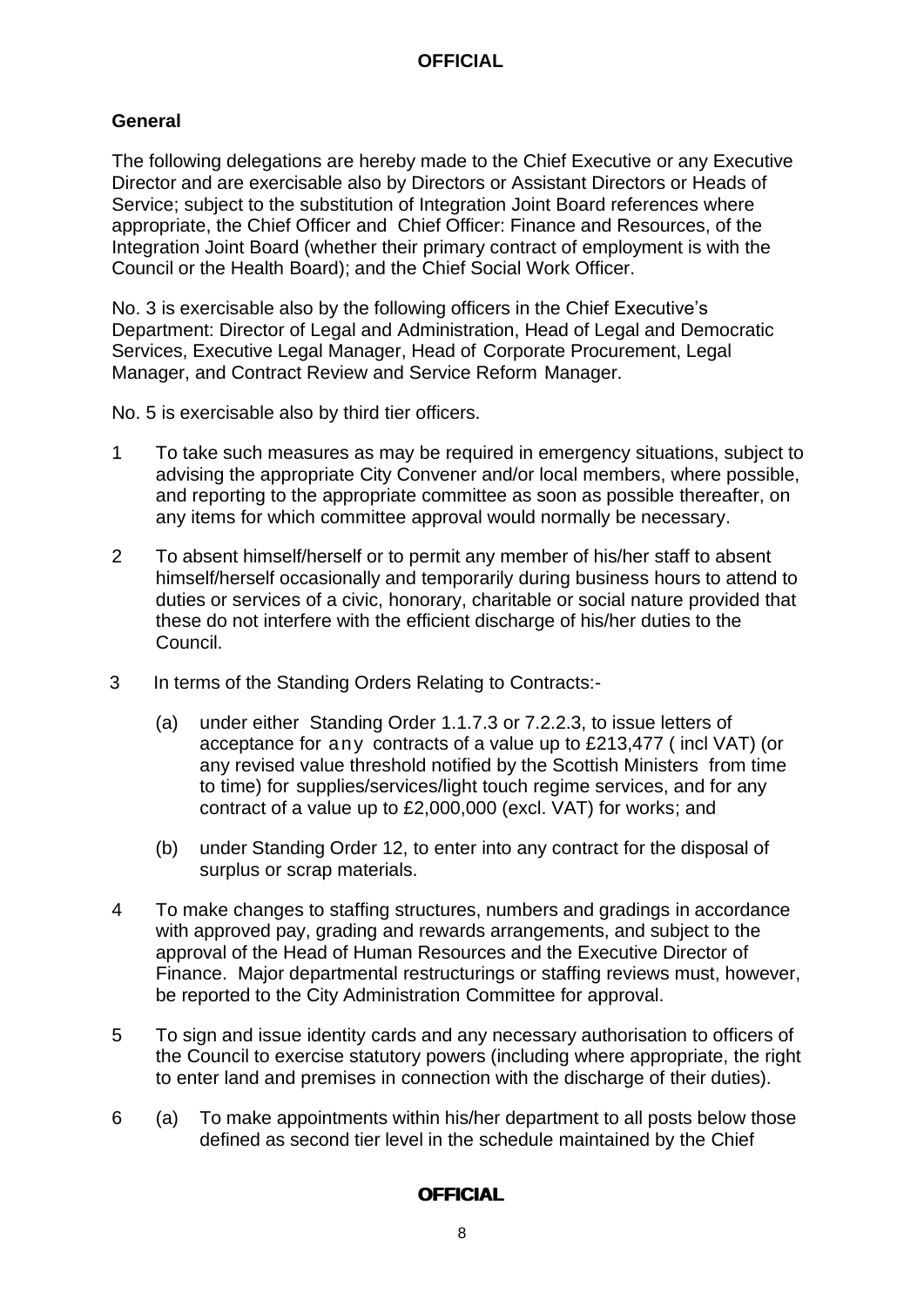## General

The following delegations are hereby made to the Chief Executive or any Executive Director and are exercisable also by Directors or Assistant Directors or Heads of Service; subject to the substitution of Integration Joint Board references where appropriate, the Chief Officer and Chief Officer: Finance and Resources, of the Integration Joint Board (whether their primary contract of employment is with the Council or the Health Board); and the Chief Social Work Officer.

No. 3 is exercisable also by the following officers in the Chief Executive's Department: Director of Legal and Administration, Head of Legal and Democratic Services, Executive Legal Manager, Head of Corporate Procurement, Legal Manager, and Contract Review and Service Reform Manager.

No. 5 is exercisable also by third tier officers.

1 To take such measures as may be required in emergency situations, subject to advising the appropriate City Convener and/or local members, where possible, and reporting to the appropriate committee as soon as possible thereafter, on any items for which committee approval would normally be necessary.

2 To absent himself/herself or to permit any member of his/her staff to absent himself/herself occasionally and temporarily during business hours to attend to duties or services of a civic, honorary, charitable or social nature provided that these do not interfere with the efficient discharge of his/her duties to the Council.

3 In terms of the Standing Orders Relating to Contracts:-

(a) under either Standing Order 1.1.7.3 or 7.2.2.3, to issue letters of acceptance for any contracts of a value up to £213,477 ( incl VAT) (or any revised value threshold notified by the Scottish Ministers from time to time) for supplies/services/light touch regime services, and for any contract of a value up to £2,000,000 (excl. VAT) for works; and

(b) under Standing Order 12, to enter into any contract for the disposal of surplus or scrap materials.

4 To make changes to staffing structures, numbers and gradings in accordance with approved pay, grading and rewards arrangements, and subject to the approval of the Head of Human Resources and the Executive Director of Finance. Major departmental restructurings or staffing reviews must, however, be reported to the City Administration Committee for approval.

5 To sign and issue identity cards and any necessary authorisation to officers of the Council to exercise statutory powers (including where appropriate, the right to enter land and premises in connection with the discharge of their duties).

6 (a) To make appointments within his/her department to all posts below those defined as second tier level in the schedule maintained by the Chief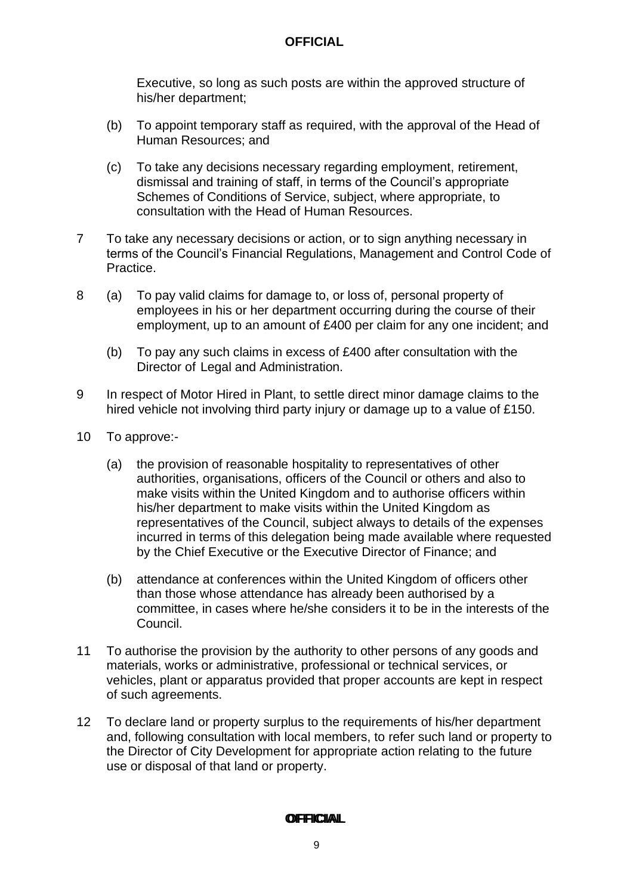Executive, so long as such posts are within the approved structure of his/her department;

(b) To appoint temporary staff as required, with the approval of the Head of Human Resources; and

(c) To take any decisions necessary regarding employment, retirement, dismissal and training of staff, in terms of the Council's appropriate Schemes of Conditions of Service, subject, where appropriate, to consultation with the Head of Human Resources.

7 To take any necessary decisions or action, or to sign anything necessary in terms of the Council's Financial Regulations, Management and Control Code of Practice.

8 (a) To pay valid claims for damage to, or loss of, personal property of employees in his or her department occurring during the course of their employment, up to an amount of £400 per claim for any one incident; and

(b) To pay any such claims in excess of £400 after consultation with the Director of Legal and Administration.

9 In respect of Motor Hired in Plant, to settle direct minor damage claims to the hired vehicle not involving third party injury or damage up to a value of £150.

10 To approve:-

(a) the provision of reasonable hospitality to representatives of other authorities, organisations, officers of the Council or others and also to make visits within the United Kingdom and to authorise officers within his/her department to make visits within the United Kingdom as representatives of the Council, subject always to details of the expenses incurred in terms of this delegation being made available where requested by the Chief Executive or the Executive Director of Finance; and

(b) attendance at conferences within the United Kingdom of officers other than those whose attendance has already been authorised by a committee, in cases where he/she considers it to be in the interests of the Council.

11 To authorise the provision by the authority to other persons of any goods and materials, works or administrative, professional or technical services, or vehicles, plant or apparatus provided that proper accounts are kept in respect of such agreements.

12 To declare land or property surplus to the requirements of his/her department and, following consultation with local members, to refer such land or property to the Director of City Development for appropriate action relating to the future use or disposal of that land or property.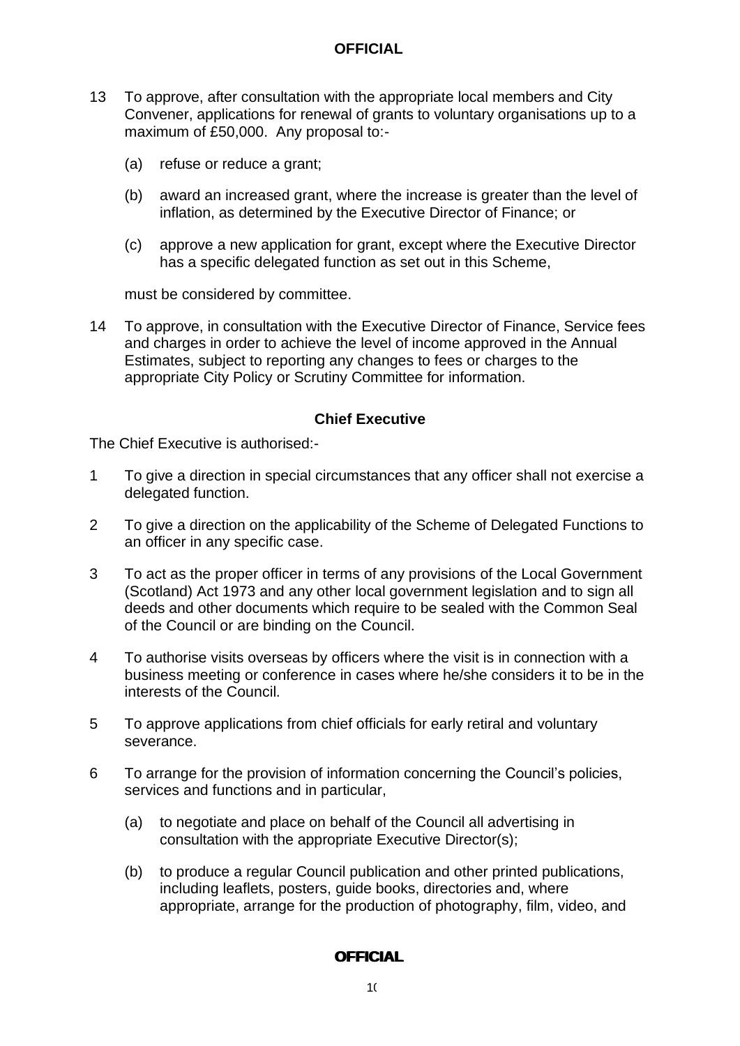13 To approve, after consultation with the appropriate local members and City Convener, applications for renewal of grants to voluntary organisations up to a maximum of £50,000. Any proposal to:-

   (a) refuse or reduce a grant;

   (b) award an increased grant, where the increase is greater than the level of inflation, as determined by the Executive Director of Finance; or

   (c) approve a new application for grant, except where the Executive Director has a specific delegated function as set out in this Scheme,

   must be considered by committee.

14 To approve, in consultation with the Executive Director of Finance, Service fees and charges in order to achieve the level of income approved in the Annual Estimates, subject to reporting any changes to fees or charges to the appropriate City Policy or Scrutiny Committee for information.

### Chief Executive

The Chief Executive is authorised:-

1 To give a direction in special circumstances that any officer shall not exercise a delegated function.

2 To give a direction on the applicability of the Scheme of Delegated Functions to an officer in any specific case.

3 To act as the proper officer in terms of any provisions of the Local Government (Scotland) Act 1973 and any other local government legislation and to sign all deeds and other documents which require to be sealed with the Common Seal of the Council or are binding on the Council.

4 To authorise visits overseas by officers where the visit is in connection with a business meeting or conference in cases where he/she considers it to be in the interests of the Council.

5 To approve applications from chief officials for early retiral and voluntary severance.

6 To arrange for the provision of information concerning the Council's policies, services and functions and in particular,

   (a) to negotiate and place on behalf of the Council all advertising in consultation with the appropriate Executive Director(s);

   (b) to produce a regular Council publication and other printed publications, including leaflets, posters, guide books, directories and, where appropriate, arrange for the production of photography, film, video, and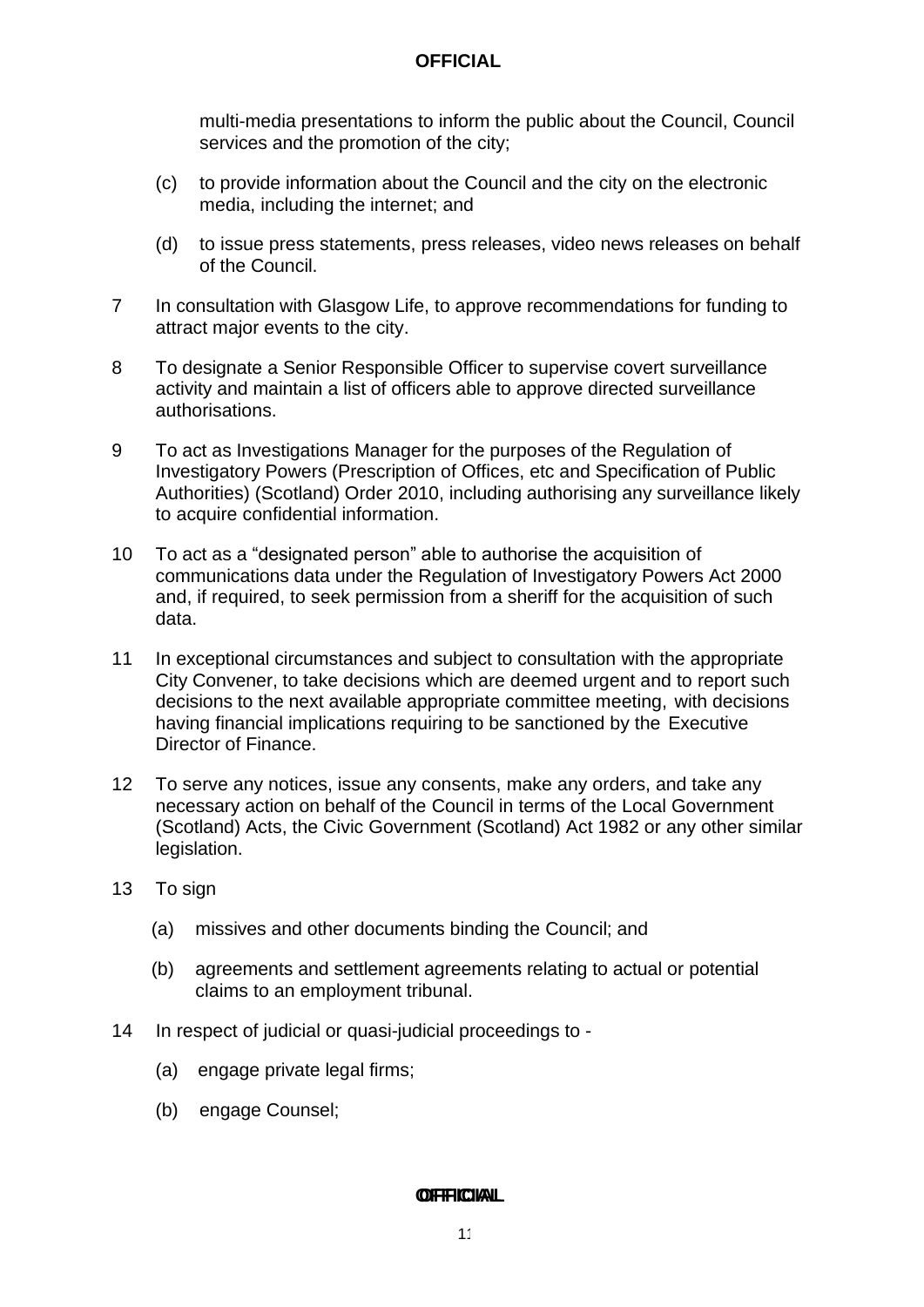multi-media presentations to inform the public about the Council, Council services and the promotion of the city;

(c) to provide information about the Council and the city on the electronic media, including the internet; and

(d) to issue press statements, press releases, video news releases on behalf of the Council.

7 In consultation with Glasgow Life, to approve recommendations for funding to attract major events to the city.

8 To designate a Senior Responsible Officer to supervise covert surveillance activity and maintain a list of officers able to approve directed surveillance authorisations.

9 To act as Investigations Manager for the purposes of the Regulation of Investigatory Powers (Prescription of Offices, etc and Specification of Public Authorities) (Scotland) Order 2010, including authorising any surveillance likely to acquire confidential information.

10 To act as a "designated person" able to authorise the acquisition of communications data under the Regulation of Investigatory Powers Act 2000 and, if required, to seek permission from a sheriff for the acquisition of such data.

11 In exceptional circumstances and subject to consultation with the appropriate City Convener, to take decisions which are deemed urgent and to report such decisions to the next available appropriate committee meeting, with decisions having financial implications requiring to be sanctioned by the Executive Director of Finance.

12 To serve any notices, issue any consents, make any orders, and take any necessary action on behalf of the Council in terms of the Local Government (Scotland) Acts, the Civic Government (Scotland) Act 1982 or any other similar legislation.

13 To sign

(a) missives and other documents binding the Council; and

(b) agreements and settlement agreements relating to actual or potential claims to an employment tribunal.

14 In respect of judicial or quasi-judicial proceedings to -

(a) engage private legal firms;

(b) engage Counsel;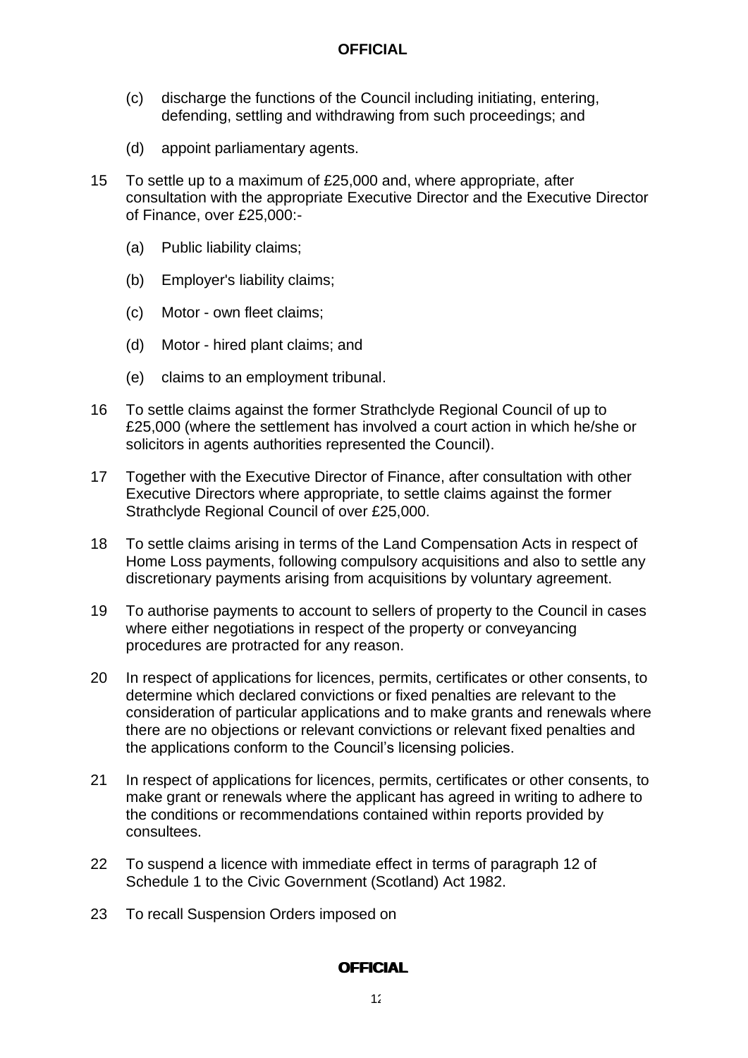(c) discharge the functions of the Council including initiating, entering, defending, settling and withdrawing from such proceedings; and

(d) appoint parliamentary agents.

15 To settle up to a maximum of £25,000 and, where appropriate, after consultation with the appropriate Executive Director and the Executive Director of Finance, over £25,000:-

(a) Public liability claims;

(b) Employer's liability claims;

(c) Motor - own fleet claims;

(d) Motor - hired plant claims; and

(e) claims to an employment tribunal.

16 To settle claims against the former Strathclyde Regional Council of up to £25,000 (where the settlement has involved a court action in which he/she or solicitors in agents authorities represented the Council).

17 Together with the Executive Director of Finance, after consultation with other Executive Directors where appropriate, to settle claims against the former Strathclyde Regional Council of over £25,000.

18 To settle claims arising in terms of the Land Compensation Acts in respect of Home Loss payments, following compulsory acquisitions and also to settle any discretionary payments arising from acquisitions by voluntary agreement.

19 To authorise payments to account to sellers of property to the Council in cases where either negotiations in respect of the property or conveyancing procedures are protracted for any reason.

20 In respect of applications for licences, permits, certificates or other consents, to determine which declared convictions or fixed penalties are relevant to the consideration of particular applications and to make grants and renewals where there are no objections or relevant convictions or relevant fixed penalties and the applications conform to the Council's licensing policies.

21 In respect of applications for licences, permits, certificates or other consents, to make grant or renewals where the applicant has agreed in writing to adhere to the conditions or recommendations contained within reports provided by consultees.

22 To suspend a licence with immediate effect in terms of paragraph 12 of Schedule 1 to the Civic Government (Scotland) Act 1982.

23 To recall Suspension Orders imposed on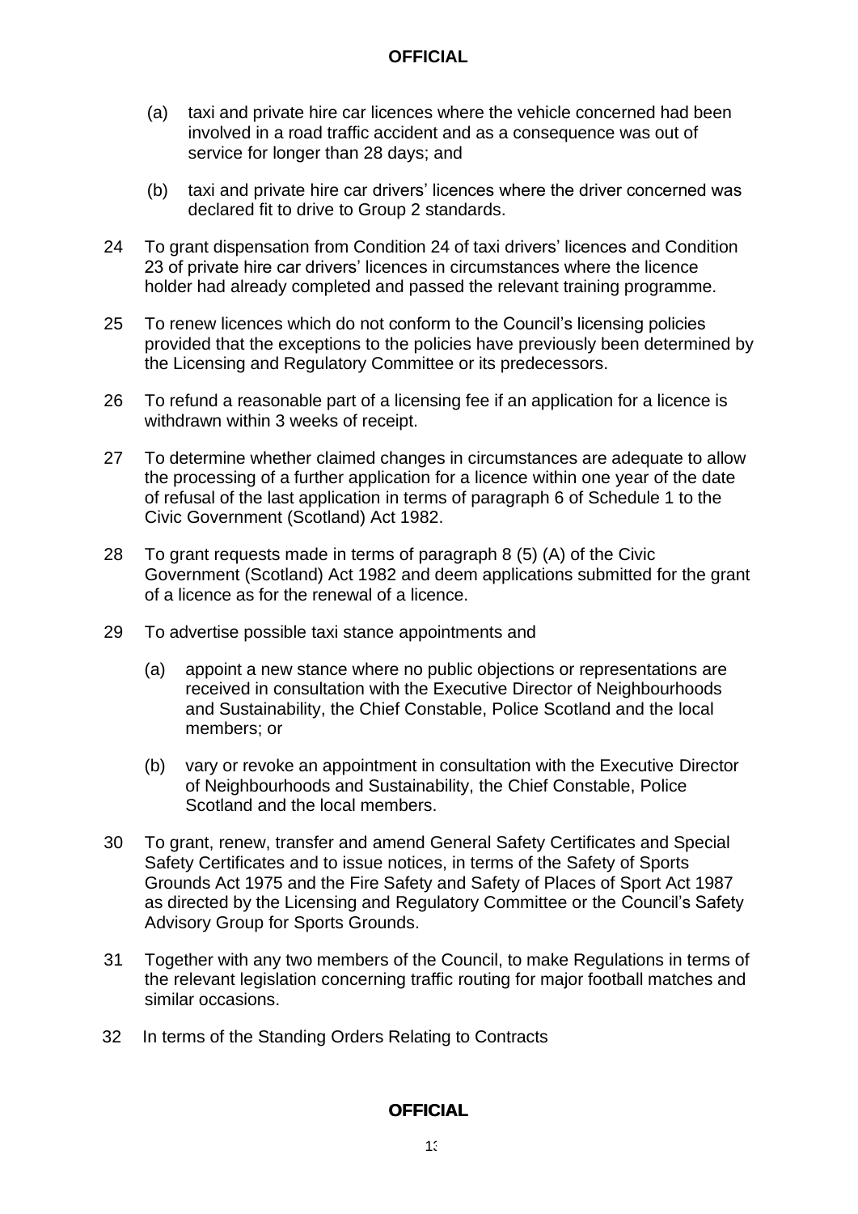(a) taxi and private hire car licences where the vehicle concerned had been involved in a road traffic accident and as a consequence was out of service for longer than 28 days; and

(b) taxi and private hire car drivers' licences where the driver concerned was declared fit to drive to Group 2 standards.

24 To grant dispensation from Condition 24 of taxi drivers' licences and Condition 23 of private hire car drivers' licences in circumstances where the licence holder had already completed and passed the relevant training programme.

25 To renew licences which do not conform to the Council's licensing policies provided that the exceptions to the policies have previously been determined by the Licensing and Regulatory Committee or its predecessors.

26 To refund a reasonable part of a licensing fee if an application for a licence is withdrawn within 3 weeks of receipt.

27 To determine whether claimed changes in circumstances are adequate to allow the processing of a further application for a licence within one year of the date of refusal of the last application in terms of paragraph 6 of Schedule 1 to the Civic Government (Scotland) Act 1982.

28 To grant requests made in terms of paragraph 8 (5) (A) of the Civic Government (Scotland) Act 1982 and deem applications submitted for the grant of a licence as for the renewal of a licence.

29 To advertise possible taxi stance appointments and

(a) appoint a new stance where no public objections or representations are received in consultation with the Executive Director of Neighbourhoods and Sustainability, the Chief Constable, Police Scotland and the local members; or

(b) vary or revoke an appointment in consultation with the Executive Director of Neighbourhoods and Sustainability, the Chief Constable, Police Scotland and the local members.

30 To grant, renew, transfer and amend General Safety Certificates and Special Safety Certificates and to issue notices, in terms of the Safety of Sports Grounds Act 1975 and the Fire Safety and Safety of Places of Sport Act 1987 as directed by the Licensing and Regulatory Committee or the Council's Safety Advisory Group for Sports Grounds.

31 Together with any two members of the Council, to make Regulations in terms of the relevant legislation concerning traffic routing for major football matches and similar occasions.

32 In terms of the Standing Orders Relating to Contracts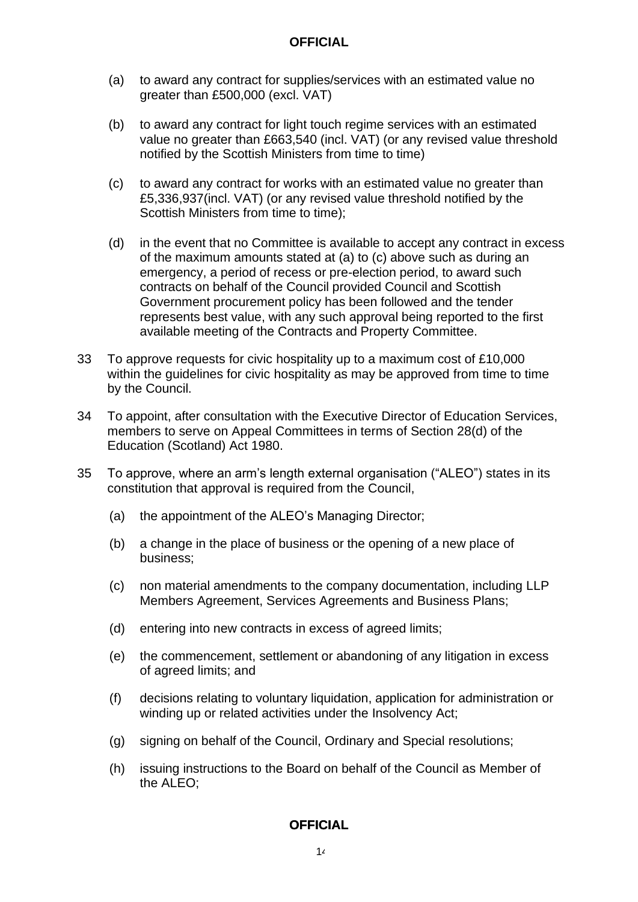(a) to award any contract for supplies/services with an estimated value no greater than £500,000 (excl. VAT)

(b) to award any contract for light touch regime services with an estimated value no greater than £663,540 (incl. VAT) (or any revised value threshold notified by the Scottish Ministers from time to time)

(c) to award any contract for works with an estimated value no greater than £5,336,937(incl. VAT) (or any revised value threshold notified by the Scottish Ministers from time to time);

(d) in the event that no Committee is available to accept any contract in excess of the maximum amounts stated at (a) to (c) above such as during an emergency, a period of recess or pre-election period, to award such contracts on behalf of the Council provided Council and Scottish Government procurement policy has been followed and the tender represents best value, with any such approval being reported to the first available meeting of the Contracts and Property Committee.

33 To approve requests for civic hospitality up to a maximum cost of £10,000 within the guidelines for civic hospitality as may be approved from time to time by the Council.

34 To appoint, after consultation with the Executive Director of Education Services, members to serve on Appeal Committees in terms of Section 28(d) of the Education (Scotland) Act 1980.

35 To approve, where an arm's length external organisation ("ALEO") states in its constitution that approval is required from the Council,

(a) the appointment of the ALEO's Managing Director;

(b) a change in the place of business or the opening of a new place of business;

(c) non material amendments to the company documentation, including LLP Members Agreement, Services Agreements and Business Plans;

(d) entering into new contracts in excess of agreed limits;

(e) the commencement, settlement or abandoning of any litigation in excess of agreed limits; and

(f) decisions relating to voluntary liquidation, application for administration or winding up or related activities under the Insolvency Act;

(g) signing on behalf of the Council, Ordinary and Special resolutions;

(h) issuing instructions to the Board on behalf of the Council as Member of the ALEO;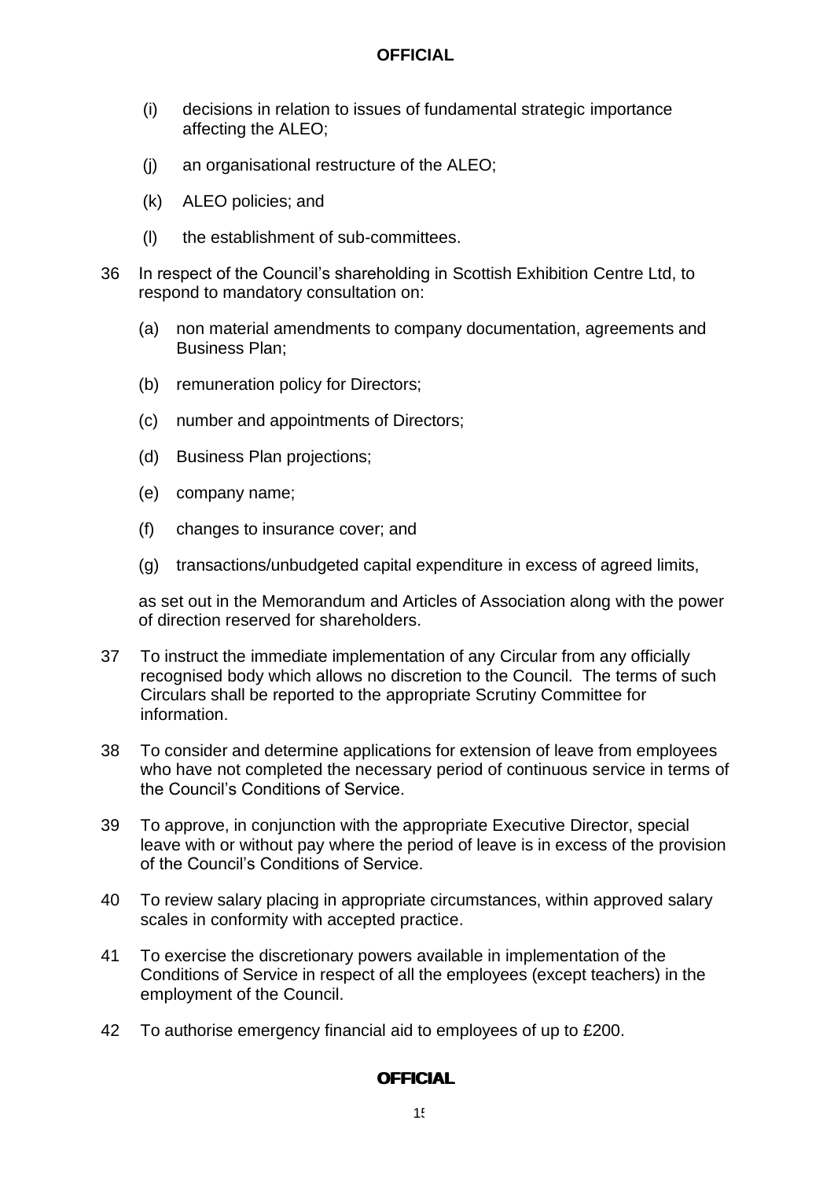(i) decisions in relation to issues of fundamental strategic importance affecting the ALEO;

(j) an organisational restructure of the ALEO;

(k) ALEO policies; and

(l) the establishment of sub-committees.

36 In respect of the Council's shareholding in Scottish Exhibition Centre Ltd, to respond to mandatory consultation on:

(a) non material amendments to company documentation, agreements and Business Plan;

(b) remuneration policy for Directors;

(c) number and appointments of Directors;

(d) Business Plan projections;

(e) company name;

(f) changes to insurance cover; and

(g) transactions/unbudgeted capital expenditure in excess of agreed limits,

as set out in the Memorandum and Articles of Association along with the power of direction reserved for shareholders.

37 To instruct the immediate implementation of any Circular from any officially recognised body which allows no discretion to the Council. The terms of such Circulars shall be reported to the appropriate Scrutiny Committee for information.

38 To consider and determine applications for extension of leave from employees who have not completed the necessary period of continuous service in terms of the Council's Conditions of Service.

39 To approve, in conjunction with the appropriate Executive Director, special leave with or without pay where the period of leave is in excess of the provision of the Council's Conditions of Service.

40 To review salary placing in appropriate circumstances, within approved salary scales in conformity with accepted practice.

41 To exercise the discretionary powers available in implementation of the Conditions of Service in respect of all the employees (except teachers) in the employment of the Council.

42 To authorise emergency financial aid to employees of up to £200.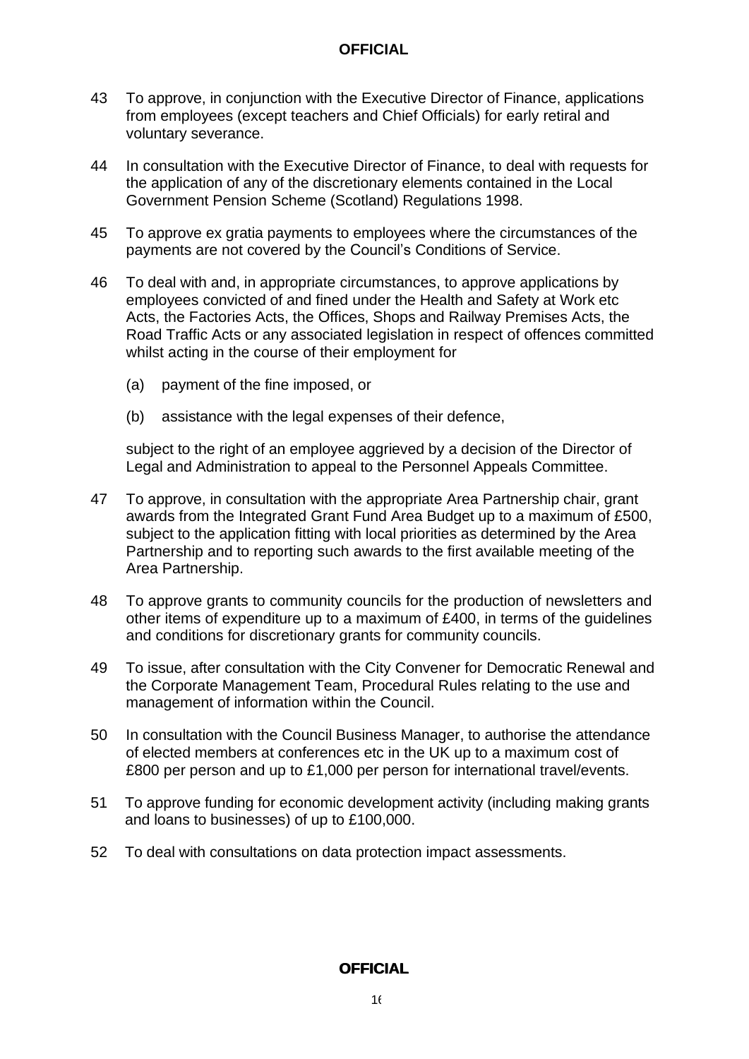43 To approve, in conjunction with the Executive Director of Finance, applications from employees (except teachers and Chief Officials) for early retiral and voluntary severance.

44 In consultation with the Executive Director of Finance, to deal with requests for the application of any of the discretionary elements contained in the Local Government Pension Scheme (Scotland) Regulations 1998.

45 To approve ex gratia payments to employees where the circumstances of the payments are not covered by the Council's Conditions of Service.

46 To deal with and, in appropriate circumstances, to approve applications by employees convicted of and fined under the Health and Safety at Work etc Acts, the Factories Acts, the Offices, Shops and Railway Premises Acts, the Road Traffic Acts or any associated legislation in respect of offences committed whilst acting in the course of their employment for

   (a) payment of the fine imposed, or

   (b) assistance with the legal expenses of their defence,

   subject to the right of an employee aggrieved by a decision of the Director of Legal and Administration to appeal to the Personnel Appeals Committee.

47 To approve, in consultation with the appropriate Area Partnership chair, grant awards from the Integrated Grant Fund Area Budget up to a maximum of £500, subject to the application fitting with local priorities as determined by the Area Partnership and to reporting such awards to the first available meeting of the Area Partnership.

48 To approve grants to community councils for the production of newsletters and other items of expenditure up to a maximum of £400, in terms of the guidelines and conditions for discretionary grants for community councils.

49 To issue, after consultation with the City Convener for Democratic Renewal and the Corporate Management Team, Procedural Rules relating to the use and management of information within the Council.

50 In consultation with the Council Business Manager, to authorise the attendance of elected members at conferences etc in the UK up to a maximum cost of £800 per person and up to £1,000 per person for international travel/events.

51 To approve funding for economic development activity (including making grants and loans to businesses) of up to £100,000.

52 To deal with consultations on data protection impact assessments.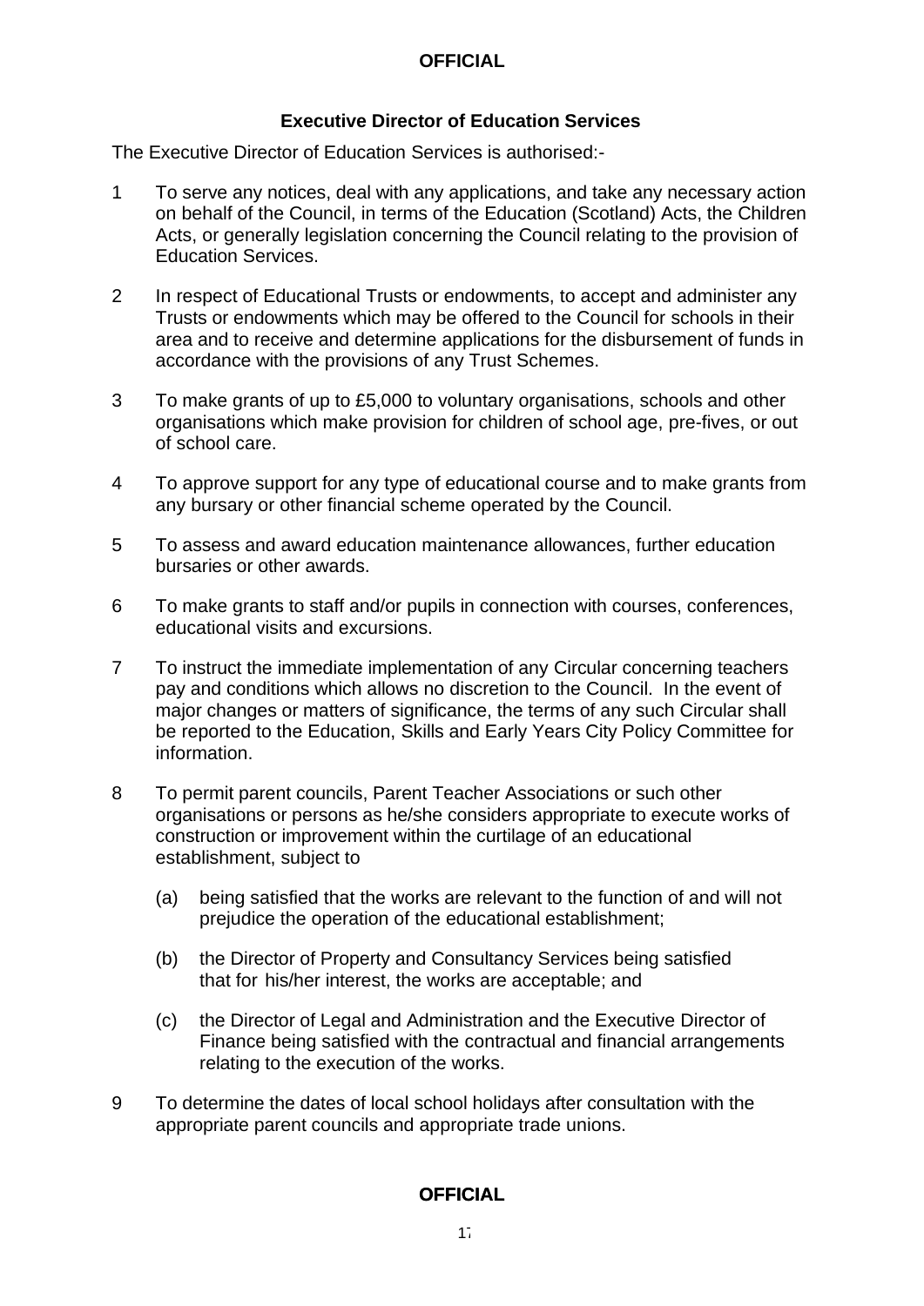## Executive Director of Education Services

The Executive Director of Education Services is authorised:-

1. To serve any notices, deal with any applications, and take any necessary action on behalf of the Council, in terms of the Education (Scotland) Acts, the Children Acts, or generally legislation concerning the Council relating to the provision of Education Services.

2. In respect of Educational Trusts or endowments, to accept and administer any Trusts or endowments which may be offered to the Council for schools in their area and to receive and determine applications for the disbursement of funds in accordance with the provisions of any Trust Schemes.

3. To make grants of up to £5,000 to voluntary organisations, schools and other organisations which make provision for children of school age, pre-fives, or out of school care.

4. To approve support for any type of educational course and to make grants from any bursary or other financial scheme operated by the Council.

5. To assess and award education maintenance allowances, further education bursaries or other awards.

6. To make grants to staff and/or pupils in connection with courses, conferences, educational visits and excursions.

7. To instruct the immediate implementation of any Circular concerning teachers pay and conditions which allows no discretion to the Council. In the event of major changes or matters of significance, the terms of any such Circular shall be reported to the Education, Skills and Early Years City Policy Committee for information.

8. To permit parent councils, Parent Teacher Associations or such other organisations or persons as he/she considers appropriate to execute works of construction or improvement within the curtilage of an educational establishment, subject to

   (a) being satisfied that the works are relevant to the function of and will not prejudice the operation of the educational establishment;

   (b) the Director of Property and Consultancy Services being satisfied that for his/her interest, the works are acceptable; and

   (c) the Director of Legal and Administration and the Executive Director of Finance being satisfied with the contractual and financial arrangements relating to the execution of the works.

9. To determine the dates of local school holidays after consultation with the appropriate parent councils and appropriate trade unions.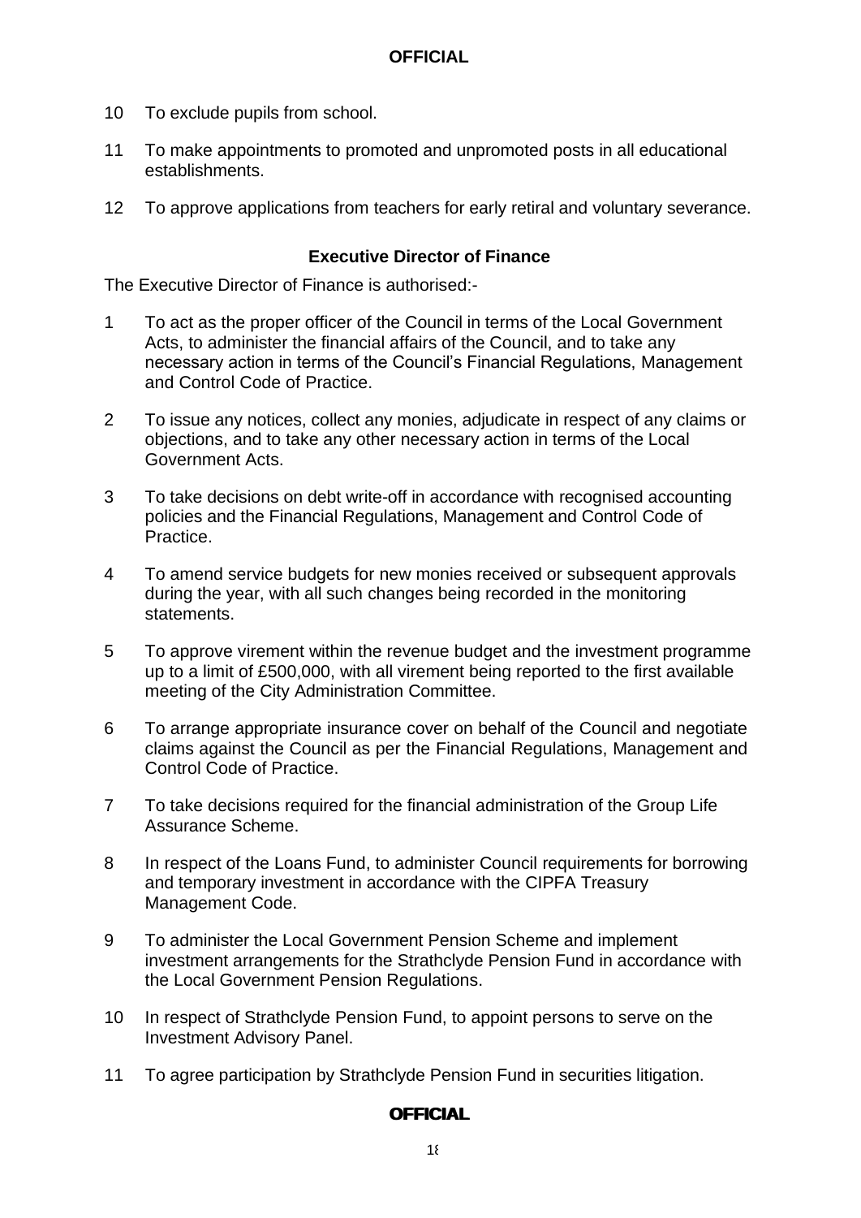10 To exclude pupils from school.

11 To make appointments to promoted and unpromoted posts in all educational establishments.

12 To approve applications from teachers for early retiral and voluntary severance.

### Executive Director of Finance

The Executive Director of Finance is authorised:-

1 To act as the proper officer of the Council in terms of the Local Government Acts, to administer the financial affairs of the Council, and to take any necessary action in terms of the Council's Financial Regulations, Management and Control Code of Practice.

2 To issue any notices, collect any monies, adjudicate in respect of any claims or objections, and to take any other necessary action in terms of the Local Government Acts.

3 To take decisions on debt write-off in accordance with recognised accounting policies and the Financial Regulations, Management and Control Code of Practice.

4 To amend service budgets for new monies received or subsequent approvals during the year, with all such changes being recorded in the monitoring statements.

5 To approve virement within the revenue budget and the investment programme up to a limit of £500,000, with all virement being reported to the first available meeting of the City Administration Committee.

6 To arrange appropriate insurance cover on behalf of the Council and negotiate claims against the Council as per the Financial Regulations, Management and Control Code of Practice.

7 To take decisions required for the financial administration of the Group Life Assurance Scheme.

8 In respect of the Loans Fund, to administer Council requirements for borrowing and temporary investment in accordance with the CIPFA Treasury Management Code.

9 To administer the Local Government Pension Scheme and implement investment arrangements for the Strathclyde Pension Fund in accordance with the Local Government Pension Regulations.

10 In respect of Strathclyde Pension Fund, to appoint persons to serve on the Investment Advisory Panel.

11 To agree participation by Strathclyde Pension Fund in securities litigation.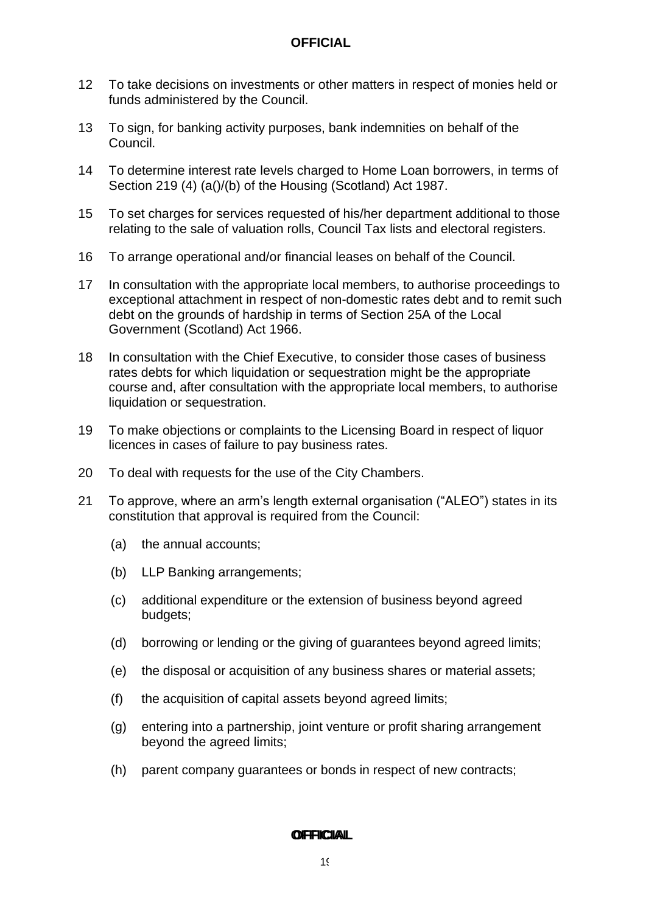12 To take decisions on investments or other matters in respect of monies held or funds administered by the Council.

13 To sign, for banking activity purposes, bank indemnities on behalf of the Council.

14 To determine interest rate levels charged to Home Loan borrowers, in terms of Section 219 (4) (a()/(b) of the Housing (Scotland) Act 1987.

15 To set charges for services requested of his/her department additional to those relating to the sale of valuation rolls, Council Tax lists and electoral registers.

16 To arrange operational and/or financial leases on behalf of the Council.

17 In consultation with the appropriate local members, to authorise proceedings to exceptional attachment in respect of non-domestic rates debt and to remit such debt on the grounds of hardship in terms of Section 25A of the Local Government (Scotland) Act 1966.

18 In consultation with the Chief Executive, to consider those cases of business rates debts for which liquidation or sequestration might be the appropriate course and, after consultation with the appropriate local members, to authorise liquidation or sequestration.

19 To make objections or complaints to the Licensing Board in respect of liquor licences in cases of failure to pay business rates.

20 To deal with requests for the use of the City Chambers.

21 To approve, where an arm's length external organisation ("ALEO") states in its constitution that approval is required from the Council:

(a) the annual accounts;

(b) LLP Banking arrangements;

(c) additional expenditure or the extension of business beyond agreed budgets;

(d) borrowing or lending or the giving of guarantees beyond agreed limits;

(e) the disposal or acquisition of any business shares or material assets;

(f) the acquisition of capital assets beyond agreed limits;

(g) entering into a partnership, joint venture or profit sharing arrangement beyond the agreed limits;

(h) parent company guarantees or bonds in respect of new contracts;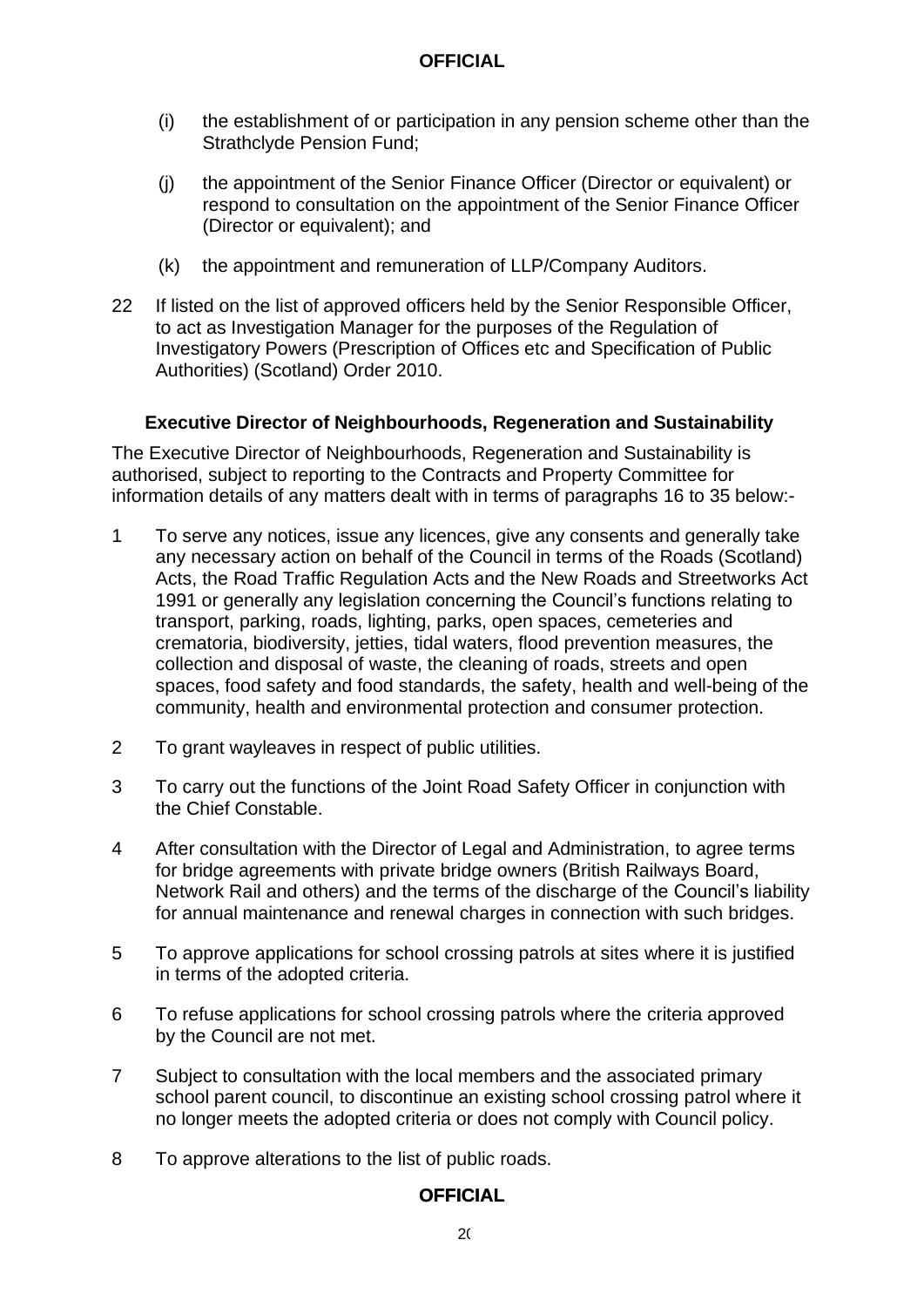(i) the establishment of or participation in any pension scheme other than the Strathclyde Pension Fund;

(j) the appointment of the Senior Finance Officer (Director or equivalent) or respond to consultation on the appointment of the Senior Finance Officer (Director or equivalent); and

(k) the appointment and remuneration of LLP/Company Auditors.

22 If listed on the list of approved officers held by the Senior Responsible Officer, to act as Investigation Manager for the purposes of the Regulation of Investigatory Powers (Prescription of Offices etc and Specification of Public Authorities) (Scotland) Order 2010.

### Executive Director of Neighbourhoods, Regeneration and Sustainability

The Executive Director of Neighbourhoods, Regeneration and Sustainability is authorised, subject to reporting to the Contracts and Property Committee for information details of any matters dealt with in terms of paragraphs 16 to 35 below:-

1 To serve any notices, issue any licences, give any consents and generally take any necessary action on behalf of the Council in terms of the Roads (Scotland) Acts, the Road Traffic Regulation Acts and the New Roads and Streetworks Act 1991 or generally any legislation concerning the Council's functions relating to transport, parking, roads, lighting, parks, open spaces, cemeteries and crematoria, biodiversity, jetties, tidal waters, flood prevention measures, the collection and disposal of waste, the cleaning of roads, streets and open spaces, food safety and food standards, the safety, health and well-being of the community, health and environmental protection and consumer protection.

2 To grant wayleaves in respect of public utilities.

3 To carry out the functions of the Joint Road Safety Officer in conjunction with the Chief Constable.

4 After consultation with the Director of Legal and Administration, to agree terms for bridge agreements with private bridge owners (British Railways Board, Network Rail and others) and the terms of the discharge of the Council's liability for annual maintenance and renewal charges in connection with such bridges.

5 To approve applications for school crossing patrols at sites where it is justified in terms of the adopted criteria.

6 To refuse applications for school crossing patrols where the criteria approved by the Council are not met.

7 Subject to consultation with the local members and the associated primary school parent council, to discontinue an existing school crossing patrol where it no longer meets the adopted criteria or does not comply with Council policy.

8 To approve alterations to the list of public roads.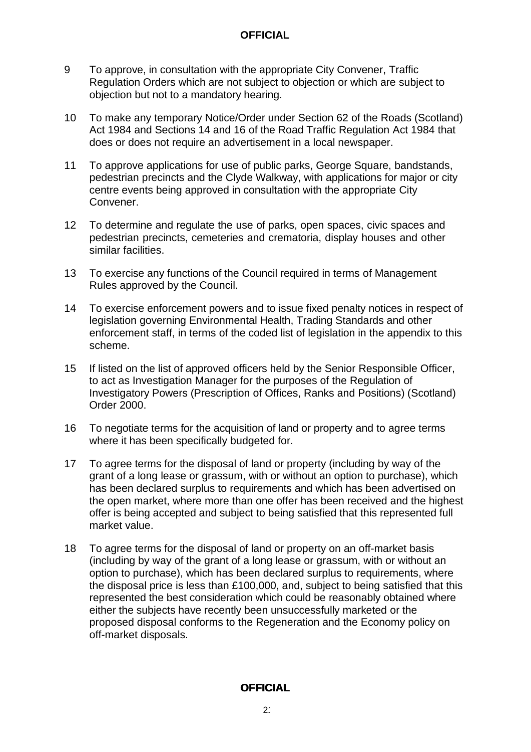9 To approve, in consultation with the appropriate City Convener, Traffic Regulation Orders which are not subject to objection or which are subject to objection but not to a mandatory hearing.

10 To make any temporary Notice/Order under Section 62 of the Roads (Scotland) Act 1984 and Sections 14 and 16 of the Road Traffic Regulation Act 1984 that does or does not require an advertisement in a local newspaper.

11 To approve applications for use of public parks, George Square, bandstands, pedestrian precincts and the Clyde Walkway, with applications for major or city centre events being approved in consultation with the appropriate City Convener.

12 To determine and regulate the use of parks, open spaces, civic spaces and pedestrian precincts, cemeteries and crematoria, display houses and other similar facilities.

13 To exercise any functions of the Council required in terms of Management Rules approved by the Council.

14 To exercise enforcement powers and to issue fixed penalty notices in respect of legislation governing Environmental Health, Trading Standards and other enforcement staff, in terms of the coded list of legislation in the appendix to this scheme.

15 If listed on the list of approved officers held by the Senior Responsible Officer, to act as Investigation Manager for the purposes of the Regulation of Investigatory Powers (Prescription of Offices, Ranks and Positions) (Scotland) Order 2000.

16 To negotiate terms for the acquisition of land or property and to agree terms where it has been specifically budgeted for.

17 To agree terms for the disposal of land or property (including by way of the grant of a long lease or grassum, with or without an option to purchase), which has been declared surplus to requirements and which has been advertised on the open market, where more than one offer has been received and the highest offer is being accepted and subject to being satisfied that this represented full market value.

18 To agree terms for the disposal of land or property on an off-market basis (including by way of the grant of a long lease or grassum, with or without an option to purchase), which has been declared surplus to requirements, where the disposal price is less than £100,000, and, subject to being satisfied that this represented the best consideration which could be reasonably obtained where either the subjects have recently been unsuccessfully marketed or the proposed disposal conforms to the Regeneration and the Economy policy on off-market disposals.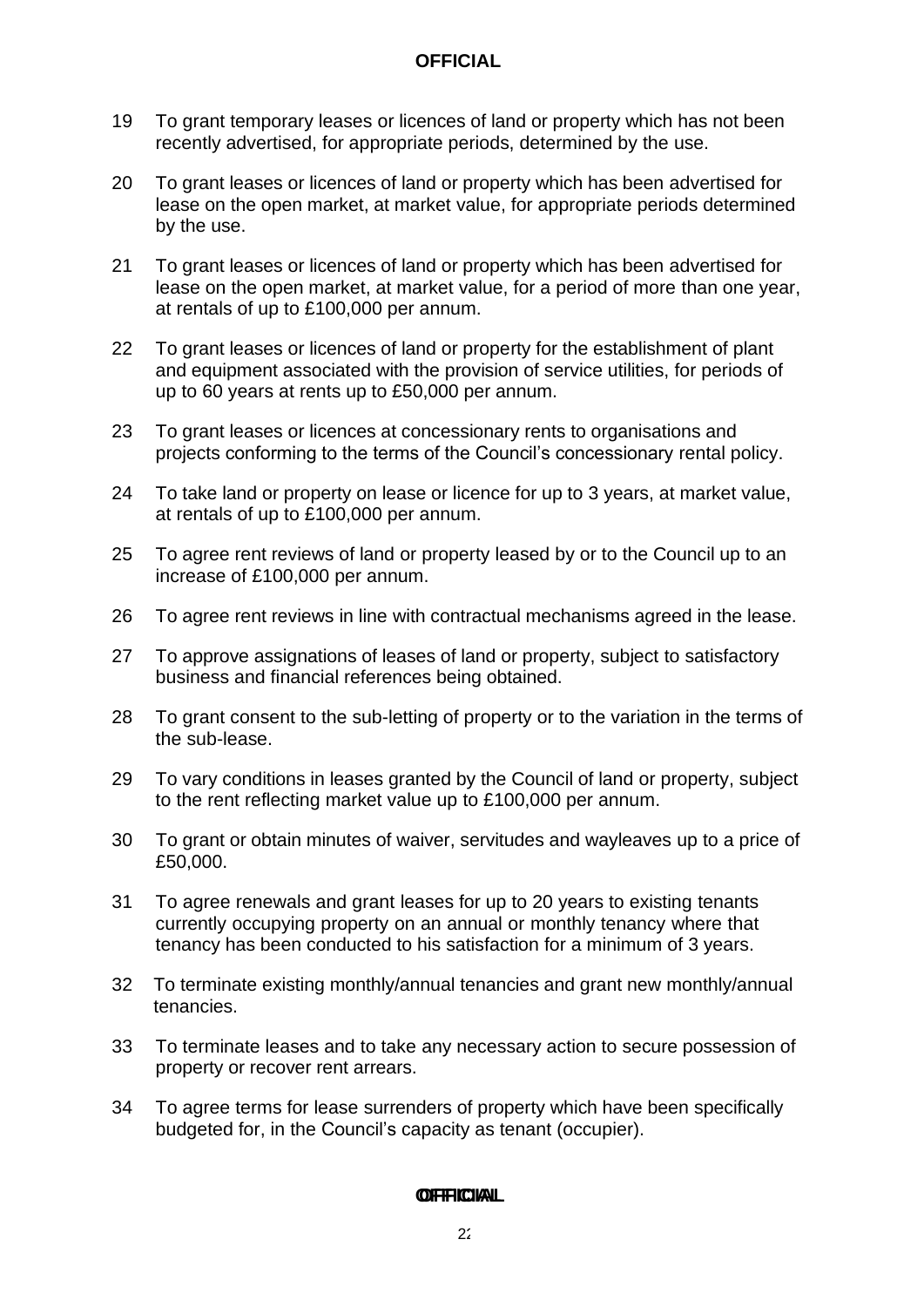19 To grant temporary leases or licences of land or property which has not been recently advertised, for appropriate periods, determined by the use.

20 To grant leases or licences of land or property which has been advertised for lease on the open market, at market value, for appropriate periods determined by the use.

21 To grant leases or licences of land or property which has been advertised for lease on the open market, at market value, for a period of more than one year, at rentals of up to £100,000 per annum.

22 To grant leases or licences of land or property for the establishment of plant and equipment associated with the provision of service utilities, for periods of up to 60 years at rents up to £50,000 per annum.

23 To grant leases or licences at concessionary rents to organisations and projects conforming to the terms of the Council's concessionary rental policy.

24 To take land or property on lease or licence for up to 3 years, at market value, at rentals of up to £100,000 per annum.

25 To agree rent reviews of land or property leased by or to the Council up to an increase of £100,000 per annum.

26 To agree rent reviews in line with contractual mechanisms agreed in the lease.

27 To approve assignations of leases of land or property, subject to satisfactory business and financial references being obtained.

28 To grant consent to the sub-letting of property or to the variation in the terms of the sub-lease.

29 To vary conditions in leases granted by the Council of land or property, subject to the rent reflecting market value up to £100,000 per annum.

30 To grant or obtain minutes of waiver, servitudes and wayleaves up to a price of £50,000.

31 To agree renewals and grant leases for up to 20 years to existing tenants currently occupying property on an annual or monthly tenancy where that tenancy has been conducted to his satisfaction for a minimum of 3 years.

32 To terminate existing monthly/annual tenancies and grant new monthly/annual tenancies.

33 To terminate leases and to take any necessary action to secure possession of property or recover rent arrears.

34 To agree terms for lease surrenders of property which have been specifically budgeted for, in the Council's capacity as tenant (occupier).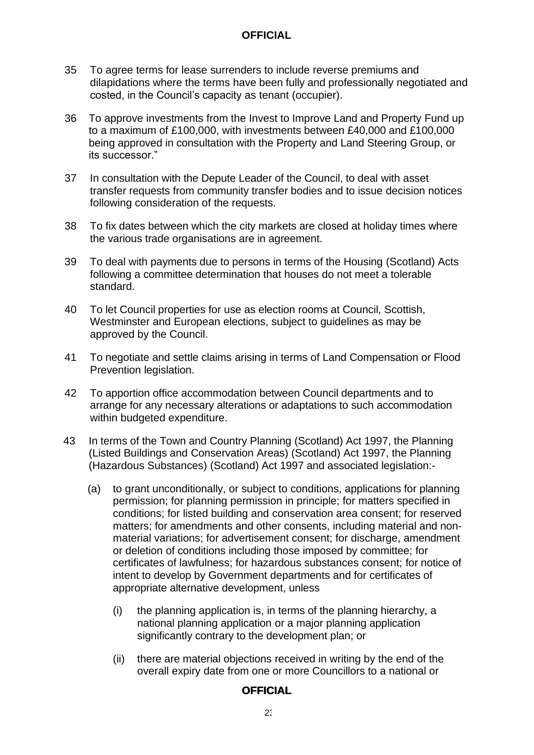35 To agree terms for lease surrenders to include reverse premiums and dilapidations where the terms have been fully and professionally negotiated and costed, in the Council's capacity as tenant (occupier).

36 To approve investments from the Invest to Improve Land and Property Fund up to a maximum of £100,000, with investments between £40,000 and £100,000 being approved in consultation with the Property and Land Steering Group, or its successor."

37 In consultation with the Depute Leader of the Council, to deal with asset transfer requests from community transfer bodies and to issue decision notices following consideration of the requests.

38 To fix dates between which the city markets are closed at holiday times where the various trade organisations are in agreement.

39 To deal with payments due to persons in terms of the Housing (Scotland) Acts following a committee determination that houses do not meet a tolerable standard.

40 To let Council properties for use as election rooms at Council, Scottish, Westminster and European elections, subject to guidelines as may be approved by the Council.

41 To negotiate and settle claims arising in terms of Land Compensation or Flood Prevention legislation.

42 To apportion office accommodation between Council departments and to arrange for any necessary alterations or adaptations to such accommodation within budgeted expenditure.

43 In terms of the Town and Country Planning (Scotland) Act 1997, the Planning (Listed Buildings and Conservation Areas) (Scotland) Act 1997, the Planning (Hazardous Substances) (Scotland) Act 1997 and associated legislation:-

(a) to grant unconditionally, or subject to conditions, applications for planning permission; for planning permission in principle; for matters specified in conditions; for listed building and conservation area consent; for reserved matters; for amendments and other consents, including material and non-material variations; for advertisement consent; for discharge, amendment or deletion of conditions including those imposed by committee; for certificates of lawfulness; for hazardous substances consent; for notice of intent to develop by Government departments and for certificates of appropriate alternative development, unless

(i) the planning application is, in terms of the planning hierarchy, a national planning application or a major planning application significantly contrary to the development plan; or

(ii) there are material objections received in writing by the end of the overall expiry date from one or more Councillors to a national or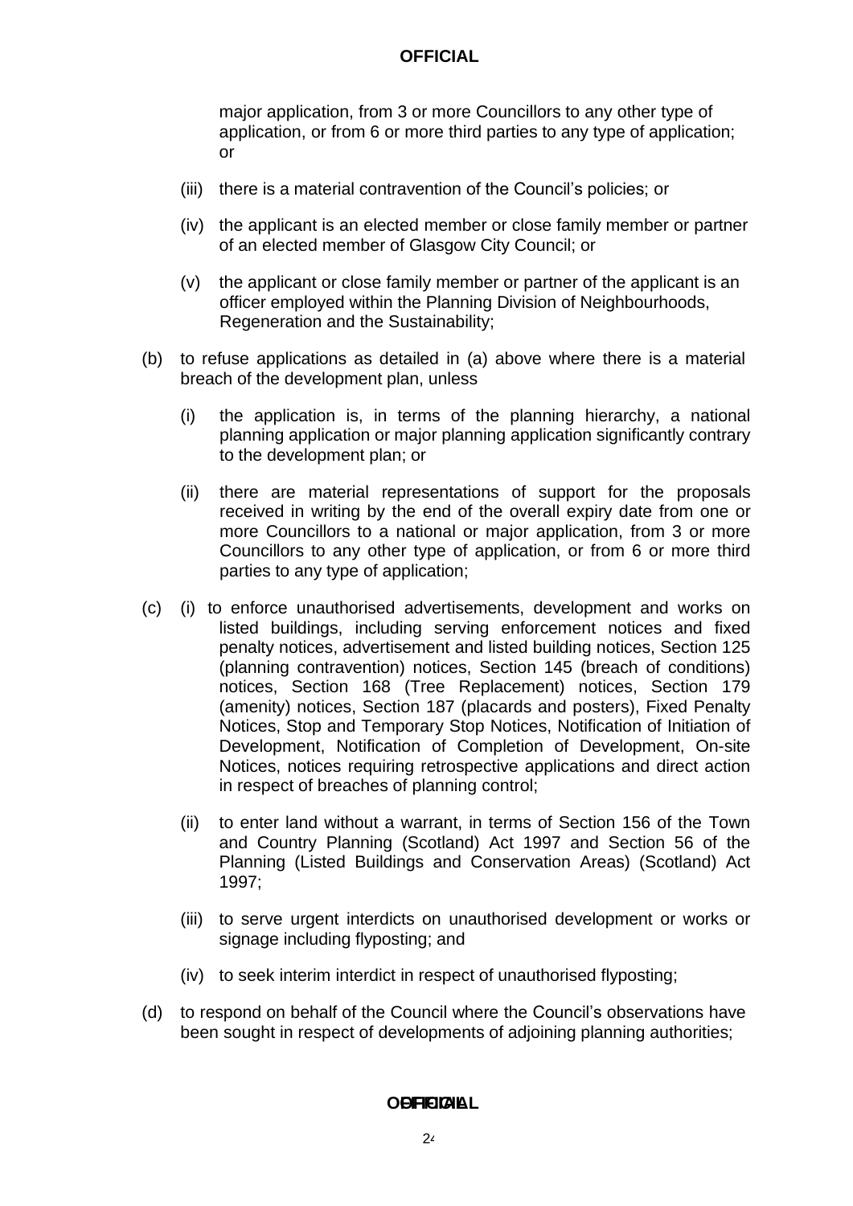major application, from 3 or more Councillors to any other type of application, or from 6 or more third parties to any type of application; or

(iii) there is a material contravention of the Council's policies; or

(iv) the applicant is an elected member or close family member or partner of an elected member of Glasgow City Council; or

(v) the applicant or close family member or partner of the applicant is an officer employed within the Planning Division of Neighbourhoods, Regeneration and the Sustainability;

(b) to refuse applications as detailed in (a) above where there is a material breach of the development plan, unless

(i) the application is, in terms of the planning hierarchy, a national planning application or major planning application significantly contrary to the development plan; or

(ii) there are material representations of support for the proposals received in writing by the end of the overall expiry date from one or more Councillors to a national or major application, from 3 or more Councillors to any other type of application, or from 6 or more third parties to any type of application;

(c) (i) to enforce unauthorised advertisements, development and works on listed buildings, including serving enforcement notices and fixed penalty notices, advertisement and listed building notices, Section 125 (planning contravention) notices, Section 145 (breach of conditions) notices, Section 168 (Tree Replacement) notices, Section 179 (amenity) notices, Section 187 (placards and posters), Fixed Penalty Notices, Stop and Temporary Stop Notices, Notification of Initiation of Development, Notification of Completion of Development, On-site Notices, notices requiring retrospective applications and direct action in respect of breaches of planning control;

(ii) to enter land without a warrant, in terms of Section 156 of the Town and Country Planning (Scotland) Act 1997 and Section 56 of the Planning (Listed Buildings and Conservation Areas) (Scotland) Act 1997;

(iii) to serve urgent interdicts on unauthorised development or works or signage including flyposting; and

(iv) to seek interim interdict in respect of unauthorised flyposting;

(d) to respond on behalf of the Council where the Council's observations have been sought in respect of developments of adjoining planning authorities;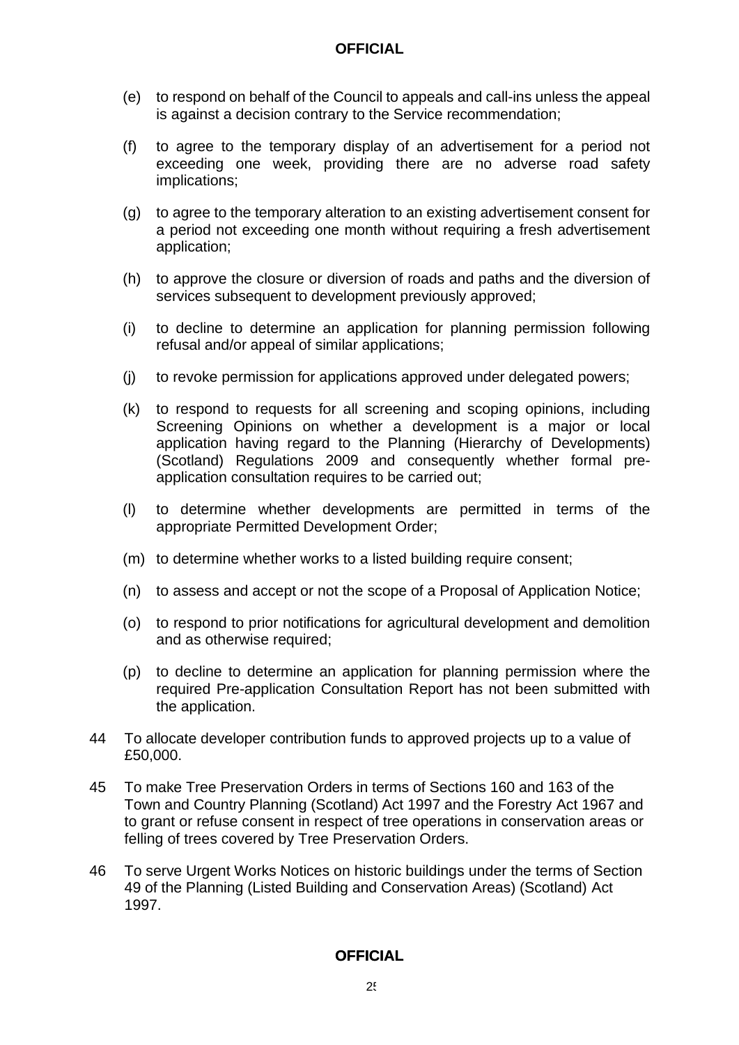(e) to respond on behalf of the Council to appeals and call-ins unless the appeal is against a decision contrary to the Service recommendation;

(f) to agree to the temporary display of an advertisement for a period not exceeding one week, providing there are no adverse road safety implications;

(g) to agree to the temporary alteration to an existing advertisement consent for a period not exceeding one month without requiring a fresh advertisement application;

(h) to approve the closure or diversion of roads and paths and the diversion of services subsequent to development previously approved;

(i) to decline to determine an application for planning permission following refusal and/or appeal of similar applications;

(j) to revoke permission for applications approved under delegated powers;

(k) to respond to requests for all screening and scoping opinions, including Screening Opinions on whether a development is a major or local application having regard to the Planning (Hierarchy of Developments) (Scotland) Regulations 2009 and consequently whether formal pre-application consultation requires to be carried out;

(l) to determine whether developments are permitted in terms of the appropriate Permitted Development Order;

(m) to determine whether works to a listed building require consent;

(n) to assess and accept or not the scope of a Proposal of Application Notice;

(o) to respond to prior notifications for agricultural development and demolition and as otherwise required;

(p) to decline to determine an application for planning permission where the required Pre-application Consultation Report has not been submitted with the application.

44 To allocate developer contribution funds to approved projects up to a value of £50,000.

45 To make Tree Preservation Orders in terms of Sections 160 and 163 of the Town and Country Planning (Scotland) Act 1997 and the Forestry Act 1967 and to grant or refuse consent in respect of tree operations in conservation areas or felling of trees covered by Tree Preservation Orders.

46 To serve Urgent Works Notices on historic buildings under the terms of Section 49 of the Planning (Listed Building and Conservation Areas) (Scotland) Act 1997.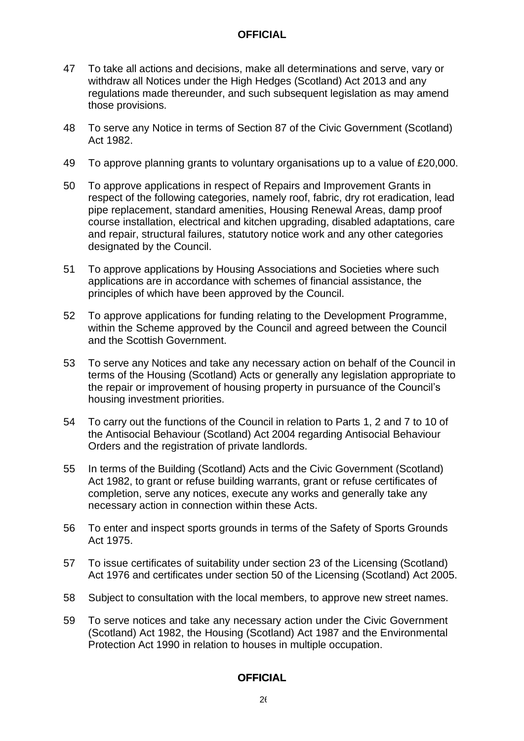47 To take all actions and decisions, make all determinations and serve, vary or withdraw all Notices under the High Hedges (Scotland) Act 2013 and any regulations made thereunder, and such subsequent legislation as may amend those provisions.

48 To serve any Notice in terms of Section 87 of the Civic Government (Scotland) Act 1982.

49 To approve planning grants to voluntary organisations up to a value of £20,000.

50 To approve applications in respect of Repairs and Improvement Grants in respect of the following categories, namely roof, fabric, dry rot eradication, lead pipe replacement, standard amenities, Housing Renewal Areas, damp proof course installation, electrical and kitchen upgrading, disabled adaptations, care and repair, structural failures, statutory notice work and any other categories designated by the Council.

51 To approve applications by Housing Associations and Societies where such applications are in accordance with schemes of financial assistance, the principles of which have been approved by the Council.

52 To approve applications for funding relating to the Development Programme, within the Scheme approved by the Council and agreed between the Council and the Scottish Government.

53 To serve any Notices and take any necessary action on behalf of the Council in terms of the Housing (Scotland) Acts or generally any legislation appropriate to the repair or improvement of housing property in pursuance of the Council's housing investment priorities.

54 To carry out the functions of the Council in relation to Parts 1, 2 and 7 to 10 of the Antisocial Behaviour (Scotland) Act 2004 regarding Antisocial Behaviour Orders and the registration of private landlords.

55 In terms of the Building (Scotland) Acts and the Civic Government (Scotland) Act 1982, to grant or refuse building warrants, grant or refuse certificates of completion, serve any notices, execute any works and generally take any necessary action in connection within these Acts.

56 To enter and inspect sports grounds in terms of the Safety of Sports Grounds Act 1975.

57 To issue certificates of suitability under section 23 of the Licensing (Scotland) Act 1976 and certificates under section 50 of the Licensing (Scotland) Act 2005.

58 Subject to consultation with the local members, to approve new street names.

59 To serve notices and take any necessary action under the Civic Government (Scotland) Act 1982, the Housing (Scotland) Act 1987 and the Environmental Protection Act 1990 in relation to houses in multiple occupation.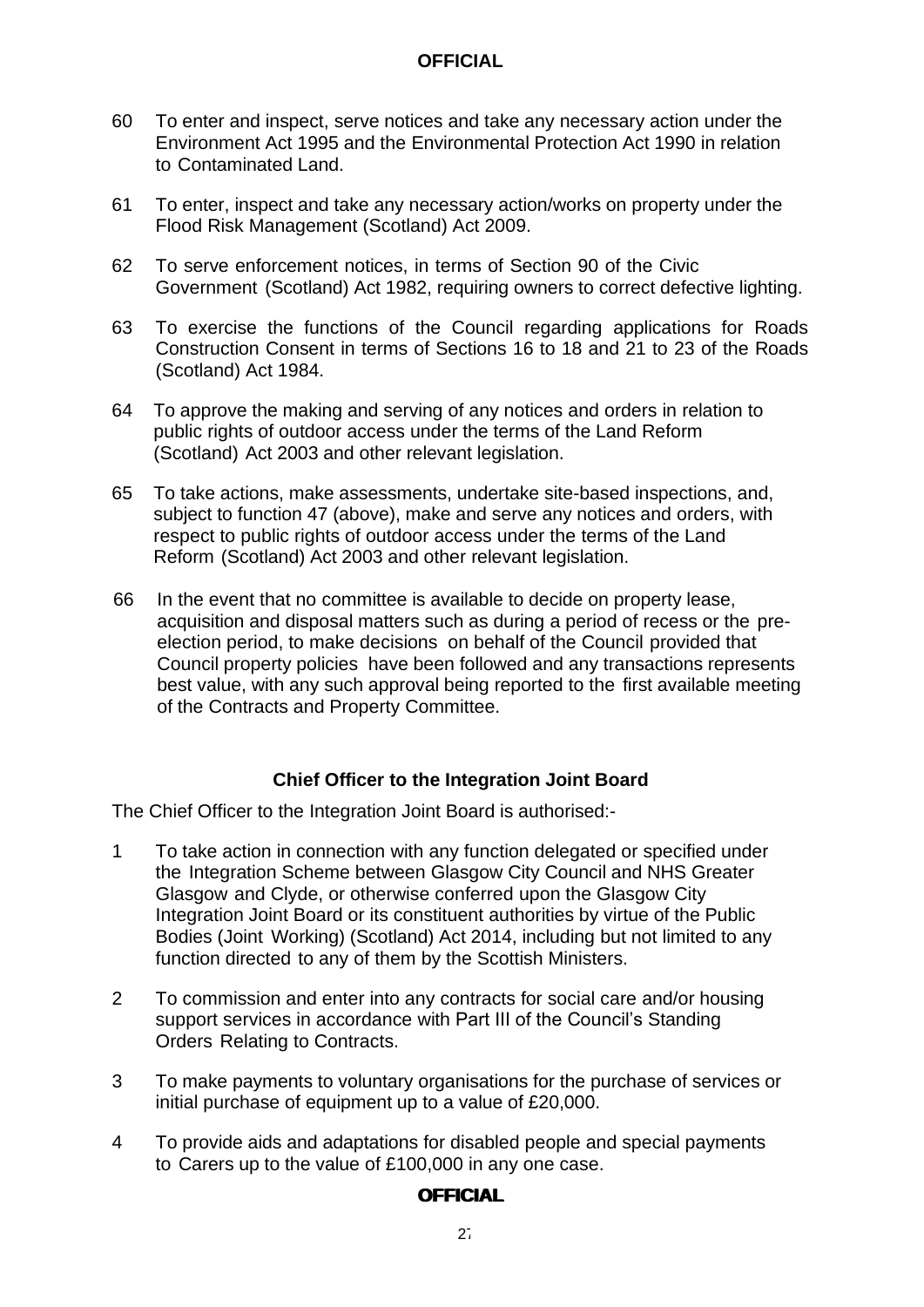60 To enter and inspect, serve notices and take any necessary action under the Environment Act 1995 and the Environmental Protection Act 1990 in relation to Contaminated Land.

61 To enter, inspect and take any necessary action/works on property under the Flood Risk Management (Scotland) Act 2009.

62 To serve enforcement notices, in terms of Section 90 of the Civic Government (Scotland) Act 1982, requiring owners to correct defective lighting.

63 To exercise the functions of the Council regarding applications for Roads Construction Consent in terms of Sections 16 to 18 and 21 to 23 of the Roads (Scotland) Act 1984.

64 To approve the making and serving of any notices and orders in relation to public rights of outdoor access under the terms of the Land Reform (Scotland) Act 2003 and other relevant legislation.

65 To take actions, make assessments, undertake site-based inspections, and, subject to function 47 (above), make and serve any notices and orders, with respect to public rights of outdoor access under the terms of the Land Reform (Scotland) Act 2003 and other relevant legislation.

66 In the event that no committee is available to decide on property lease, acquisition and disposal matters such as during a period of recess or the pre-election period, to make decisions on behalf of the Council provided that Council property policies have been followed and any transactions represents best value, with any such approval being reported to the first available meeting of the Contracts and Property Committee.

### Chief Officer to the Integration Joint Board

The Chief Officer to the Integration Joint Board is authorised:-

1 To take action in connection with any function delegated or specified under the Integration Scheme between Glasgow City Council and NHS Greater Glasgow and Clyde, or otherwise conferred upon the Glasgow City Integration Joint Board or its constituent authorities by virtue of the Public Bodies (Joint Working) (Scotland) Act 2014, including but not limited to any function directed to any of them by the Scottish Ministers.

2 To commission and enter into any contracts for social care and/or housing support services in accordance with Part III of the Council's Standing Orders Relating to Contracts.

3 To make payments to voluntary organisations for the purchase of services or initial purchase of equipment up to a value of £20,000.

4 To provide aids and adaptations for disabled people and special payments to Carers up to the value of £100,000 in any one case.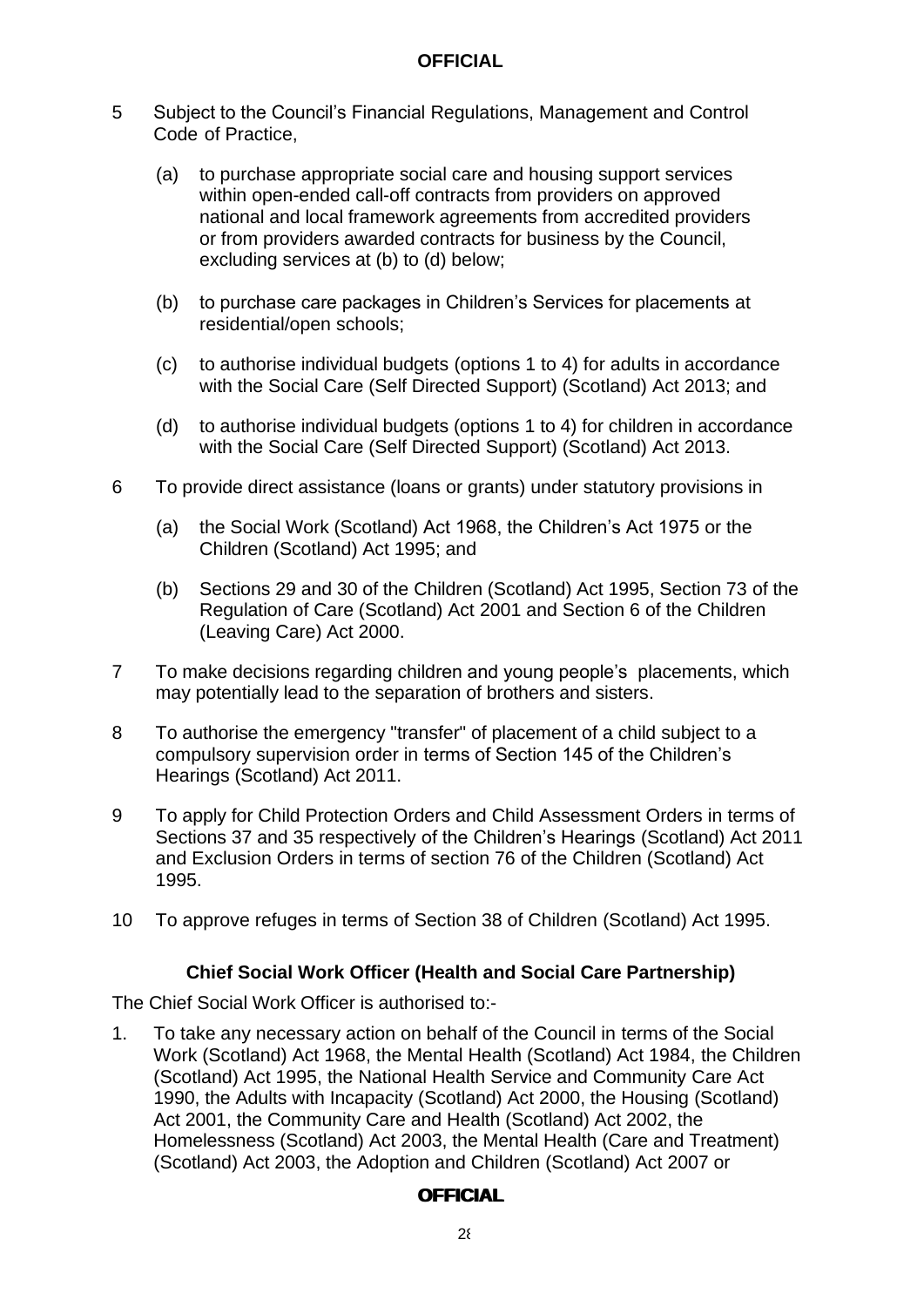5 Subject to the Council's Financial Regulations, Management and Control Code of Practice,

   (a) to purchase appropriate social care and housing support services within open-ended call-off contracts from providers on approved national and local framework agreements from accredited providers or from providers awarded contracts for business by the Council, excluding services at (b) to (d) below;

   (b) to purchase care packages in Children's Services for placements at residential/open schools;

   (c) to authorise individual budgets (options 1 to 4) for adults in accordance with the Social Care (Self Directed Support) (Scotland) Act 2013; and

   (d) to authorise individual budgets (options 1 to 4) for children in accordance with the Social Care (Self Directed Support) (Scotland) Act 2013.

6 To provide direct assistance (loans or grants) under statutory provisions in

   (a) the Social Work (Scotland) Act 1968, the Children's Act 1975 or the Children (Scotland) Act 1995; and

   (b) Sections 29 and 30 of the Children (Scotland) Act 1995, Section 73 of the Regulation of Care (Scotland) Act 2001 and Section 6 of the Children (Leaving Care) Act 2000.

7 To make decisions regarding children and young people's placements, which may potentially lead to the separation of brothers and sisters.

8 To authorise the emergency "transfer" of placement of a child subject to a compulsory supervision order in terms of Section 145 of the Children's Hearings (Scotland) Act 2011.

9 To apply for Child Protection Orders and Child Assessment Orders in terms of Sections 37 and 35 respectively of the Children's Hearings (Scotland) Act 2011 and Exclusion Orders in terms of section 76 of the Children (Scotland) Act 1995.

10 To approve refuges in terms of Section 38 of Children (Scotland) Act 1995.

### Chief Social Work Officer (Health and Social Care Partnership)

The Chief Social Work Officer is authorised to:-

1. To take any necessary action on behalf of the Council in terms of the Social Work (Scotland) Act 1968, the Mental Health (Scotland) Act 1984, the Children (Scotland) Act 1995, the National Health Service and Community Care Act 1990, the Adults with Incapacity (Scotland) Act 2000, the Housing (Scotland) Act 2001, the Community Care and Health (Scotland) Act 2002, the Homelessness (Scotland) Act 2003, the Mental Health (Care and Treatment) (Scotland) Act 2003, the Adoption and Children (Scotland) Act 2007 or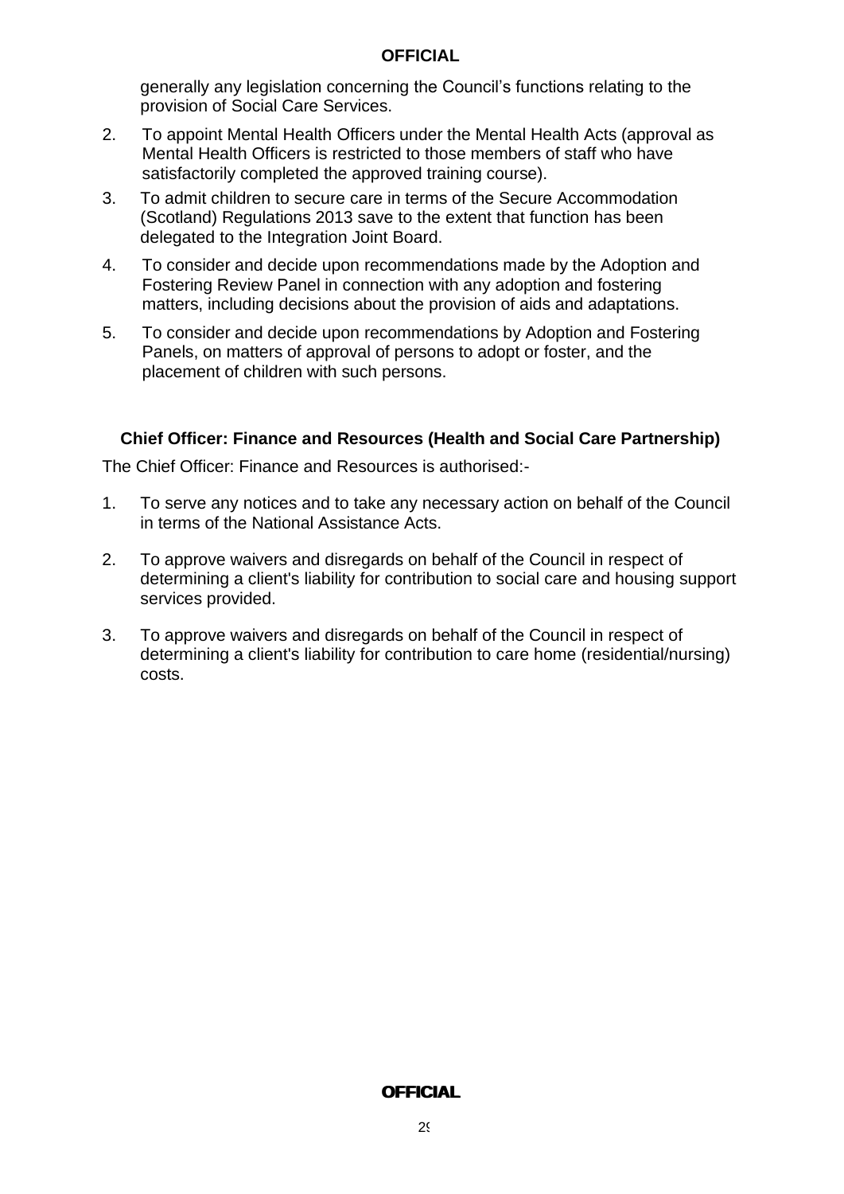generally any legislation concerning the Council's functions relating to the provision of Social Care Services.

2. To appoint Mental Health Officers under the Mental Health Acts (approval as Mental Health Officers is restricted to those members of staff who have satisfactorily completed the approved training course).
3. To admit children to secure care in terms of the Secure Accommodation (Scotland) Regulations 2013 save to the extent that function has been delegated to the Integration Joint Board.
4. To consider and decide upon recommendations made by the Adoption and Fostering Review Panel in connection with any adoption and fostering matters, including decisions about the provision of aids and adaptations.
5. To consider and decide upon recommendations by Adoption and Fostering Panels, on matters of approval of persons to adopt or foster, and the placement of children with such persons.

### Chief Officer: Finance and Resources (Health and Social Care Partnership)

The Chief Officer: Finance and Resources is authorised:-

1. To serve any notices and to take any necessary action on behalf of the Council in terms of the National Assistance Acts.
2. To approve waivers and disregards on behalf of the Council in respect of determining a client's liability for contribution to social care and housing support services provided.
3. To approve waivers and disregards on behalf of the Council in respect of determining a client's liability for contribution to care home (residential/nursing) costs.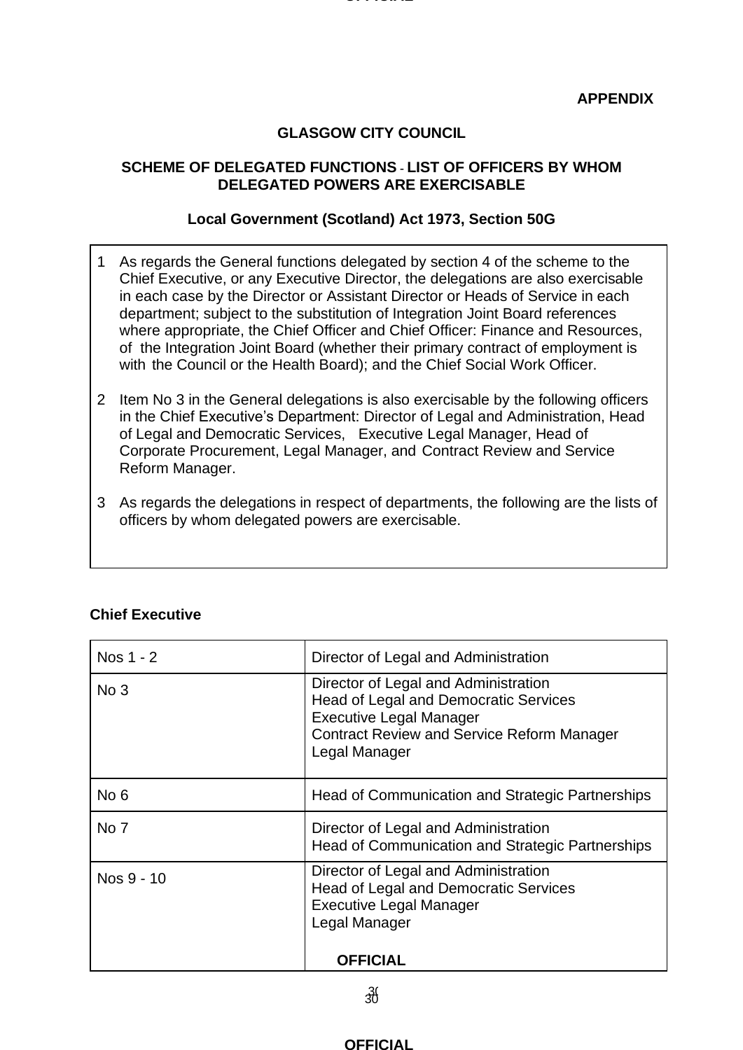**APPENDIX**

**GLASGOW CITY COUNCIL**

**SCHEME OF DELEGATED FUNCTIONS - LIST OF OFFICERS BY WHOM DELEGATED POWERS ARE EXERCISABLE**

**Local Government (Scotland) Act 1973, Section 50G**

1. As regards the General functions delegated by section 4 of the scheme to the Chief Executive, or any Executive Director, the delegations are also exercisable in each case by the Director or Assistant Director or Heads of Service in each department; subject to the substitution of Integration Joint Board references where appropriate, the Chief Officer and Chief Officer: Finance and Resources, of the Integration Joint Board (whether their primary contract of employment is with the Council or the Health Board); and the Chief Social Work Officer.

2. Item No 3 in the General delegations is also exercisable by the following officers in the Chief Executive's Department: Director of Legal and Administration, Head of Legal and Democratic Services, Executive Legal Manager, Head of Corporate Procurement, Legal Manager, and Contract Review and Service Reform Manager.

3. As regards the delegations in respect of departments, the following are the lists of officers by whom delegated powers are exercisable.

**Chief Executive**

| | |
|---|---|
| Nos 1 - 2 | Director of Legal and Administration |
| No 3 | Director of Legal and Administration<br>Head of Legal and Democratic Services<br>Executive Legal Manager<br>Contract Review and Service Reform Manager<br>Legal Manager |
| No 6 | Head of Communication and Strategic Partnerships |
| No 7 | Director of Legal and Administration<br>Head of Communication and Strategic Partnerships |
| Nos 9 - 10 | Director of Legal and Administration<br>Head of Legal and Democratic Services<br>Executive Legal Manager<br>Legal Manager |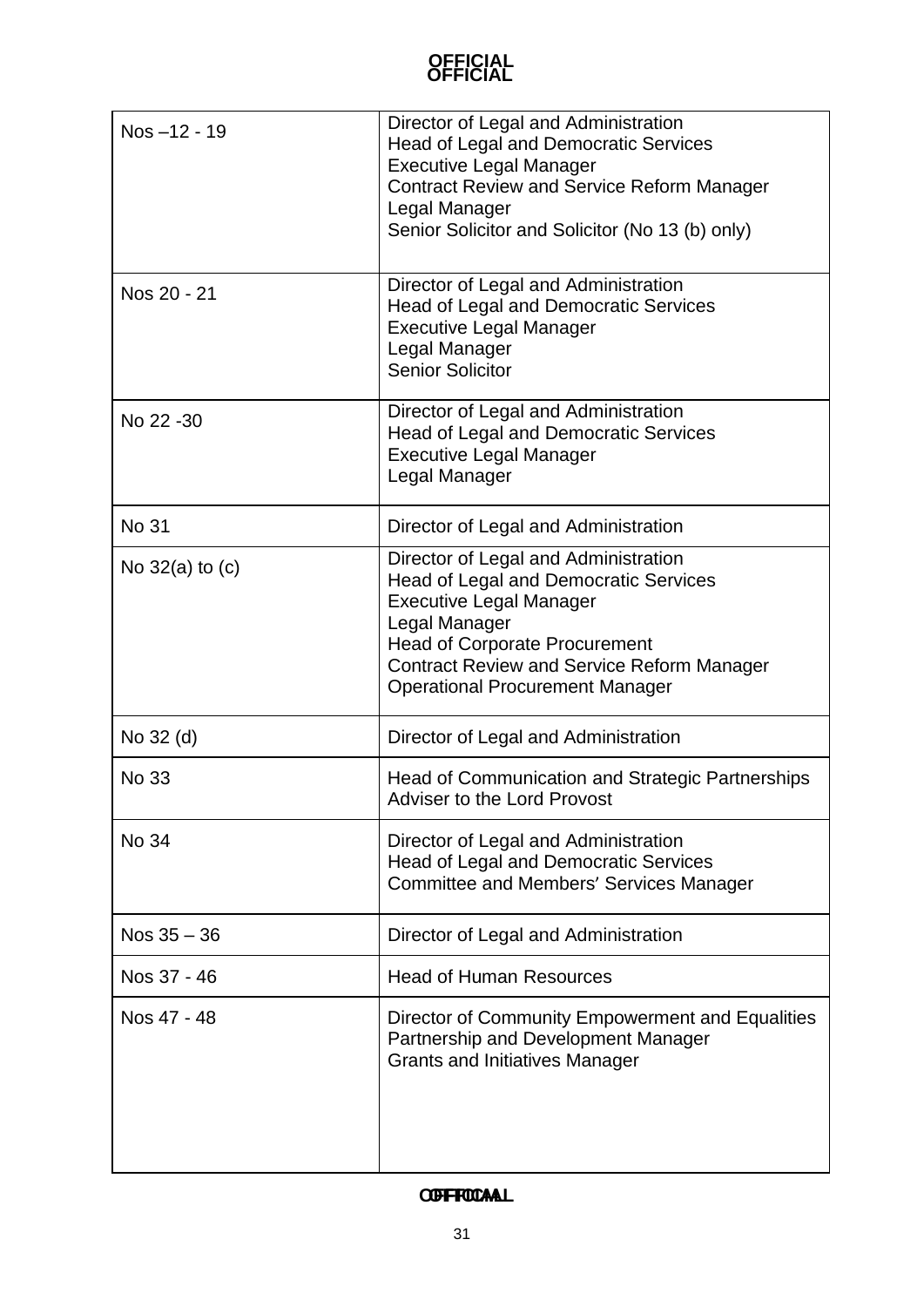| | |
|---|---|
| Nos –12 - 19 | Director of Legal and Administration<br>Head of Legal and Democratic Services<br>Executive Legal Manager<br>Contract Review and Service Reform Manager<br>Legal Manager<br>Senior Solicitor and Solicitor (No 13 (b) only) |
| Nos 20 - 21 | Director of Legal and Administration<br>Head of Legal and Democratic Services<br>Executive Legal Manager<br>Legal Manager<br>Senior Solicitor |
| No 22 -30 | Director of Legal and Administration<br>Head of Legal and Democratic Services<br>Executive Legal Manager<br>Legal Manager |
| No 31 | Director of Legal and Administration |
| No 32(a) to (c) | Director of Legal and Administration<br>Head of Legal and Democratic Services<br>Executive Legal Manager<br>Legal Manager<br>Head of Corporate Procurement<br>Contract Review and Service Reform Manager<br>Operational Procurement Manager |
| No 32 (d) | Director of Legal and Administration |
| No 33 | Head of Communication and Strategic Partnerships<br>Adviser to the Lord Provost |
| No 34 | Director of Legal and Administration<br>Head of Legal and Democratic Services<br>Committee and Members' Services Manager |
| Nos 35 – 36 | Director of Legal and Administration |
| Nos 37 - 46 | Head of Human Resources |
| Nos 47 - 48 | Director of Community Empowerment and Equalities<br>Partnership and Development Manager<br>Grants and Initiatives Manager |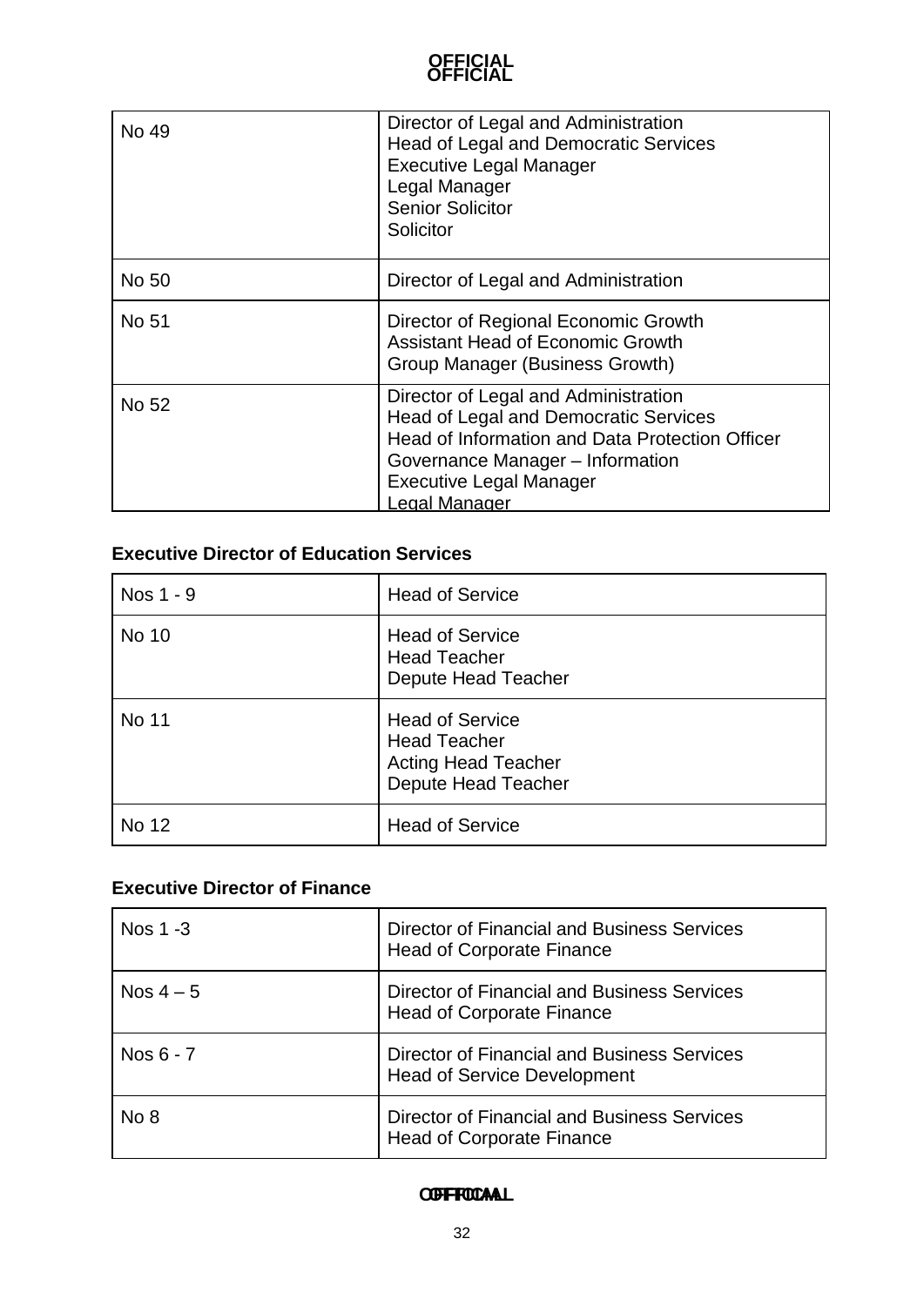| | |
|---|---|
| No 49 | Director of Legal and Administration<br>Head of Legal and Democratic Services<br>Executive Legal Manager<br>Legal Manager<br>Senior Solicitor<br>Solicitor |
| No 50 | Director of Legal and Administration |
| No 51 | Director of Regional Economic Growth<br>Assistant Head of Economic Growth<br>Group Manager (Business Growth) |
| No 52 | Director of Legal and Administration<br>Head of Legal and Democratic Services<br>Head of Information and Data Protection Officer<br>Governance Manager – Information<br>Executive Legal Manager<br>Legal Manager |

**Executive Director of Education Services**

| | |
|---|---|
| Nos 1 - 9 | Head of Service |
| No 10 | Head of Service<br>Head Teacher<br>Depute Head Teacher |
| No 11 | Head of Service<br>Head Teacher<br>Acting Head Teacher<br>Depute Head Teacher |
| No 12 | Head of Service |

**Executive Director of Finance**

| | |
|---|---|
| Nos 1 -3 | Director of Financial and Business Services<br>Head of Corporate Finance |
| Nos 4 – 5 | Director of Financial and Business Services<br>Head of Corporate Finance |
| Nos 6 - 7 | Director of Financial and Business Services<br>Head of Service Development |
| No 8 | Director of Financial and Business Services<br>Head of Corporate Finance |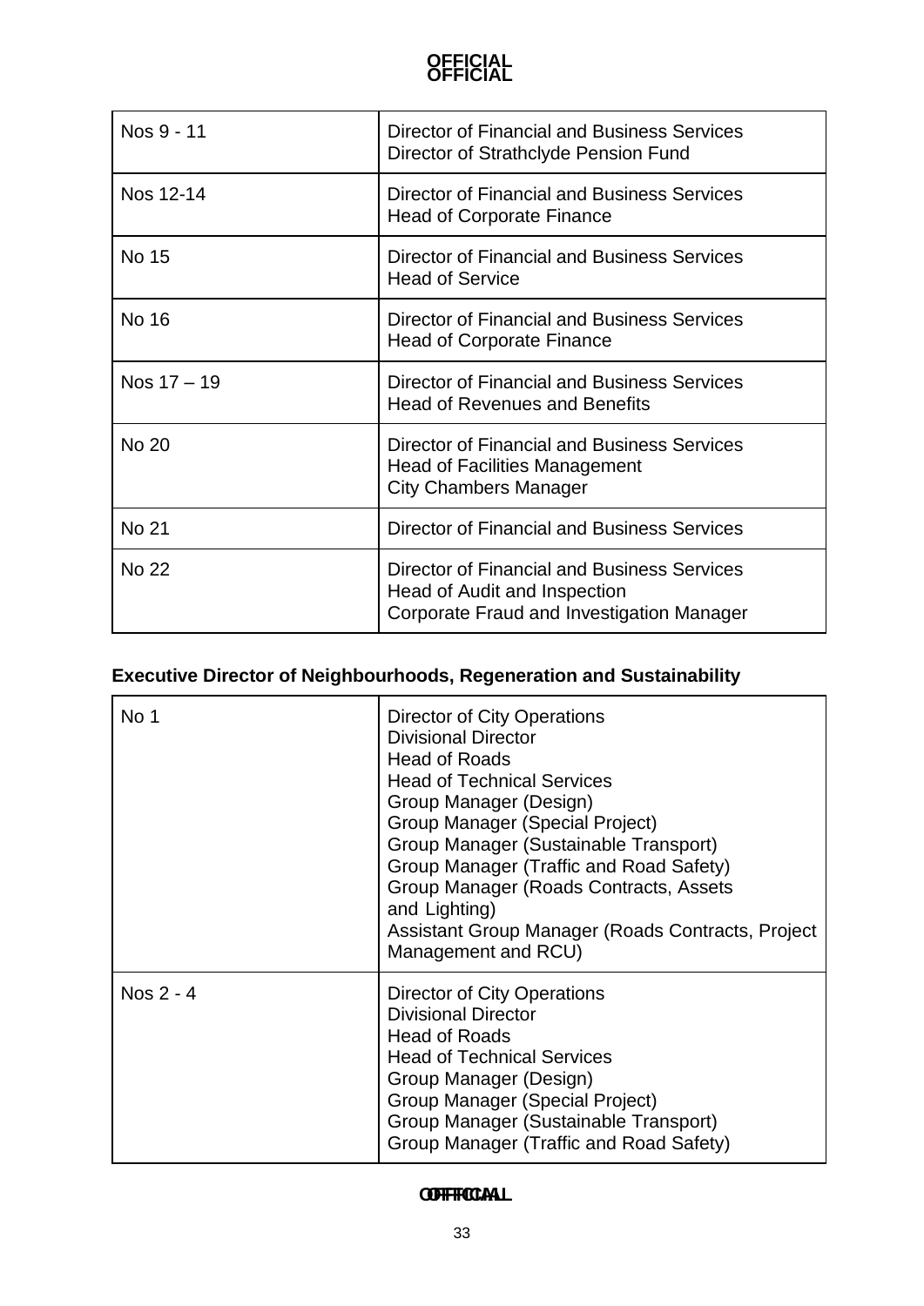| Nos 9 - 11 | Director of Financial and Business Services<br>Director of Strathclyde Pension Fund |
|---|---|
| Nos 12-14 | Director of Financial and Business Services<br>Head of Corporate Finance |
| No 15 | Director of Financial and Business Services<br>Head of Service |
| No 16 | Director of Financial and Business Services<br>Head of Corporate Finance |
| Nos 17 – 19 | Director of Financial and Business Services<br>Head of Revenues and Benefits |
| No 20 | Director of Financial and Business Services<br>Head of Facilities Management<br>City Chambers Manager |
| No 21 | Director of Financial and Business Services |
| No 22 | Director of Financial and Business Services<br>Head of Audit and Inspection<br>Corporate Fraud and Investigation Manager |

**Executive Director of Neighbourhoods, Regeneration and Sustainability**

| No 1 | Director of City Operations<br>Divisional Director<br>Head of Roads<br>Head of Technical Services<br>Group Manager (Design)<br>Group Manager (Special Project)<br>Group Manager (Sustainable Transport)<br>Group Manager (Traffic and Road Safety)<br>Group Manager (Roads Contracts, Assets and Lighting)<br>Assistant Group Manager (Roads Contracts, Project Management and RCU) |
|---|---|
| Nos 2 - 4 | Director of City Operations<br>Divisional Director<br>Head of Roads<br>Head of Technical Services<br>Group Manager (Design)<br>Group Manager (Special Project)<br>Group Manager (Sustainable Transport)<br>Group Manager (Traffic and Road Safety) |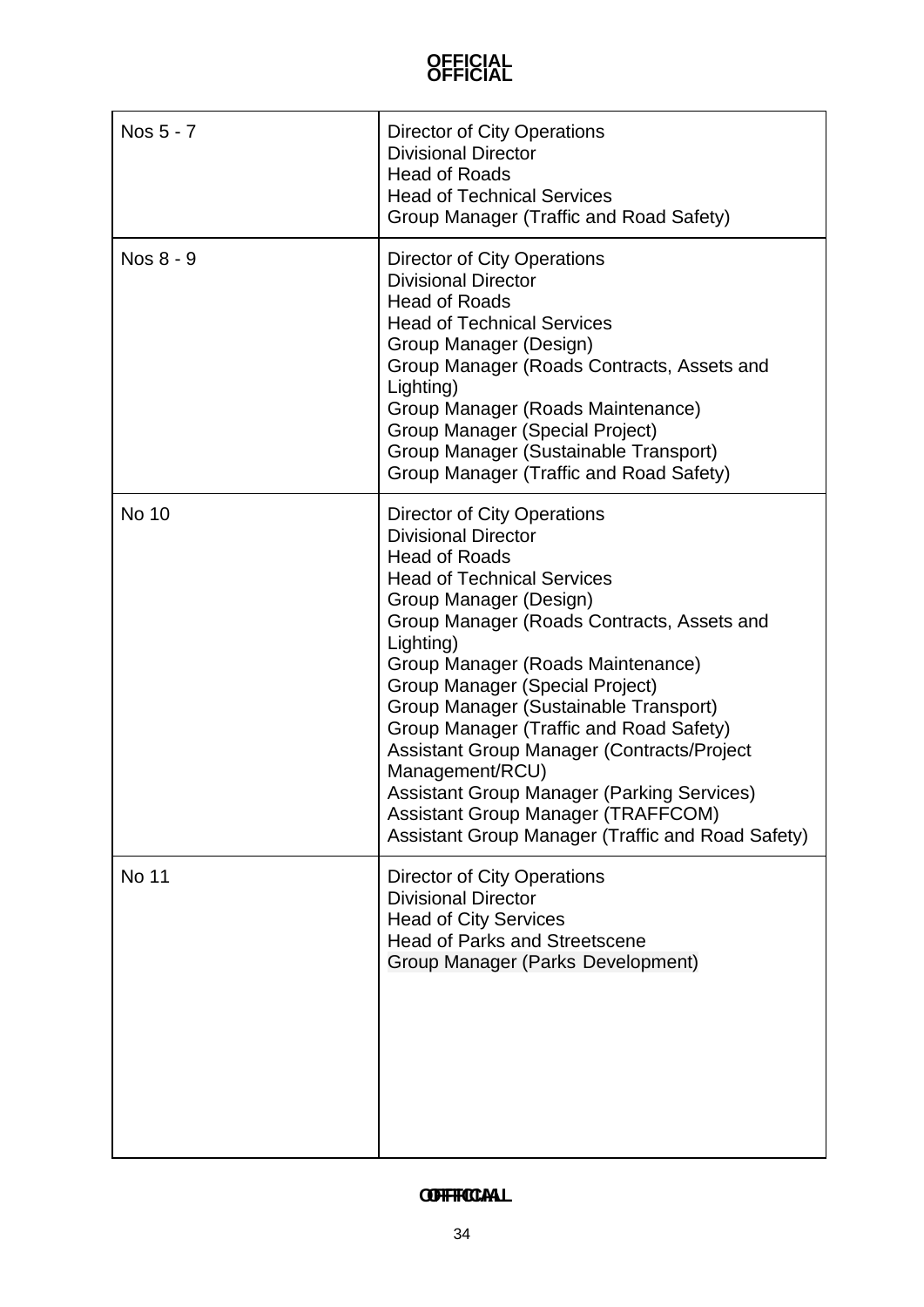| | |
|---|---|
| Nos 5 - 7 | Director of City Operations<br>Divisional Director<br>Head of Roads<br>Head of Technical Services<br>Group Manager (Traffic and Road Safety) |
| Nos 8 - 9 | Director of City Operations<br>Divisional Director<br>Head of Roads<br>Head of Technical Services<br>Group Manager (Design)<br>Group Manager (Roads Contracts, Assets and Lighting)<br>Group Manager (Roads Maintenance)<br>Group Manager (Special Project)<br>Group Manager (Sustainable Transport)<br>Group Manager (Traffic and Road Safety) |
| No 10 | Director of City Operations<br>Divisional Director<br>Head of Roads<br>Head of Technical Services<br>Group Manager (Design)<br>Group Manager (Roads Contracts, Assets and Lighting)<br>Group Manager (Roads Maintenance)<br>Group Manager (Special Project)<br>Group Manager (Sustainable Transport)<br>Group Manager (Traffic and Road Safety)<br>Assistant Group Manager (Contracts/Project Management/RCU)<br>Assistant Group Manager (Parking Services)<br>Assistant Group Manager (TRAFFCOM)<br>Assistant Group Manager (Traffic and Road Safety) |
| No 11 | Director of City Operations<br>Divisional Director<br>Head of City Services<br>Head of Parks and Streetscene<br>Group Manager (Parks Development) |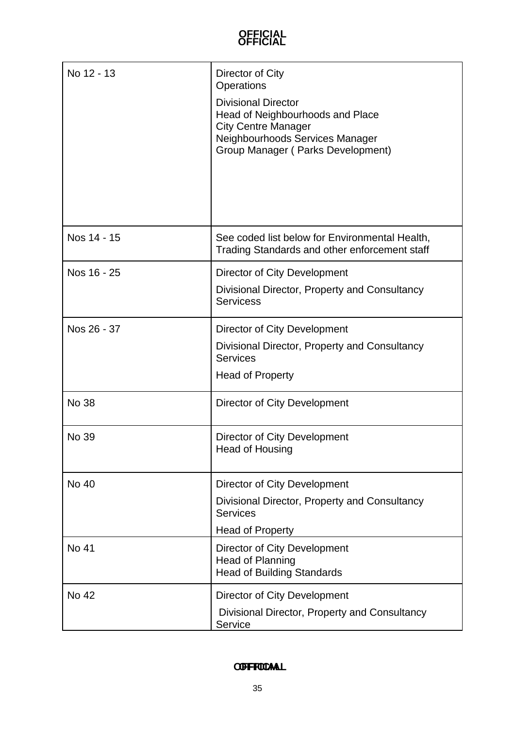| | |
|---|---|
| No 12 - 13 | Director of City Operations<br><br>Divisional Director<br>Head of Neighbourhoods and Place<br>City Centre Manager<br>Neighbourhoods Services Manager<br>Group Manager ( Parks Development) |
| Nos 14 - 15 | See coded list below for Environmental Health, Trading Standards and other enforcement staff |
| Nos 16 - 25 | Director of City Development<br><br>Divisional Director, Property and Consultancy Servicess |
| Nos 26 - 37 | Director of City Development<br><br>Divisional Director, Property and Consultancy Services<br><br>Head of Property |
| No 38 | Director of City Development |
| No 39 | Director of City Development<br>Head of Housing |
| No 40 | Director of City Development<br><br>Divisional Director, Property and Consultancy Services<br><br>Head of Property |
| No 41 | Director of City Development<br>Head of Planning<br>Head of Building Standards |
| No 42 | Director of City Development<br><br>Divisional Director, Property and Consultancy Service |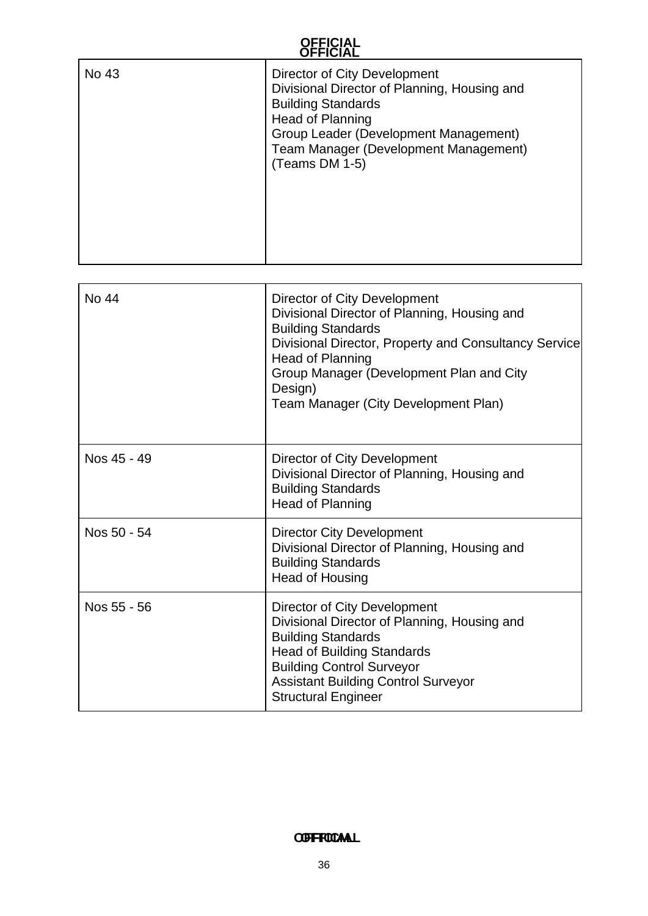| No 43 | Director of City Development<br>Divisional Director of Planning, Housing and Building Standards<br>Head of Planning<br>Group Leader (Development Management)<br>Team Manager (Development Management) (Teams DM 1-5) |
|---|---|

| No 44 | Director of City Development<br>Divisional Director of Planning, Housing and Building Standards<br>Divisional Director, Property and Consultancy Service<br>Head of Planning<br>Group Manager (Development Plan and City Design)<br>Team Manager (City Development Plan) |
|---|---|
| Nos 45 - 49 | Director of City Development<br>Divisional Director of Planning, Housing and Building Standards<br>Head of Planning |
| Nos 50 - 54 | Director City Development<br>Divisional Director of Planning, Housing and Building Standards<br>Head of Housing |
| Nos 55 - 56 | Director of City Development<br>Divisional Director of Planning, Housing and Building Standards<br>Head of Building Standards<br>Building Control Surveyor<br>Assistant Building Control Surveyor<br>Structural Engineer |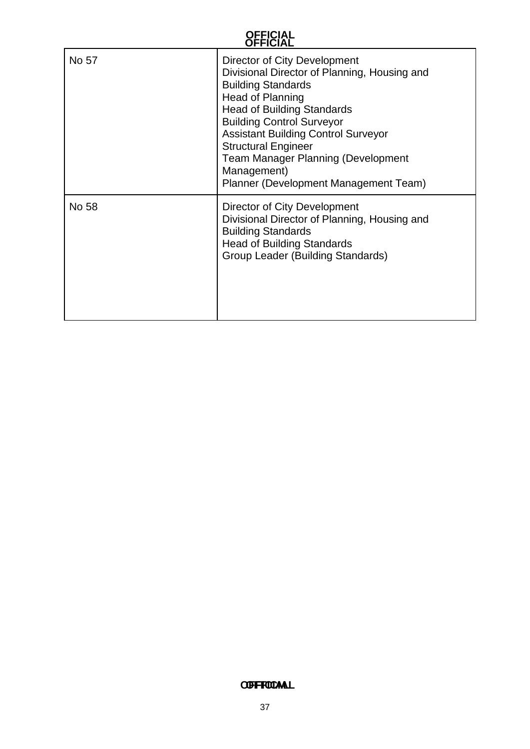| | |
|---|---|
| No 57 | Director of City Development<br>Divisional Director of Planning, Housing and Building Standards<br>Head of Planning<br>Head of Building Standards<br>Building Control Surveyor<br>Assistant Building Control Surveyor<br>Structural Engineer<br>Team Manager Planning (Development Management)<br>Planner (Development Management Team) |
| No 58 | Director of City Development<br>Divisional Director of Planning, Housing and Building Standards<br>Head of Building Standards<br>Group Leader (Building Standards) |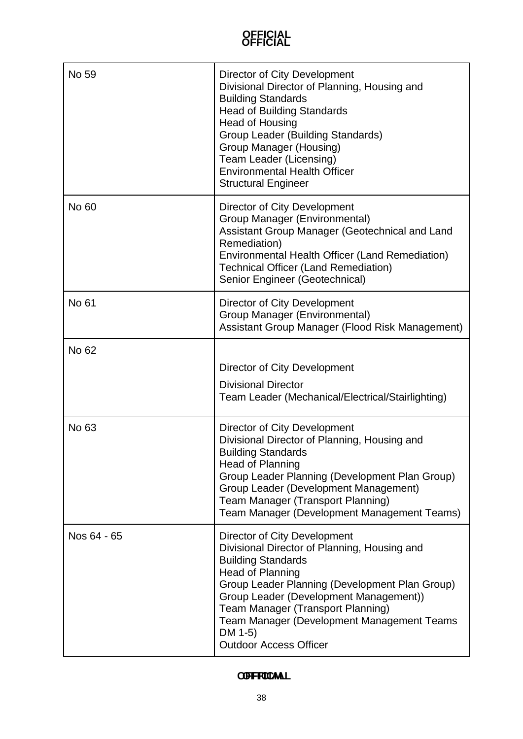| | |
|---|---|
| No 59 | Director of City Development<br>Divisional Director of Planning, Housing and Building Standards<br>Head of Building Standards<br>Head of Housing<br>Group Leader (Building Standards)<br>Group Manager (Housing)<br>Team Leader (Licensing)<br>Environmental Health Officer<br>Structural Engineer |
| No 60 | Director of City Development<br>Group Manager (Environmental)<br>Assistant Group Manager (Geotechnical and Land Remediation)<br>Environmental Health Officer (Land Remediation)<br>Technical Officer (Land Remediation)<br>Senior Engineer (Geotechnical) |
| No 61 | Director of City Development<br>Group Manager (Environmental)<br>Assistant Group Manager (Flood Risk Management) |
| No 62 | Director of City Development<br>Divisional Director<br>Team Leader (Mechanical/Electrical/Stairlighting) |
| No 63 | Director of City Development<br>Divisional Director of Planning, Housing and Building Standards<br>Head of Planning<br>Group Leader Planning (Development Plan Group)<br>Group Leader (Development Management)<br>Team Manager (Transport Planning)<br>Team Manager (Development Management Teams) |
| Nos 64 - 65 | Director of City Development<br>Divisional Director of Planning, Housing and Building Standards<br>Head of Planning<br>Group Leader Planning (Development Plan Group)<br>Group Leader (Development Management))<br>Team Manager (Transport Planning)<br>Team Manager (Development Management Teams DM 1-5)<br>Outdoor Access Officer |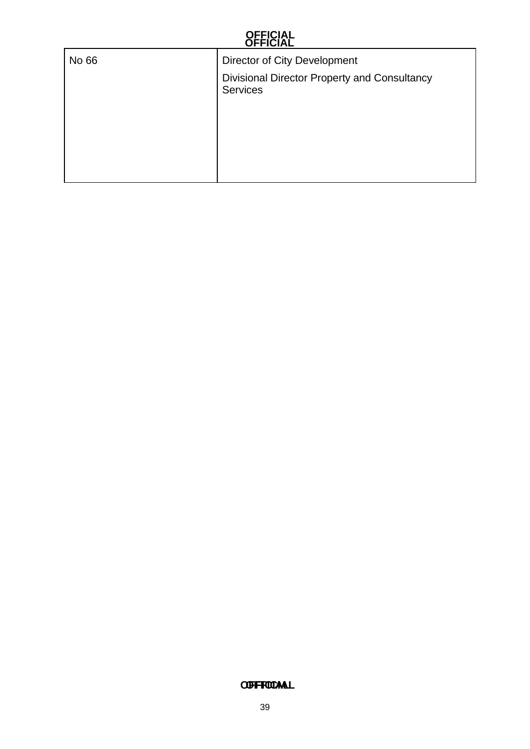| | |
|---|---|
| No 66 | Director of City Development<br><br>Divisional Director Property and Consultancy Services |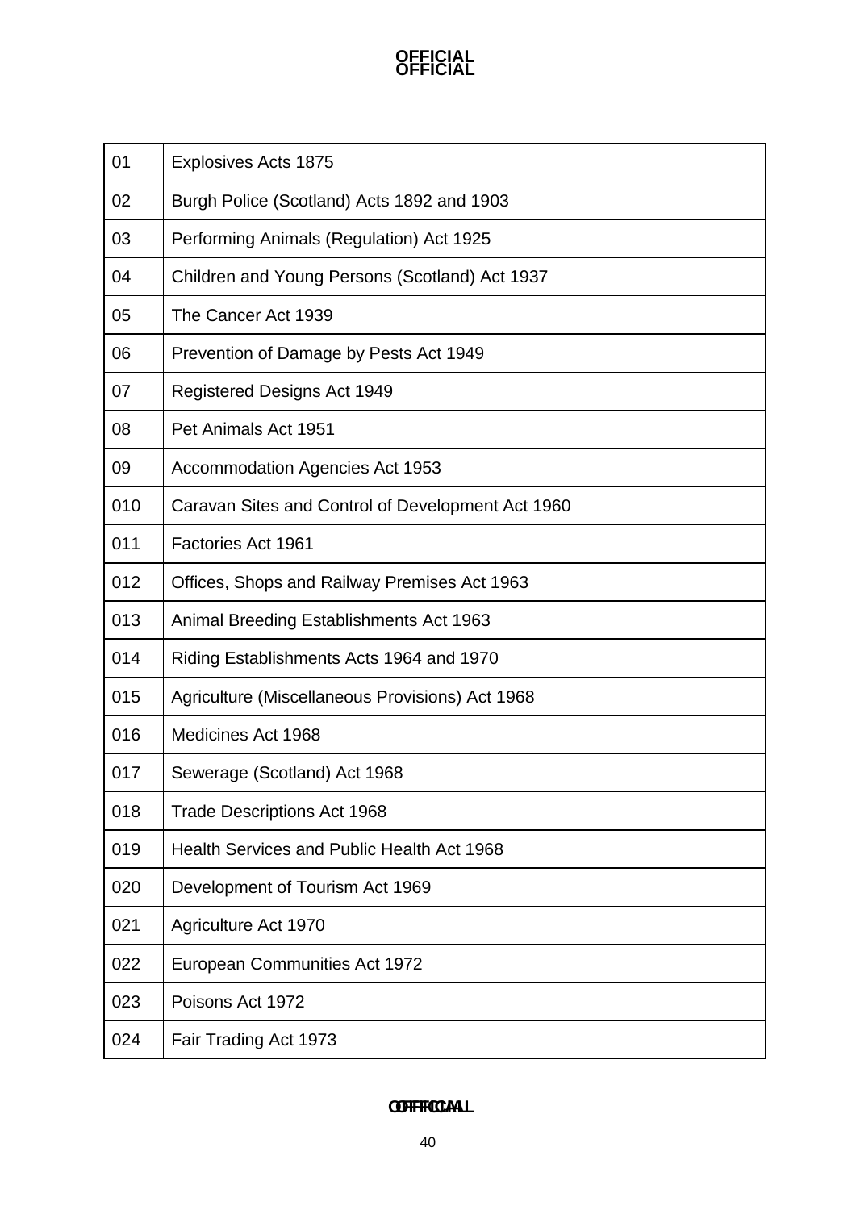| 01 | Explosives Acts 1875 |
|---|---|
| 02 | Burgh Police (Scotland) Acts 1892 and 1903 |
| 03 | Performing Animals (Regulation) Act 1925 |
| 04 | Children and Young Persons (Scotland) Act 1937 |
| 05 | The Cancer Act 1939 |
| 06 | Prevention of Damage by Pests Act 1949 |
| 07 | Registered Designs Act 1949 |
| 08 | Pet Animals Act 1951 |
| 09 | Accommodation Agencies Act 1953 |
| 010 | Caravan Sites and Control of Development Act 1960 |
| 011 | Factories Act 1961 |
| 012 | Offices, Shops and Railway Premises Act 1963 |
| 013 | Animal Breeding Establishments Act 1963 |
| 014 | Riding Establishments Acts 1964 and 1970 |
| 015 | Agriculture (Miscellaneous Provisions) Act 1968 |
| 016 | Medicines Act 1968 |
| 017 | Sewerage (Scotland) Act 1968 |
| 018 | Trade Descriptions Act 1968 |
| 019 | Health Services and Public Health Act 1968 |
| 020 | Development of Tourism Act 1969 |
| 021 | Agriculture Act 1970 |
| 022 | European Communities Act 1972 |
| 023 | Poisons Act 1972 |
| 024 | Fair Trading Act 1973 |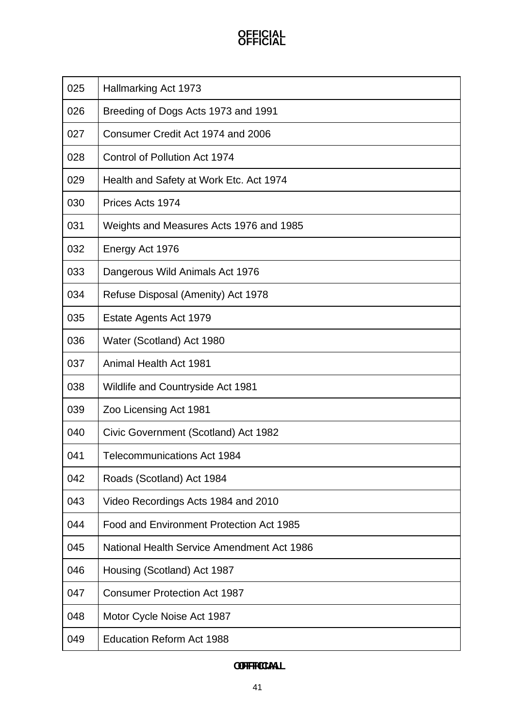| 025 | Hallmarking Act 1973 |
|---|---|
| 026 | Breeding of Dogs Acts 1973 and 1991 |
| 027 | Consumer Credit Act 1974 and 2006 |
| 028 | Control of Pollution Act 1974 |
| 029 | Health and Safety at Work Etc. Act 1974 |
| 030 | Prices Acts 1974 |
| 031 | Weights and Measures Acts 1976 and 1985 |
| 032 | Energy Act 1976 |
| 033 | Dangerous Wild Animals Act 1976 |
| 034 | Refuse Disposal (Amenity) Act 1978 |
| 035 | Estate Agents Act 1979 |
| 036 | Water (Scotland) Act 1980 |
| 037 | Animal Health Act 1981 |
| 038 | Wildlife and Countryside Act 1981 |
| 039 | Zoo Licensing Act 1981 |
| 040 | Civic Government (Scotland) Act 1982 |
| 041 | Telecommunications Act 1984 |
| 042 | Roads (Scotland) Act 1984 |
| 043 | Video Recordings Acts 1984 and 2010 |
| 044 | Food and Environment Protection Act 1985 |
| 045 | National Health Service Amendment Act 1986 |
| 046 | Housing (Scotland) Act 1987 |
| 047 | Consumer Protection Act 1987 |
| 048 | Motor Cycle Noise Act 1987 |
| 049 | Education Reform Act 1988 |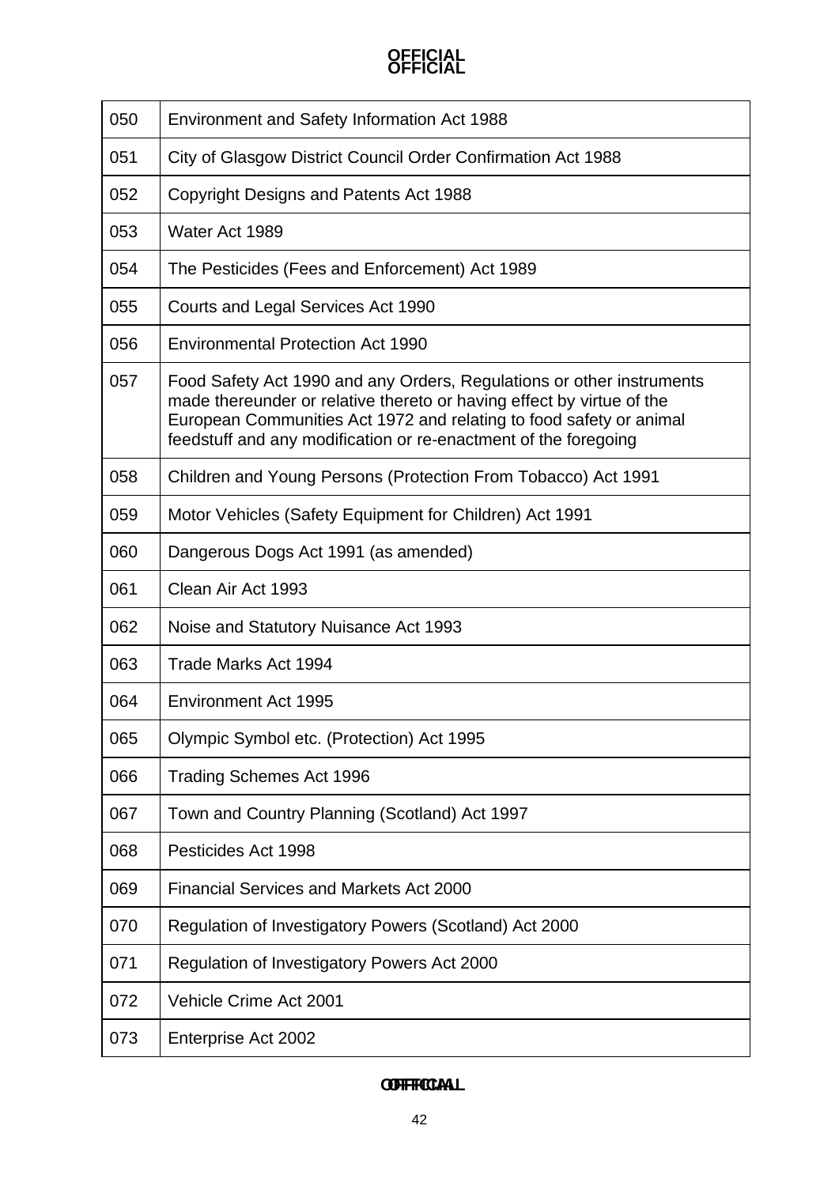| | |
|---|---|
| 050 | Environment and Safety Information Act 1988 |
| 051 | City of Glasgow District Council Order Confirmation Act 1988 |
| 052 | Copyright Designs and Patents Act 1988 |
| 053 | Water Act 1989 |
| 054 | The Pesticides (Fees and Enforcement) Act 1989 |
| 055 | Courts and Legal Services Act 1990 |
| 056 | Environmental Protection Act 1990 |
| 057 | Food Safety Act 1990 and any Orders, Regulations or other instruments made thereunder or relative thereto or having effect by virtue of the European Communities Act 1972 and relating to food safety or animal feedstuff and any modification or re-enactment of the foregoing |
| 058 | Children and Young Persons (Protection From Tobacco) Act 1991 |
| 059 | Motor Vehicles (Safety Equipment for Children) Act 1991 |
| 060 | Dangerous Dogs Act 1991 (as amended) |
| 061 | Clean Air Act 1993 |
| 062 | Noise and Statutory Nuisance Act 1993 |
| 063 | Trade Marks Act 1994 |
| 064 | Environment Act 1995 |
| 065 | Olympic Symbol etc. (Protection) Act 1995 |
| 066 | Trading Schemes Act 1996 |
| 067 | Town and Country Planning (Scotland) Act 1997 |
| 068 | Pesticides Act 1998 |
| 069 | Financial Services and Markets Act 2000 |
| 070 | Regulation of Investigatory Powers (Scotland) Act 2000 |
| 071 | Regulation of Investigatory Powers Act 2000 |
| 072 | Vehicle Crime Act 2001 |
| 073 | Enterprise Act 2002 |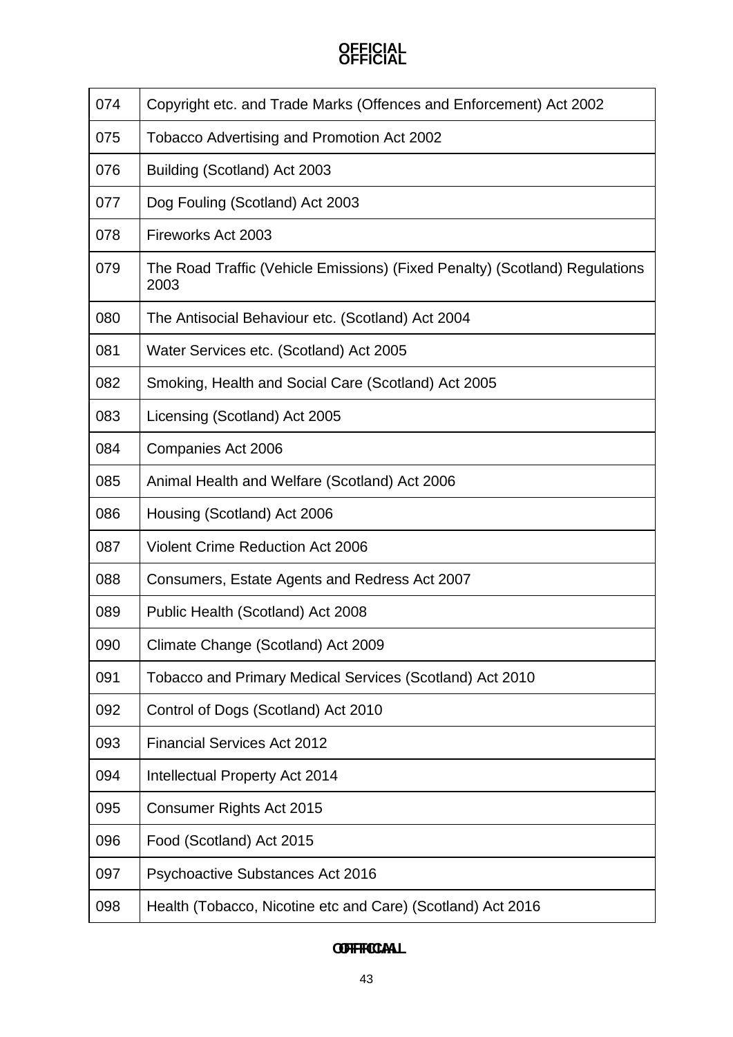| | |
|---|---|
| 074 | Copyright etc. and Trade Marks (Offences and Enforcement) Act 2002 |
| 075 | Tobacco Advertising and Promotion Act 2002 |
| 076 | Building (Scotland) Act 2003 |
| 077 | Dog Fouling (Scotland) Act 2003 |
| 078 | Fireworks Act 2003 |
| 079 | The Road Traffic (Vehicle Emissions) (Fixed Penalty) (Scotland) Regulations 2003 |
| 080 | The Antisocial Behaviour etc. (Scotland) Act 2004 |
| 081 | Water Services etc. (Scotland) Act 2005 |
| 082 | Smoking, Health and Social Care (Scotland) Act 2005 |
| 083 | Licensing (Scotland) Act 2005 |
| 084 | Companies Act 2006 |
| 085 | Animal Health and Welfare (Scotland) Act 2006 |
| 086 | Housing (Scotland) Act 2006 |
| 087 | Violent Crime Reduction Act 2006 |
| 088 | Consumers, Estate Agents and Redress Act 2007 |
| 089 | Public Health (Scotland) Act 2008 |
| 090 | Climate Change (Scotland) Act 2009 |
| 091 | Tobacco and Primary Medical Services (Scotland) Act 2010 |
| 092 | Control of Dogs (Scotland) Act 2010 |
| 093 | Financial Services Act 2012 |
| 094 | Intellectual Property Act 2014 |
| 095 | Consumer Rights Act 2015 |
| 096 | Food (Scotland) Act 2015 |
| 097 | Psychoactive Substances Act 2016 |
| 098 | Health (Tobacco, Nicotine etc and Care) (Scotland) Act 2016 |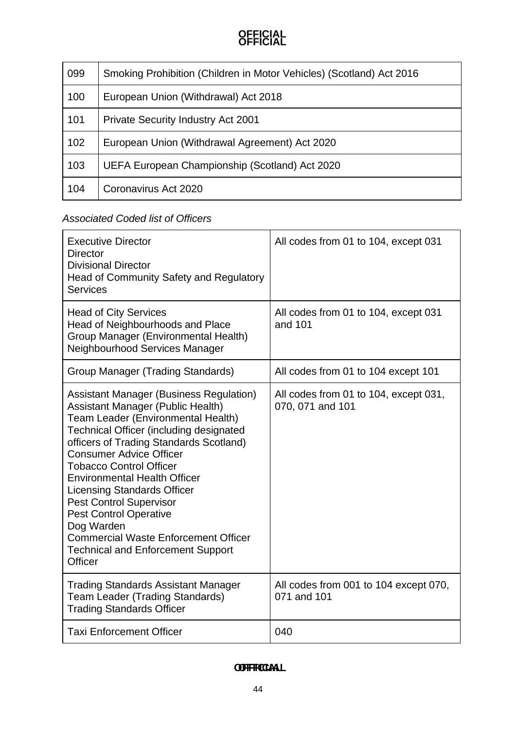| 099 | Smoking Prohibition (Children in Motor Vehicles) (Scotland) Act 2016 |
|---|---|
| 100 | European Union (Withdrawal) Act 2018 |
| 101 | Private Security Industry Act 2001 |
| 102 | European Union (Withdrawal Agreement) Act 2020 |
| 103 | UEFA European Championship (Scotland) Act 2020 |
| 104 | Coronavirus Act 2020 |

*Associated Coded list of Officers*

| Officers | Codes |
|---|---|
| Executive Director<br>Director<br>Divisional Director<br>Head of Community Safety and Regulatory Services | All codes from 01 to 104, except 031 |
| Head of City Services<br>Head of Neighbourhoods and Place<br>Group Manager (Environmental Health)<br>Neighbourhood Services Manager | All codes from 01 to 104, except 031 and 101 |
| Group Manager (Trading Standards) | All codes from 01 to 104 except 101 |
| Assistant Manager (Business Regulation)<br>Assistant Manager (Public Health)<br>Team Leader (Environmental Health)<br>Technical Officer (including designated officers of Trading Standards Scotland)<br>Consumer Advice Officer<br>Tobacco Control Officer<br>Environmental Health Officer<br>Licensing Standards Officer<br>Pest Control Supervisor<br>Pest Control Operative<br>Dog Warden<br>Commercial Waste Enforcement Officer<br>Technical and Enforcement Support Officer | All codes from 01 to 104, except 031, 070, 071 and 101 |
| Trading Standards Assistant Manager<br>Team Leader (Trading Standards)<br>Trading Standards Officer | All codes from 001 to 104 except 070, 071 and 101 |
| Taxi Enforcement Officer | 040 |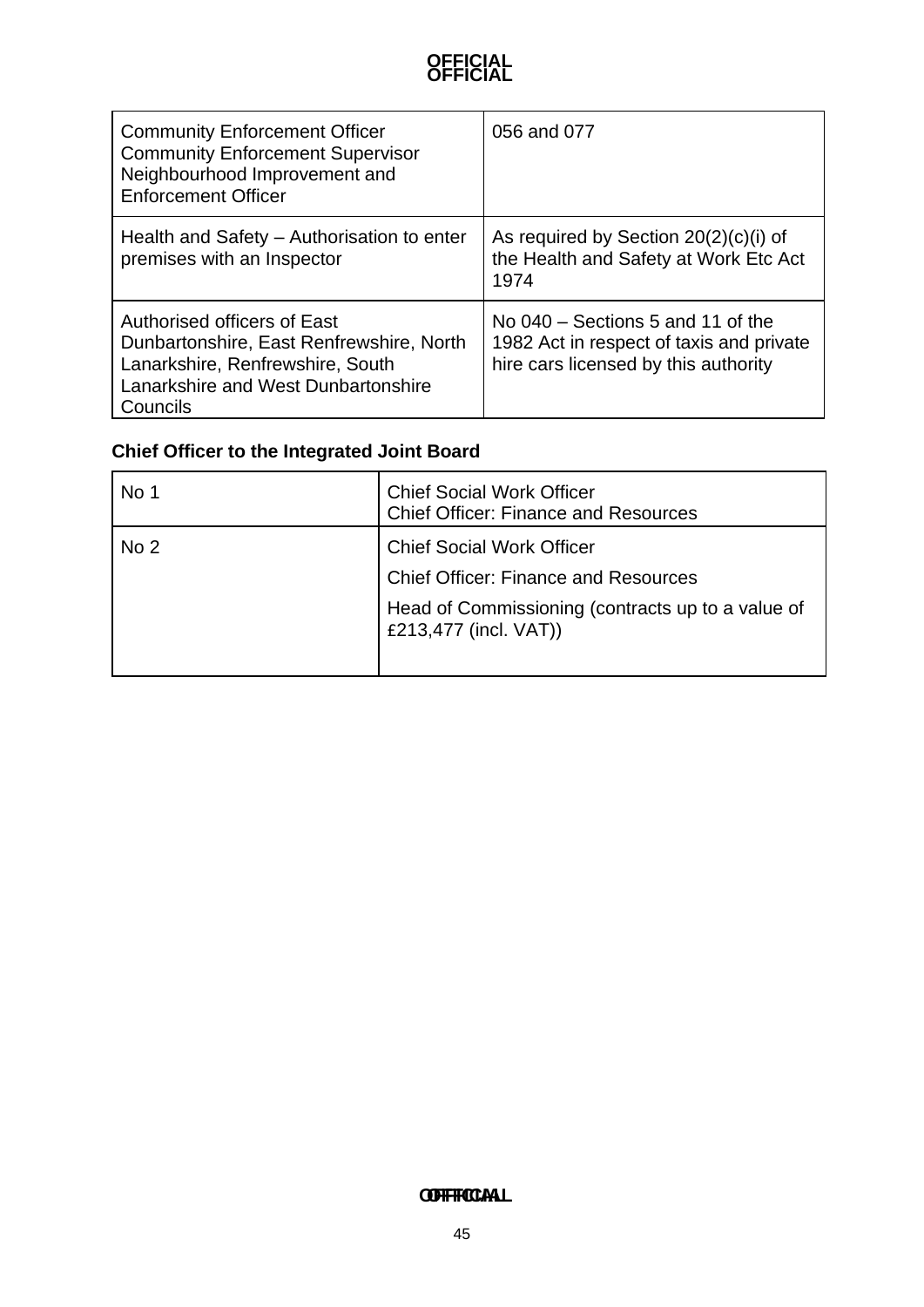| Community Enforcement Officer<br>Community Enforcement Supervisor<br>Neighbourhood Improvement and Enforcement Officer | 056 and 077 |
|---|---|
| Health and Safety – Authorisation to enter premises with an Inspector | As required by Section 20(2)(c)(i) of the Health and Safety at Work Etc Act 1974 |
| Authorised officers of East Dunbartonshire, East Renfrewshire, North Lanarkshire, Renfrewshire, South Lanarkshire and West Dunbartonshire Councils | No 040 – Sections 5 and 11 of the 1982 Act in respect of taxis and private hire cars licensed by this authority |

**Chief Officer to the Integrated Joint Board**

| No 1 | Chief Social Work Officer<br>Chief Officer: Finance and Resources |
|---|---|
| No 2 | Chief Social Work Officer<br>Chief Officer: Finance and Resources<br>Head of Commissioning (contracts up to a value of £213,477 (incl. VAT)) |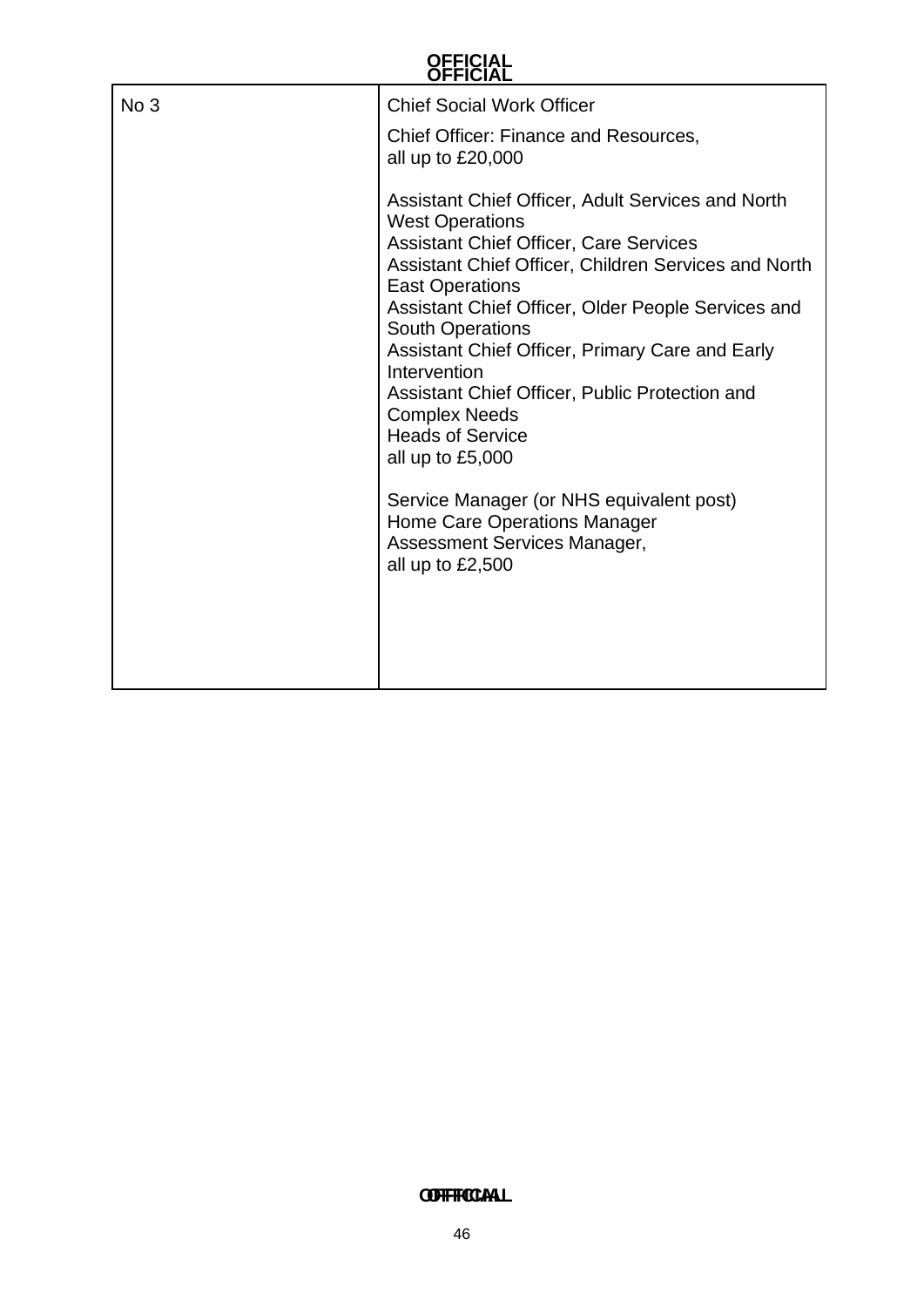| | |
|---|---|
| No 3 | Chief Social Work Officer<br><br>Chief Officer: Finance and Resources,<br>all up to £20,000<br><br>Assistant Chief Officer, Adult Services and North West Operations<br>Assistant Chief Officer, Care Services<br>Assistant Chief Officer, Children Services and North East Operations<br>Assistant Chief Officer, Older People Services and South Operations<br>Assistant Chief Officer, Primary Care and Early Intervention<br>Assistant Chief Officer, Public Protection and Complex Needs<br>Heads of Service<br>all up to £5,000<br><br>Service Manager (or NHS equivalent post)<br>Home Care Operations Manager<br>Assessment Services Manager,<br>all up to £2,500 |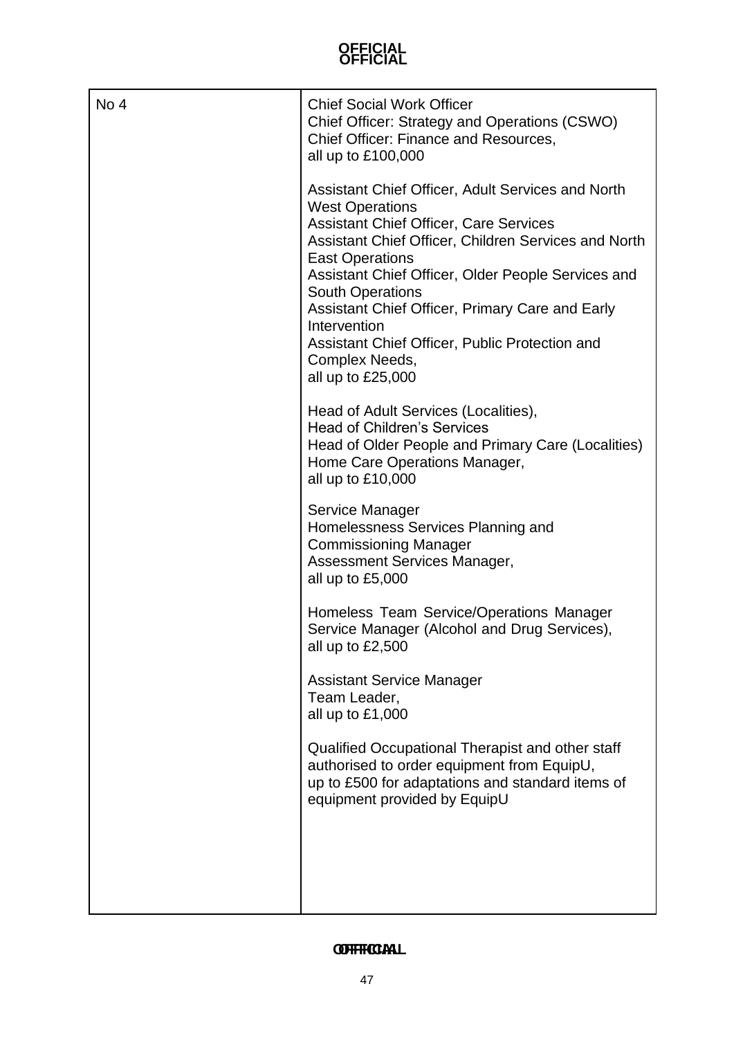| | |
|---|---|
| No 4 | Chief Social Work Officer<br>Chief Officer: Strategy and Operations (CSWO)<br>Chief Officer: Finance and Resources,<br>all up to £100,000<br><br>Assistant Chief Officer, Adult Services and North West Operations<br>Assistant Chief Officer, Care Services<br>Assistant Chief Officer, Children Services and North East Operations<br>Assistant Chief Officer, Older People Services and South Operations<br>Assistant Chief Officer, Primary Care and Early Intervention<br>Assistant Chief Officer, Public Protection and Complex Needs,<br>all up to £25,000<br><br>Head of Adult Services (Localities),<br>Head of Children's Services<br>Head of Older People and Primary Care (Localities)<br>Home Care Operations Manager,<br>all up to £10,000<br><br>Service Manager<br>Homelessness Services Planning and Commissioning Manager<br>Assessment Services Manager,<br>all up to £5,000<br><br>Homeless Team Service/Operations Manager<br>Service Manager (Alcohol and Drug Services),<br>all up to £2,500<br><br>Assistant Service Manager<br>Team Leader,<br>all up to £1,000<br><br>Qualified Occupational Therapist and other staff authorised to order equipment from EquipU,<br>up to £500 for adaptations and standard items of equipment provided by EquipU |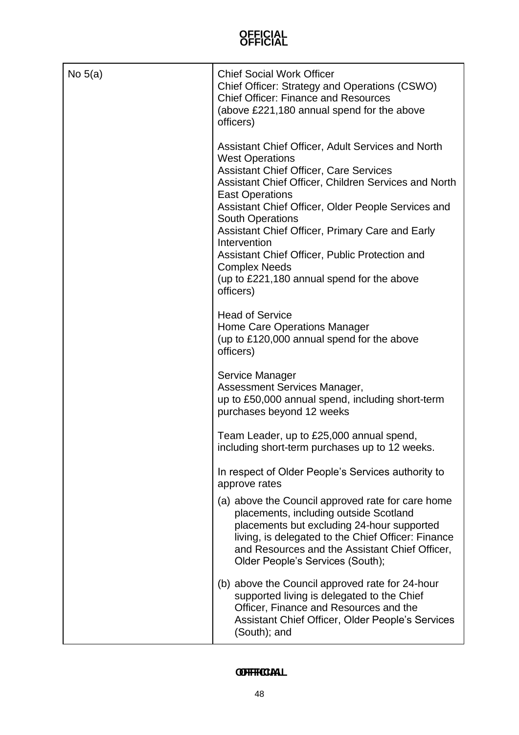| No 5(a) | Chief Social Work Officer<br>Chief Officer: Strategy and Operations (CSWO)<br>Chief Officer: Finance and Resources<br>(above £221,180 annual spend for the above officers)<br><br>Assistant Chief Officer, Adult Services and North West Operations<br>Assistant Chief Officer, Care Services<br>Assistant Chief Officer, Children Services and North East Operations<br>Assistant Chief Officer, Older People Services and South Operations<br>Assistant Chief Officer, Primary Care and Early Intervention<br>Assistant Chief Officer, Public Protection and Complex Needs<br>(up to £221,180 annual spend for the above officers)<br><br>Head of Service<br>Home Care Operations Manager<br>(up to £120,000 annual spend for the above officers)<br><br>Service Manager<br>Assessment Services Manager,<br>up to £50,000 annual spend, including short-term purchases beyond 12 weeks<br><br>Team Leader, up to £25,000 annual spend, including short-term purchases up to 12 weeks.<br><br>In respect of Older People's Services authority to approve rates<br><br>(a) above the Council approved rate for care home placements, including outside Scotland placements but excluding 24-hour supported living, is delegated to the Chief Officer: Finance and Resources and the Assistant Chief Officer, Older People's Services (South);<br><br>(b) above the Council approved rate for 24-hour supported living is delegated to the Chief Officer, Finance and Resources and the Assistant Chief Officer, Older People's Services (South); and |
|---|---|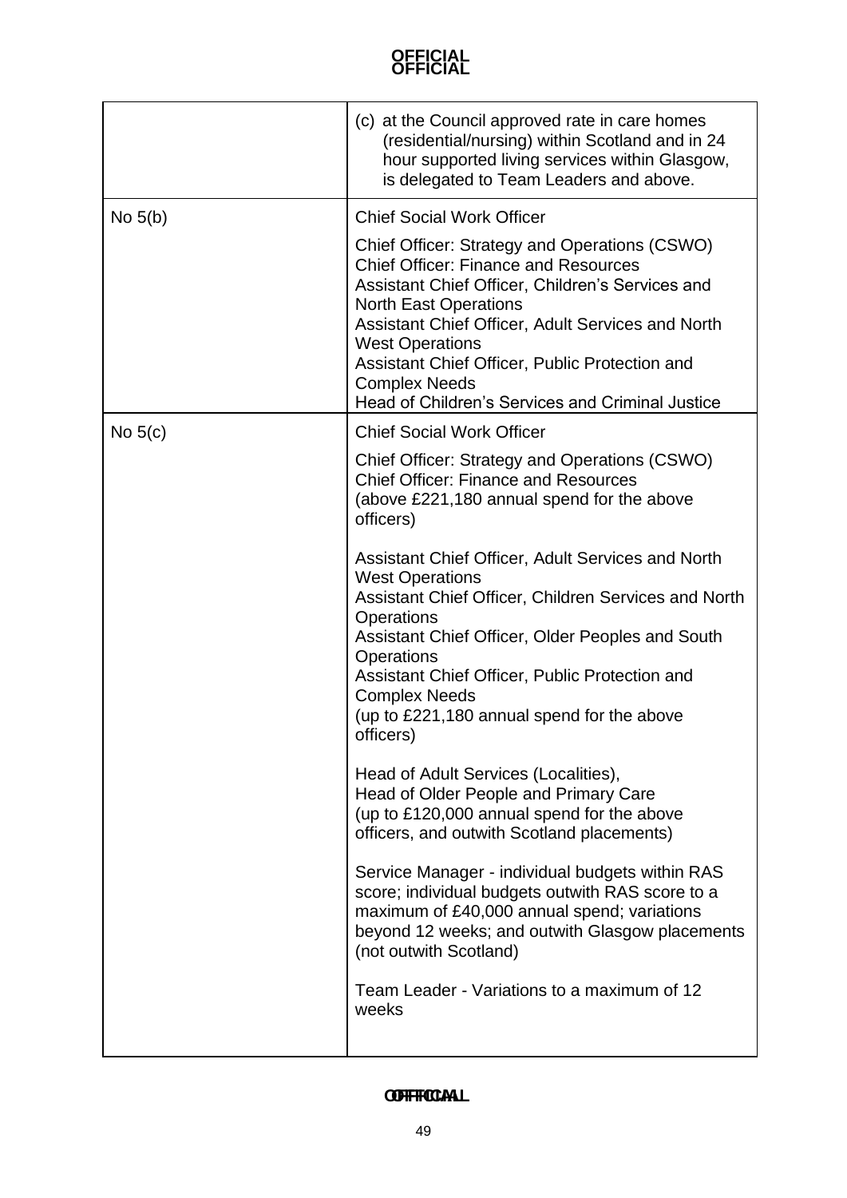| | |
|---|---|
| | (c) at the Council approved rate in care homes (residential/nursing) within Scotland and in 24 hour supported living services within Glasgow, is delegated to Team Leaders and above. |
| No 5(b) | Chief Social Work Officer<br><br>Chief Officer: Strategy and Operations (CSWO)<br>Chief Officer: Finance and Resources<br>Assistant Chief Officer, Children's Services and North East Operations<br>Assistant Chief Officer, Adult Services and North West Operations<br>Assistant Chief Officer, Public Protection and Complex Needs<br>Head of Children's Services and Criminal Justice |
| No 5(c) | Chief Social Work Officer<br><br>Chief Officer: Strategy and Operations (CSWO)<br>Chief Officer: Finance and Resources<br>(above £221,180 annual spend for the above officers)<br><br>Assistant Chief Officer, Adult Services and North West Operations<br>Assistant Chief Officer, Children Services and North Operations<br>Assistant Chief Officer, Older Peoples and South Operations<br>Assistant Chief Officer, Public Protection and Complex Needs<br>(up to £221,180 annual spend for the above officers)<br><br>Head of Adult Services (Localities),<br>Head of Older People and Primary Care<br>(up to £120,000 annual spend for the above officers, and outwith Scotland placements)<br><br>Service Manager - individual budgets within RAS score; individual budgets outwith RAS score to a maximum of £40,000 annual spend; variations beyond 12 weeks; and outwith Glasgow placements (not outwith Scotland)<br><br>Team Leader - Variations to a maximum of 12 weeks |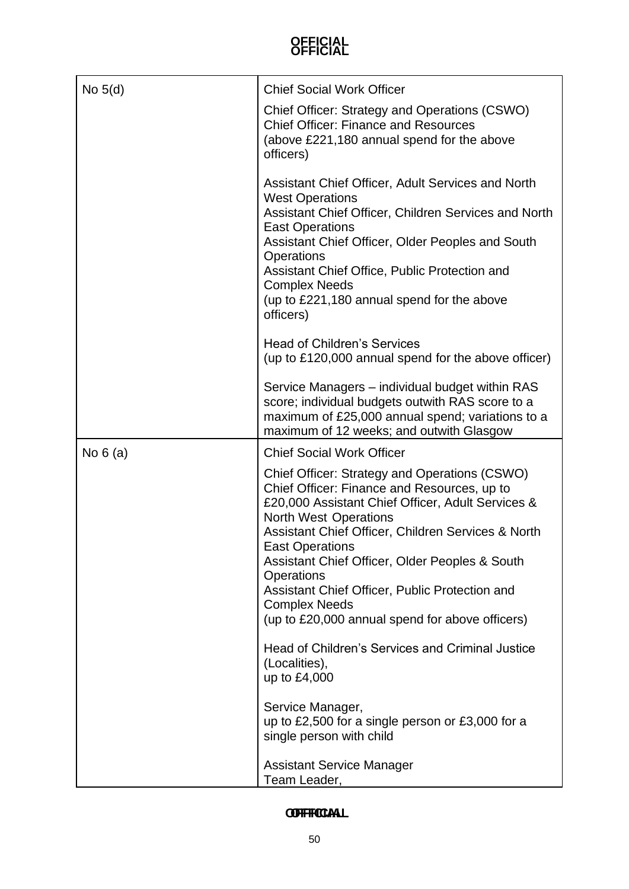| No 5(d) | Chief Social Work Officer<br><br>Chief Officer: Strategy and Operations (CSWO)<br>Chief Officer: Finance and Resources<br>(above £221,180 annual spend for the above officers)<br><br>Assistant Chief Officer, Adult Services and North West Operations<br>Assistant Chief Officer, Children Services and North East Operations<br>Assistant Chief Officer, Older Peoples and South Operations<br>Assistant Chief Office, Public Protection and Complex Needs<br>(up to £221,180 annual spend for the above officers)<br><br>Head of Children's Services<br>(up to £120,000 annual spend for the above officer)<br><br>Service Managers – individual budget within RAS score; individual budgets outwith RAS score to a maximum of £25,000 annual spend; variations to a maximum of 12 weeks; and outwith Glasgow |
|---|---|
| No 6 (a) | Chief Social Work Officer<br><br>Chief Officer: Strategy and Operations (CSWO)<br>Chief Officer: Finance and Resources, up to £20,000 Assistant Chief Officer, Adult Services & North West Operations<br>Assistant Chief Officer, Children Services & North East Operations<br>Assistant Chief Officer, Older Peoples & South Operations<br>Assistant Chief Officer, Public Protection and Complex Needs<br>(up to £20,000 annual spend for above officers)<br><br>Head of Children's Services and Criminal Justice (Localities),<br>up to £4,000<br><br>Service Manager,<br>up to £2,500 for a single person or £3,000 for a single person with child<br><br>Assistant Service Manager<br>Team Leader, |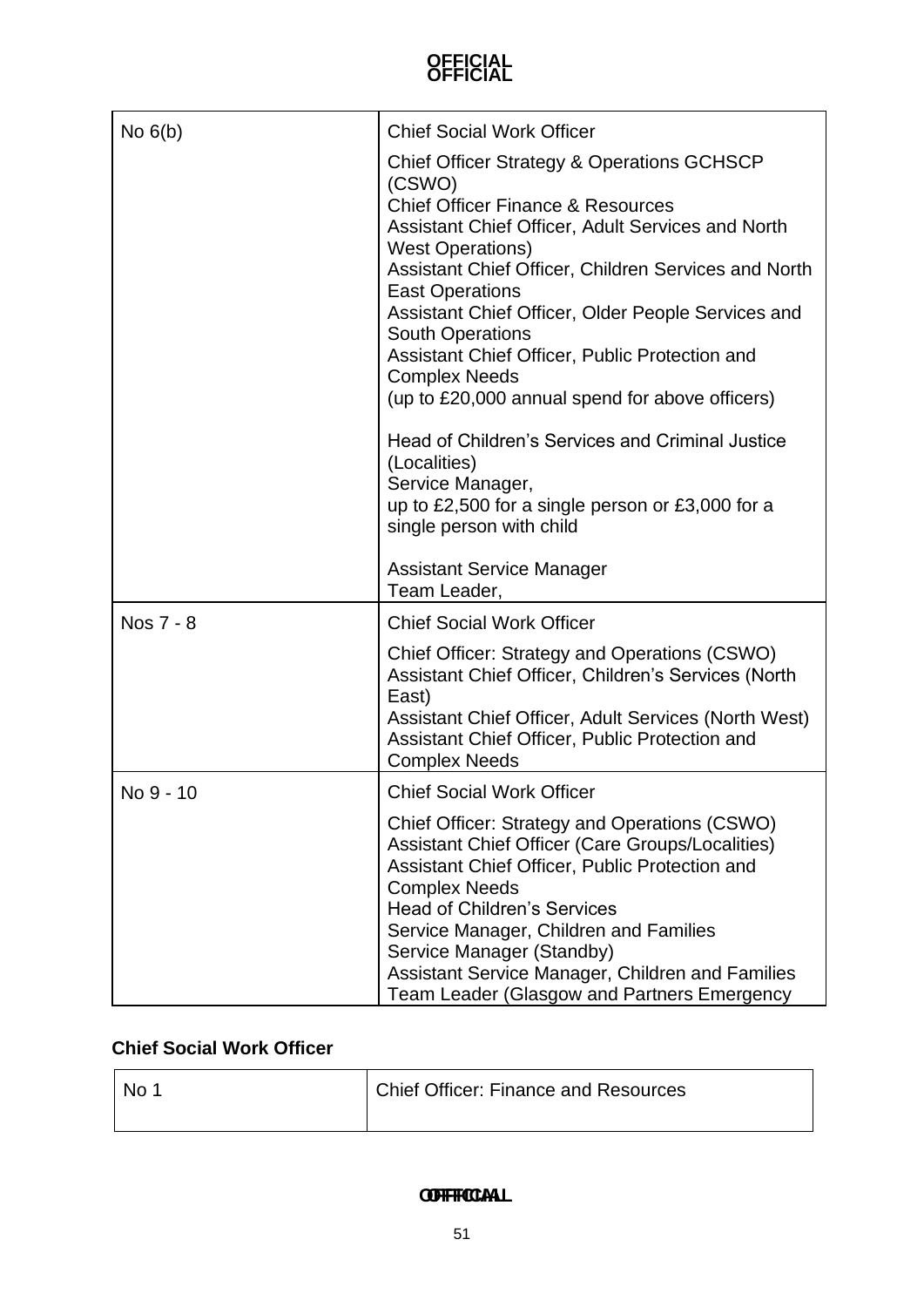| No 6(b) | Chief Social Work Officer<br><br>Chief Officer Strategy & Operations GCHSCP (CSWO)<br>Chief Officer Finance & Resources<br>Assistant Chief Officer, Adult Services and North West Operations)<br>Assistant Chief Officer, Children Services and North East Operations<br>Assistant Chief Officer, Older People Services and South Operations<br>Assistant Chief Officer, Public Protection and Complex Needs<br>(up to £20,000 annual spend for above officers)<br><br>Head of Children's Services and Criminal Justice (Localities)<br>Service Manager,<br>up to £2,500 for a single person or £3,000 for a single person with child<br><br>Assistant Service Manager<br>Team Leader, |
|---|---|
| Nos 7 - 8 | Chief Social Work Officer<br><br>Chief Officer: Strategy and Operations (CSWO)<br>Assistant Chief Officer, Children's Services (North East)<br>Assistant Chief Officer, Adult Services (North West)<br>Assistant Chief Officer, Public Protection and Complex Needs |
| No 9 - 10 | Chief Social Work Officer<br><br>Chief Officer: Strategy and Operations (CSWO)<br>Assistant Chief Officer (Care Groups/Localities)<br>Assistant Chief Officer, Public Protection and Complex Needs<br>Head of Children's Services<br>Service Manager, Children and Families<br>Service Manager (Standby)<br>Assistant Service Manager, Children and Families<br>Team Leader (Glasgow and Partners Emergency |

**Chief Social Work Officer**

| No 1 | Chief Officer: Finance and Resources |
|---|---|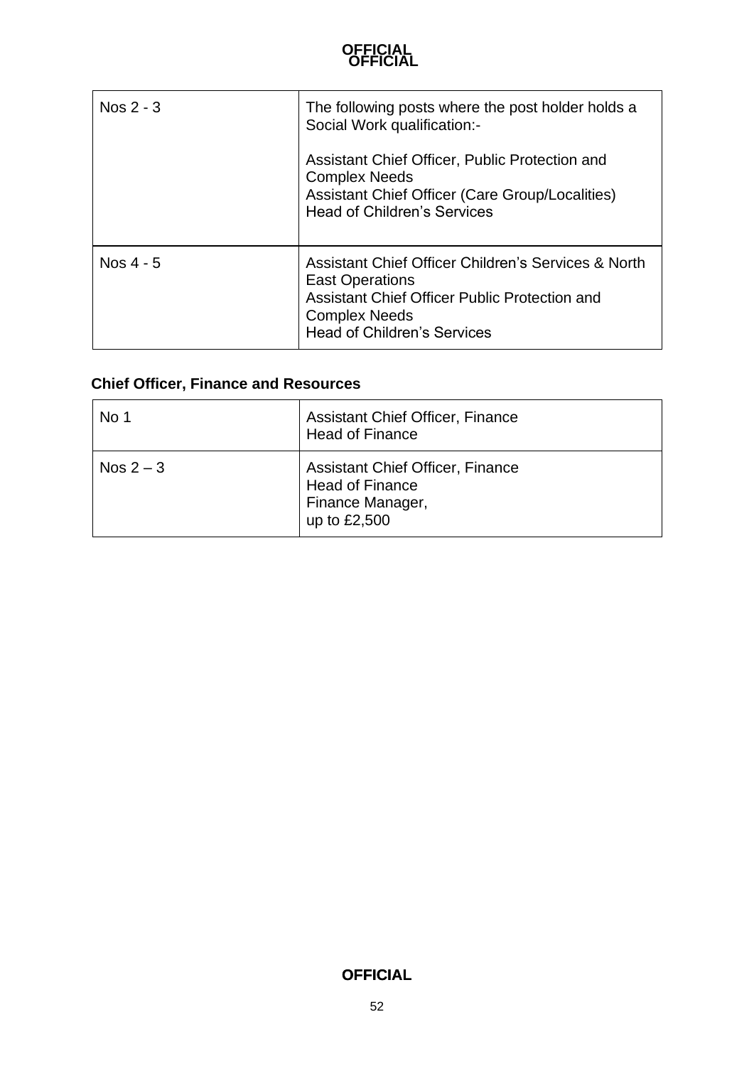| | |
|---|---|
| Nos 2 - 3 | The following posts where the post holder holds a Social Work qualification:-<br><br>Assistant Chief Officer, Public Protection and Complex Needs<br>Assistant Chief Officer (Care Group/Localities)<br>Head of Children's Services |
| Nos 4 - 5 | Assistant Chief Officer Children's Services & North East Operations<br>Assistant Chief Officer Public Protection and Complex Needs<br>Head of Children's Services |

**Chief Officer, Finance and Resources**

| | |
|---|---|
| No 1 | Assistant Chief Officer, Finance<br>Head of Finance |
| Nos 2 – 3 | Assistant Chief Officer, Finance<br>Head of Finance<br>Finance Manager,<br>up to £2,500 |